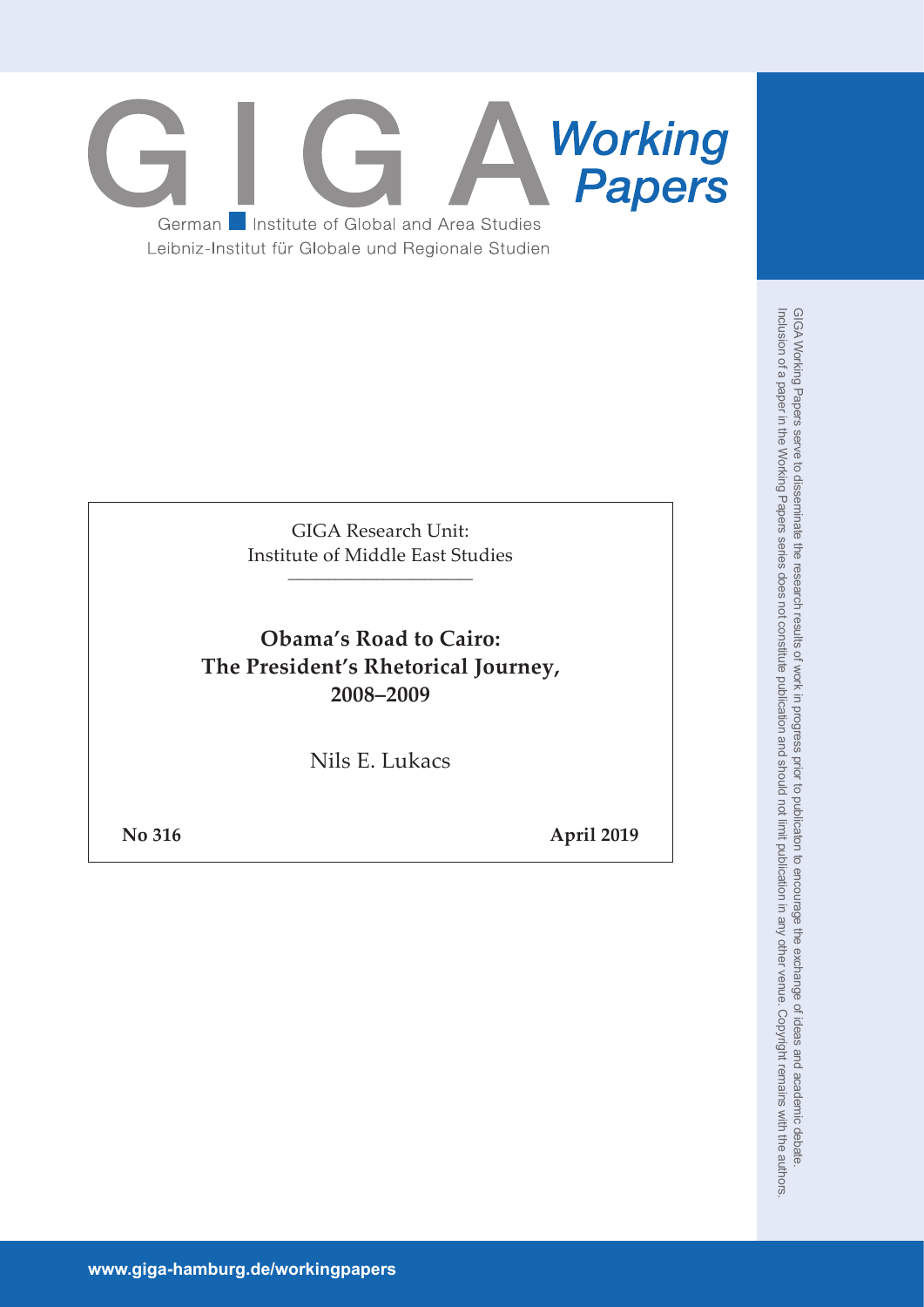GIGA Working Papers

German Institute of Global and Area Studies

Leibniz-Institut für Globale und Regionale Studien

GIGA Research Unit:
Institute of Middle East Studies

# Obama's Road to Cairo: The President's Rhetorical Journey, 2008–2009

Nils E. Lukacs

**No 316** **April 2019**

GIGA Working Papers serve to disseminate the research results of work in progress prior to publicaton to encourage the exchange of ideas and academic debate. Inclusion of a paper in the Working Papers series does not constitute publication and should not limit publication in any other venue. Copyright remains with the authors.

www.giga-hamburg.de/workingpapers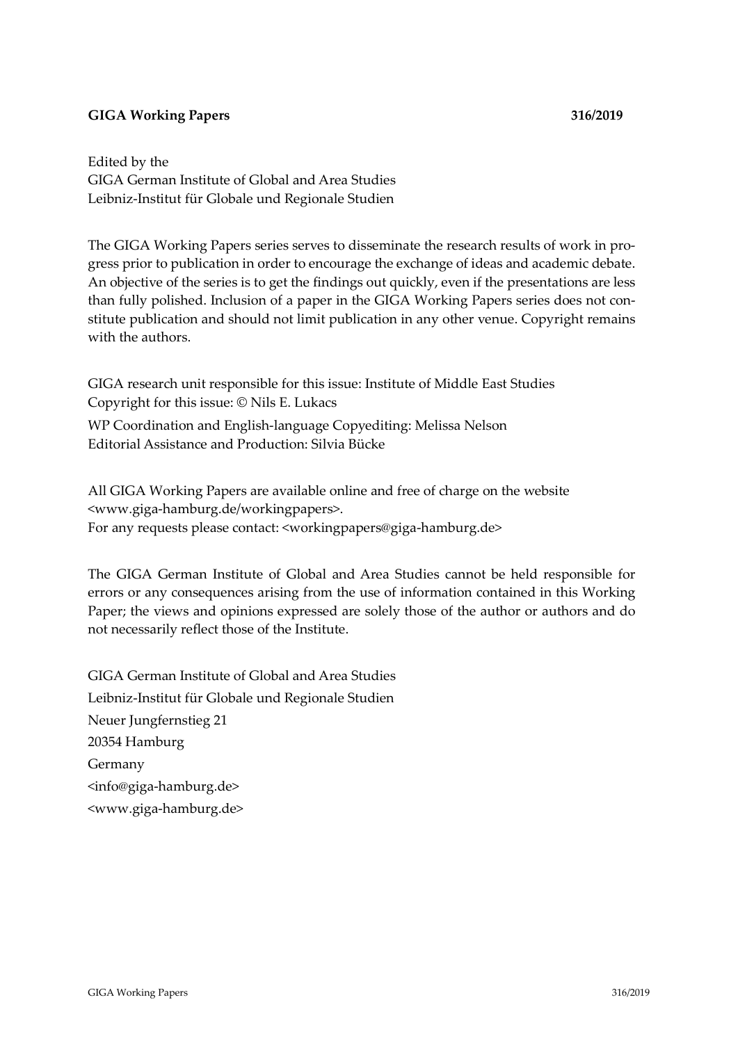**GIGA Working Papers 316/2019**

Edited by the
GIGA German Institute of Global and Area Studies
Leibniz-Institut für Globale und Regionale Studien

The GIGA Working Papers series serves to disseminate the research results of work in progress prior to publication in order to encourage the exchange of ideas and academic debate. An objective of the series is to get the findings out quickly, even if the presentations are less than fully polished. Inclusion of a paper in the GIGA Working Papers series does not constitute publication and should not limit publication in any other venue. Copyright remains with the authors.

GIGA research unit responsible for this issue: Institute of Middle East Studies
Copyright for this issue: © Nils E. Lukacs

WP Coordination and English-language Copyediting: Melissa Nelson
Editorial Assistance and Production: Silvia Bücke

All GIGA Working Papers are available online and free of charge on the website <www.giga-hamburg.de/workingpapers>.
For any requests please contact: <workingpapers@giga-hamburg.de>

The GIGA German Institute of Global and Area Studies cannot be held responsible for errors or any consequences arising from the use of information contained in this Working Paper; the views and opinions expressed are solely those of the author or authors and do not necessarily reflect those of the Institute.

GIGA German Institute of Global and Area Studies
Leibniz-Institut für Globale und Regionale Studien
Neuer Jungfernstieg 21
20354 Hamburg
Germany
<info@giga-hamburg.de>
<www.giga-hamburg.de>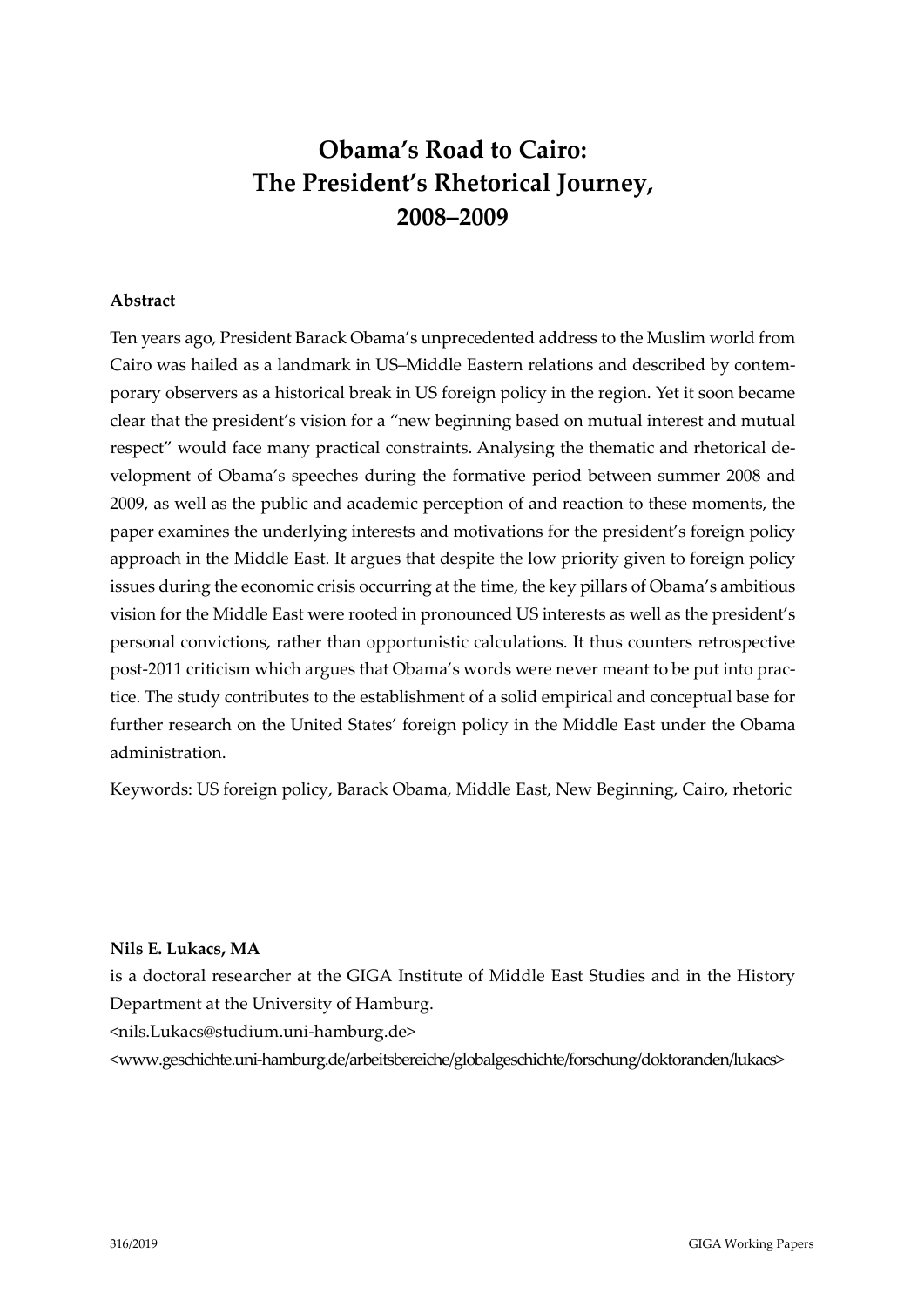# Obama's Road to Cairo: The President's Rhetorical Journey, 2008–2009

## Abstract

Ten years ago, President Barack Obama's unprecedented address to the Muslim world from Cairo was hailed as a landmark in US–Middle Eastern relations and described by contemporary observers as a historical break in US foreign policy in the region. Yet it soon became clear that the president's vision for a "new beginning based on mutual interest and mutual respect" would face many practical constraints. Analysing the thematic and rhetorical development of Obama's speeches during the formative period between summer 2008 and 2009, as well as the public and academic perception of and reaction to these moments, the paper examines the underlying interests and motivations for the president's foreign policy approach in the Middle East. It argues that despite the low priority given to foreign policy issues during the economic crisis occurring at the time, the key pillars of Obama's ambitious vision for the Middle East were rooted in pronounced US interests as well as the president's personal convictions, rather than opportunistic calculations. It thus counters retrospective post-2011 criticism which argues that Obama's words were never meant to be put into practice. The study contributes to the establishment of a solid empirical and conceptual base for further research on the United States' foreign policy in the Middle East under the Obama administration.

Keywords: US foreign policy, Barack Obama, Middle East, New Beginning, Cairo, rhetoric

**Nils E. Lukacs, MA**

is a doctoral researcher at the GIGA Institute of Middle East Studies and in the History Department at the University of Hamburg.

<nils.Lukacs@studium.uni-hamburg.de>

<www.geschichte.uni-hamburg.de/arbeitsbereiche/globalgeschichte/forschung/doktoranden/lukacs>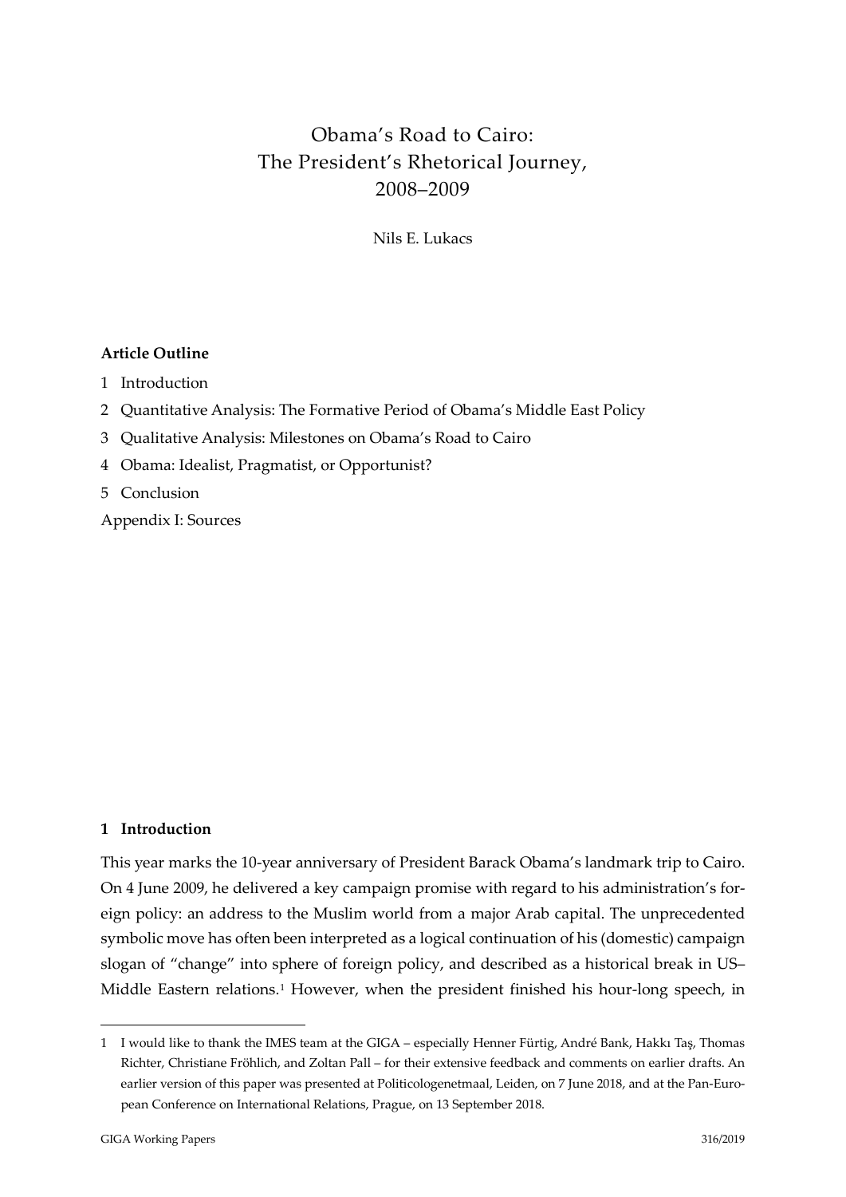# Obama's Road to Cairo: The President's Rhetorical Journey, 2008–2009

Nils E. Lukacs

**Article Outline**

1 Introduction

2 Quantitative Analysis: The Formative Period of Obama's Middle East Policy

3 Qualitative Analysis: Milestones on Obama's Road to Cairo

4 Obama: Idealist, Pragmatist, or Opportunist?

5 Conclusion

Appendix I: Sources

## 1 Introduction

This year marks the 10-year anniversary of President Barack Obama's landmark trip to Cairo. On 4 June 2009, he delivered a key campaign promise with regard to his administration's foreign policy: an address to the Muslim world from a major Arab capital. The unprecedented symbolic move has often been interpreted as a logical continuation of his (domestic) campaign slogan of "change" into sphere of foreign policy, and described as a historical break in US–Middle Eastern relations.[1] However, when the president finished his hour-long speech, in

1 I would like to thank the IMES team at the GIGA – especially Henner Fürtig, André Bank, Hakkı Taş, Thomas Richter, Christiane Fröhlich, and Zoltan Pall – for their extensive feedback and comments on earlier drafts. An earlier version of this paper was presented at Politicologenetmaal, Leiden, on 7 June 2018, and at the Pan-European Conference on International Relations, Prague, on 13 September 2018.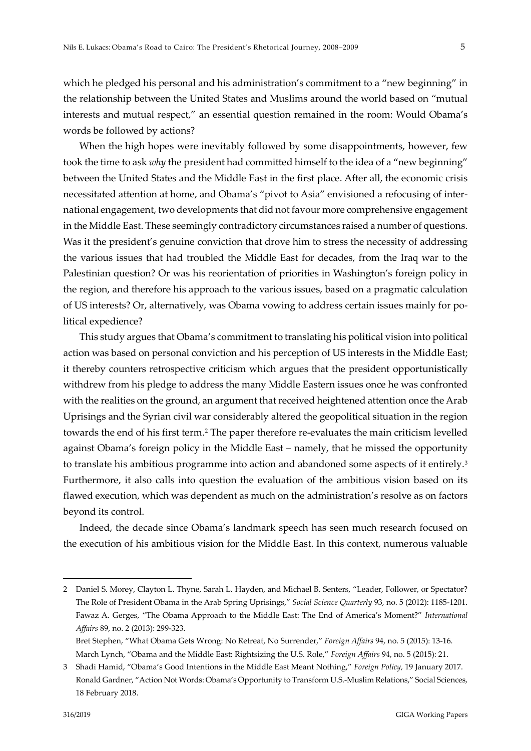which he pledged his personal and his administration's commitment to a "new beginning" in the relationship between the United States and Muslims around the world based on "mutual interests and mutual respect," an essential question remained in the room: Would Obama's words be followed by actions?

When the high hopes were inevitably followed by some disappointments, however, few took the time to ask *why* the president had committed himself to the idea of a "new beginning" between the United States and the Middle East in the first place. After all, the economic crisis necessitated attention at home, and Obama's "pivot to Asia" envisioned a refocusing of international engagement, two developments that did not favour more comprehensive engagement in the Middle East. These seemingly contradictory circumstances raised a number of questions. Was it the president's genuine conviction that drove him to stress the necessity of addressing the various issues that had troubled the Middle East for decades, from the Iraq war to the Palestinian question? Or was his reorientation of priorities in Washington's foreign policy in the region, and therefore his approach to the various issues, based on a pragmatic calculation of US interests? Or, alternatively, was Obama vowing to address certain issues mainly for political expedience?

This study argues that Obama's commitment to translating his political vision into political action was based on personal conviction and his perception of US interests in the Middle East; it thereby counters retrospective criticism which argues that the president opportunistically withdrew from his pledge to address the many Middle Eastern issues once he was confronted with the realities on the ground, an argument that received heightened attention once the Arab Uprisings and the Syrian civil war considerably altered the geopolitical situation in the region towards the end of his first term.[2] The paper therefore re-evaluates the main criticism levelled against Obama's foreign policy in the Middle East – namely, that he missed the opportunity to translate his ambitious programme into action and abandoned some aspects of it entirely.[3] Furthermore, it also calls into question the evaluation of the ambitious vision based on its flawed execution, which was dependent as much on the administration's resolve as on factors beyond its control.

Indeed, the decade since Obama's landmark speech has seen much research focused on the execution of his ambitious vision for the Middle East. In this context, numerous valuable

---

2 Daniel S. Morey, Clayton L. Thyne, Sarah L. Hayden, and Michael B. Senters, "Leader, Follower, or Spectator? The Role of President Obama in the Arab Spring Uprisings," *Social Science Quarterly* 93, no. 5 (2012): 1185-1201. Fawaz A. Gerges, "The Obama Approach to the Middle East: The End of America's Moment?" *International Affairs* 89, no. 2 (2013): 299-323.
Bret Stephen, "What Obama Gets Wrong: No Retreat, No Surrender," *Foreign Affairs* 94, no. 5 (2015): 13-16.
March Lynch, "Obama and the Middle East: Rightsizing the U.S. Role," *Foreign Affairs* 94, no. 5 (2015): 21.

3 Shadi Hamid, "Obama's Good Intentions in the Middle East Meant Nothing," *Foreign Policy,* 19 January 2017.
Ronald Gardner, "Action Not Words: Obama's Opportunity to Transform U.S.-Muslim Relations," Social Sciences, 18 February 2018.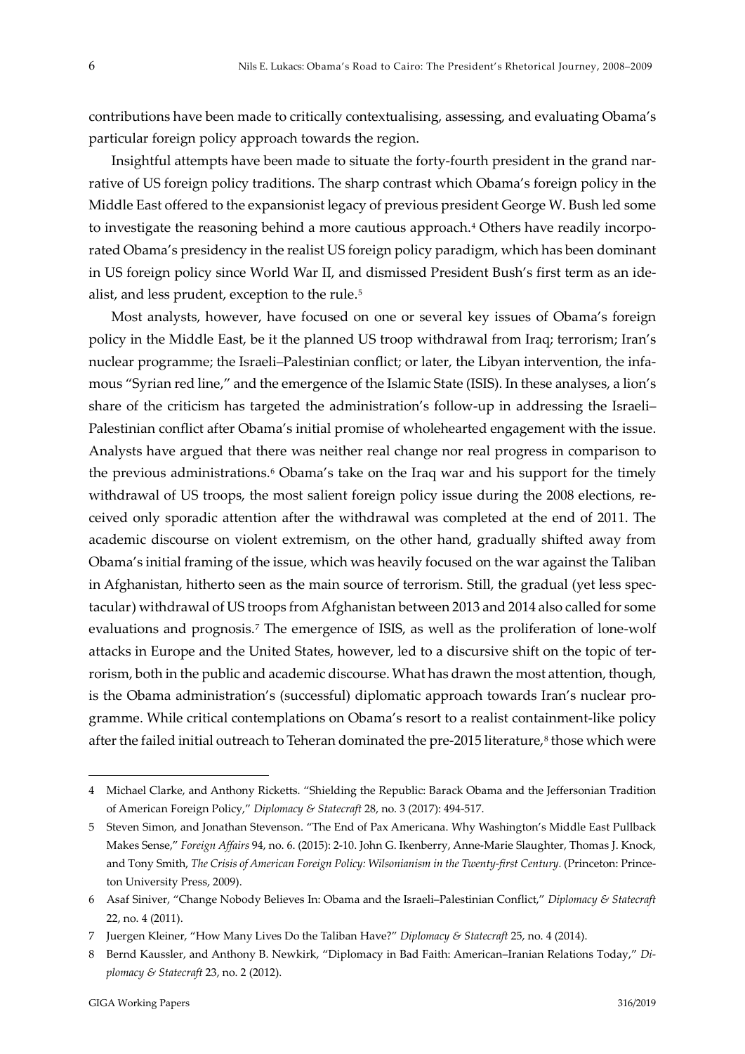contributions have been made to critically contextualising, assessing, and evaluating Obama's particular foreign policy approach towards the region.

Insightful attempts have been made to situate the forty-fourth president in the grand narrative of US foreign policy traditions. The sharp contrast which Obama's foreign policy in the Middle East offered to the expansionist legacy of previous president George W. Bush led some to investigate the reasoning behind a more cautious approach.[4] Others have readily incorporated Obama's presidency in the realist US foreign policy paradigm, which has been dominant in US foreign policy since World War II, and dismissed President Bush's first term as an idealist, and less prudent, exception to the rule.[5]

Most analysts, however, have focused on one or several key issues of Obama's foreign policy in the Middle East, be it the planned US troop withdrawal from Iraq; terrorism; Iran's nuclear programme; the Israeli–Palestinian conflict; or later, the Libyan intervention, the infamous "Syrian red line," and the emergence of the Islamic State (ISIS). In these analyses, a lion's share of the criticism has targeted the administration's follow-up in addressing the Israeli–Palestinian conflict after Obama's initial promise of wholehearted engagement with the issue. Analysts have argued that there was neither real change nor real progress in comparison to the previous administrations.[6] Obama's take on the Iraq war and his support for the timely withdrawal of US troops, the most salient foreign policy issue during the 2008 elections, received only sporadic attention after the withdrawal was completed at the end of 2011. The academic discourse on violent extremism, on the other hand, gradually shifted away from Obama's initial framing of the issue, which was heavily focused on the war against the Taliban in Afghanistan, hitherto seen as the main source of terrorism. Still, the gradual (yet less spectacular) withdrawal of US troops from Afghanistan between 2013 and 2014 also called for some evaluations and prognosis.[7] The emergence of ISIS, as well as the proliferation of lone-wolf attacks in Europe and the United States, however, led to a discursive shift on the topic of terrorism, both in the public and academic discourse. What has drawn the most attention, though, is the Obama administration's (successful) diplomatic approach towards Iran's nuclear programme. While critical contemplations on Obama's resort to a realist containment-like policy after the failed initial outreach to Teheran dominated the pre-2015 literature,[8] those which were

---

4 Michael Clarke, and Anthony Ricketts. "Shielding the Republic: Barack Obama and the Jeffersonian Tradition of American Foreign Policy," *Diplomacy & Statecraft* 28, no. 3 (2017): 494-517.

5 Steven Simon, and Jonathan Stevenson. "The End of Pax Americana. Why Washington's Middle East Pullback Makes Sense," *Foreign Affairs* 94, no. 6. (2015): 2-10. John G. Ikenberry, Anne-Marie Slaughter, Thomas J. Knock, and Tony Smith, *The Crisis of American Foreign Policy: Wilsonianism in the Twenty-first Century*. (Princeton: Princeton University Press, 2009).

6 Asaf Siniver, "Change Nobody Believes In: Obama and the Israeli–Palestinian Conflict," *Diplomacy & Statecraft* 22, no. 4 (2011).

7 Juergen Kleiner, "How Many Lives Do the Taliban Have?" *Diplomacy & Statecraft* 25, no. 4 (2014).

8 Bernd Kaussler, and Anthony B. Newkirk, "Diplomacy in Bad Faith: American–Iranian Relations Today," *Diplomacy & Statecraft* 23, no. 2 (2012).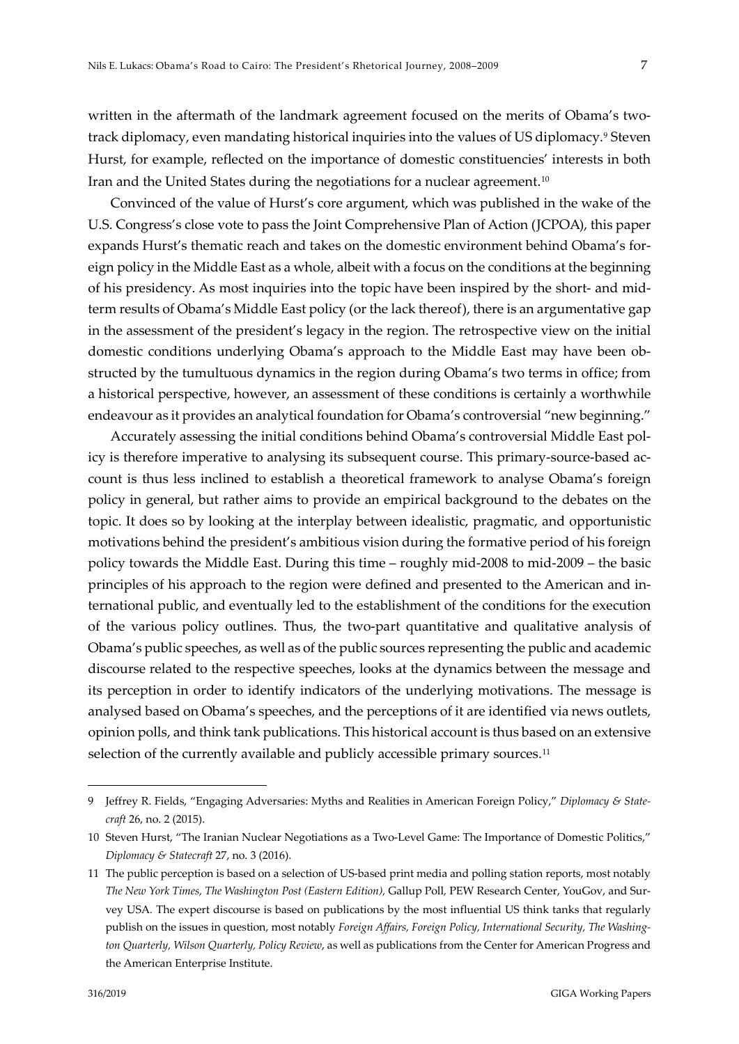written in the aftermath of the landmark agreement focused on the merits of Obama's two-track diplomacy, even mandating historical inquiries into the values of US diplomacy.[9] Steven Hurst, for example, reflected on the importance of domestic constituencies' interests in both Iran and the United States during the negotiations for a nuclear agreement.[10]

Convinced of the value of Hurst's core argument, which was published in the wake of the U.S. Congress's close vote to pass the Joint Comprehensive Plan of Action (JCPOA), this paper expands Hurst's thematic reach and takes on the domestic environment behind Obama's foreign policy in the Middle East as a whole, albeit with a focus on the conditions at the beginning of his presidency. As most inquiries into the topic have been inspired by the short- and mid-term results of Obama's Middle East policy (or the lack thereof), there is an argumentative gap in the assessment of the president's legacy in the region. The retrospective view on the initial domestic conditions underlying Obama's approach to the Middle East may have been obstructed by the tumultuous dynamics in the region during Obama's two terms in office; from a historical perspective, however, an assessment of these conditions is certainly a worthwhile endeavour as it provides an analytical foundation for Obama's controversial "new beginning."

Accurately assessing the initial conditions behind Obama's controversial Middle East policy is therefore imperative to analysing its subsequent course. This primary-source-based account is thus less inclined to establish a theoretical framework to analyse Obama's foreign policy in general, but rather aims to provide an empirical background to the debates on the topic. It does so by looking at the interplay between idealistic, pragmatic, and opportunistic motivations behind the president's ambitious vision during the formative period of his foreign policy towards the Middle East. During this time – roughly mid-2008 to mid-2009 – the basic principles of his approach to the region were defined and presented to the American and international public, and eventually led to the establishment of the conditions for the execution of the various policy outlines. Thus, the two-part quantitative and qualitative analysis of Obama's public speeches, as well as of the public sources representing the public and academic discourse related to the respective speeches, looks at the dynamics between the message and its perception in order to identify indicators of the underlying motivations. The message is analysed based on Obama's speeches, and the perceptions of it are identified via news outlets, opinion polls, and think tank publications. This historical account is thus based on an extensive selection of the currently available and publicly accessible primary sources.[11]

---

9 Jeffrey R. Fields, "Engaging Adversaries: Myths and Realities in American Foreign Policy," *Diplomacy & Statecraft* 26, no. 2 (2015).

10 Steven Hurst, "The Iranian Nuclear Negotiations as a Two-Level Game: The Importance of Domestic Politics," *Diplomacy & Statecraft* 27, no. 3 (2016).

11 The public perception is based on a selection of US-based print media and polling station reports, most notably *The New York Times, The Washington Post (Eastern Edition),* Gallup Poll, PEW Research Center, YouGov, and Survey USA. The expert discourse is based on publications by the most influential US think tanks that regularly publish on the issues in question, most notably *Foreign Affairs, Foreign Policy, International Security, The Washington Quarterly, Wilson Quarterly, Policy Review*, as well as publications from the Center for American Progress and the American Enterprise Institute.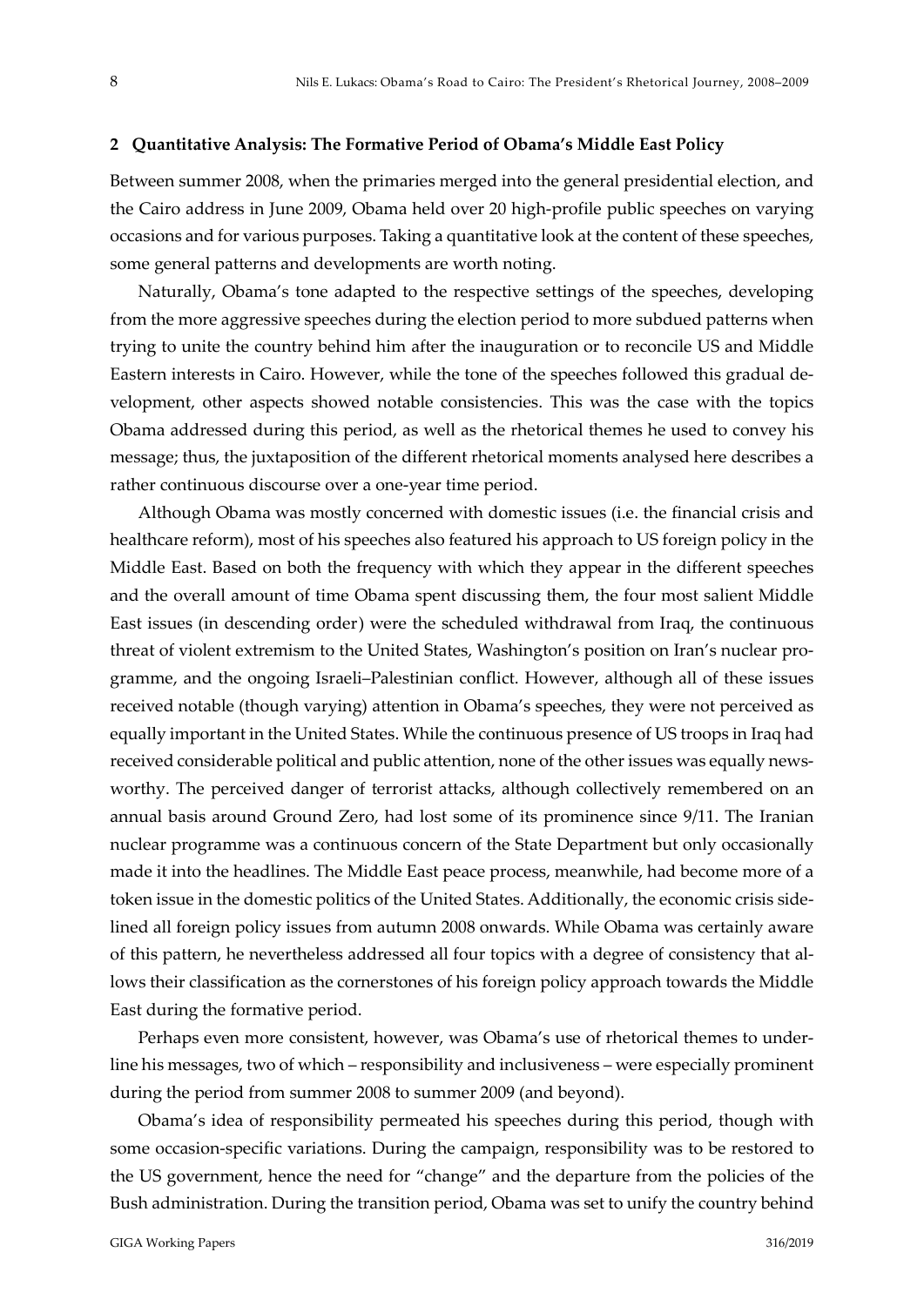## 2 Quantitative Analysis: The Formative Period of Obama's Middle East Policy

Between summer 2008, when the primaries merged into the general presidential election, and the Cairo address in June 2009, Obama held over 20 high-profile public speeches on varying occasions and for various purposes. Taking a quantitative look at the content of these speeches, some general patterns and developments are worth noting.

Naturally, Obama's tone adapted to the respective settings of the speeches, developing from the more aggressive speeches during the election period to more subdued patterns when trying to unite the country behind him after the inauguration or to reconcile US and Middle Eastern interests in Cairo. However, while the tone of the speeches followed this gradual development, other aspects showed notable consistencies. This was the case with the topics Obama addressed during this period, as well as the rhetorical themes he used to convey his message; thus, the juxtaposition of the different rhetorical moments analysed here describes a rather continuous discourse over a one-year time period.

Although Obama was mostly concerned with domestic issues (i.e. the financial crisis and healthcare reform), most of his speeches also featured his approach to US foreign policy in the Middle East. Based on both the frequency with which they appear in the different speeches and the overall amount of time Obama spent discussing them, the four most salient Middle East issues (in descending order) were the scheduled withdrawal from Iraq, the continuous threat of violent extremism to the United States, Washington's position on Iran's nuclear programme, and the ongoing Israeli–Palestinian conflict. However, although all of these issues received notable (though varying) attention in Obama's speeches, they were not perceived as equally important in the United States. While the continuous presence of US troops in Iraq had received considerable political and public attention, none of the other issues was equally newsworthy. The perceived danger of terrorist attacks, although collectively remembered on an annual basis around Ground Zero, had lost some of its prominence since 9/11. The Iranian nuclear programme was a continuous concern of the State Department but only occasionally made it into the headlines. The Middle East peace process, meanwhile, had become more of a token issue in the domestic politics of the United States. Additionally, the economic crisis sidelined all foreign policy issues from autumn 2008 onwards. While Obama was certainly aware of this pattern, he nevertheless addressed all four topics with a degree of consistency that allows their classification as the cornerstones of his foreign policy approach towards the Middle East during the formative period.

Perhaps even more consistent, however, was Obama's use of rhetorical themes to underline his messages, two of which – responsibility and inclusiveness – were especially prominent during the period from summer 2008 to summer 2009 (and beyond).

Obama's idea of responsibility permeated his speeches during this period, though with some occasion-specific variations. During the campaign, responsibility was to be restored to the US government, hence the need for "change" and the departure from the policies of the Bush administration. During the transition period, Obama was set to unify the country behind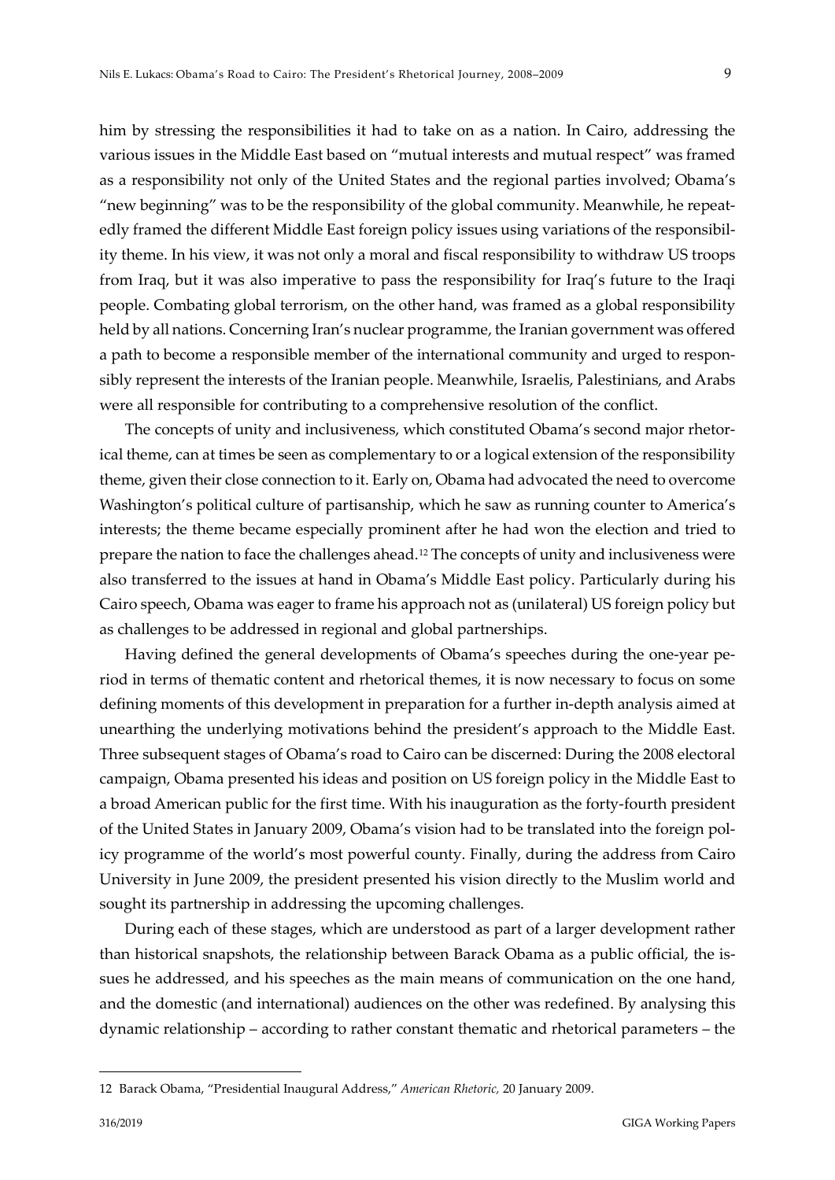him by stressing the responsibilities it had to take on as a nation. In Cairo, addressing the various issues in the Middle East based on "mutual interests and mutual respect" was framed as a responsibility not only of the United States and the regional parties involved; Obama's "new beginning" was to be the responsibility of the global community. Meanwhile, he repeatedly framed the different Middle East foreign policy issues using variations of the responsibility theme. In his view, it was not only a moral and fiscal responsibility to withdraw US troops from Iraq, but it was also imperative to pass the responsibility for Iraq's future to the Iraqi people. Combating global terrorism, on the other hand, was framed as a global responsibility held by all nations. Concerning Iran's nuclear programme, the Iranian government was offered a path to become a responsible member of the international community and urged to responsibly represent the interests of the Iranian people. Meanwhile, Israelis, Palestinians, and Arabs were all responsible for contributing to a comprehensive resolution of the conflict.

The concepts of unity and inclusiveness, which constituted Obama's second major rhetorical theme, can at times be seen as complementary to or a logical extension of the responsibility theme, given their close connection to it. Early on, Obama had advocated the need to overcome Washington's political culture of partisanship, which he saw as running counter to America's interests; the theme became especially prominent after he had won the election and tried to prepare the nation to face the challenges ahead.[12] The concepts of unity and inclusiveness were also transferred to the issues at hand in Obama's Middle East policy. Particularly during his Cairo speech, Obama was eager to frame his approach not as (unilateral) US foreign policy but as challenges to be addressed in regional and global partnerships.

Having defined the general developments of Obama's speeches during the one-year period in terms of thematic content and rhetorical themes, it is now necessary to focus on some defining moments of this development in preparation for a further in-depth analysis aimed at unearthing the underlying motivations behind the president's approach to the Middle East. Three subsequent stages of Obama's road to Cairo can be discerned: During the 2008 electoral campaign, Obama presented his ideas and position on US foreign policy in the Middle East to a broad American public for the first time. With his inauguration as the forty-fourth president of the United States in January 2009, Obama's vision had to be translated into the foreign policy programme of the world's most powerful county. Finally, during the address from Cairo University in June 2009, the president presented his vision directly to the Muslim world and sought its partnership in addressing the upcoming challenges.

During each of these stages, which are understood as part of a larger development rather than historical snapshots, the relationship between Barack Obama as a public official, the issues he addressed, and his speeches as the main means of communication on the one hand, and the domestic (and international) audiences on the other was redefined. By analysing this dynamic relationship – according to rather constant thematic and rhetorical parameters – the

12 Barack Obama, "Presidential Inaugural Address," *American Rhetoric,* 20 January 2009.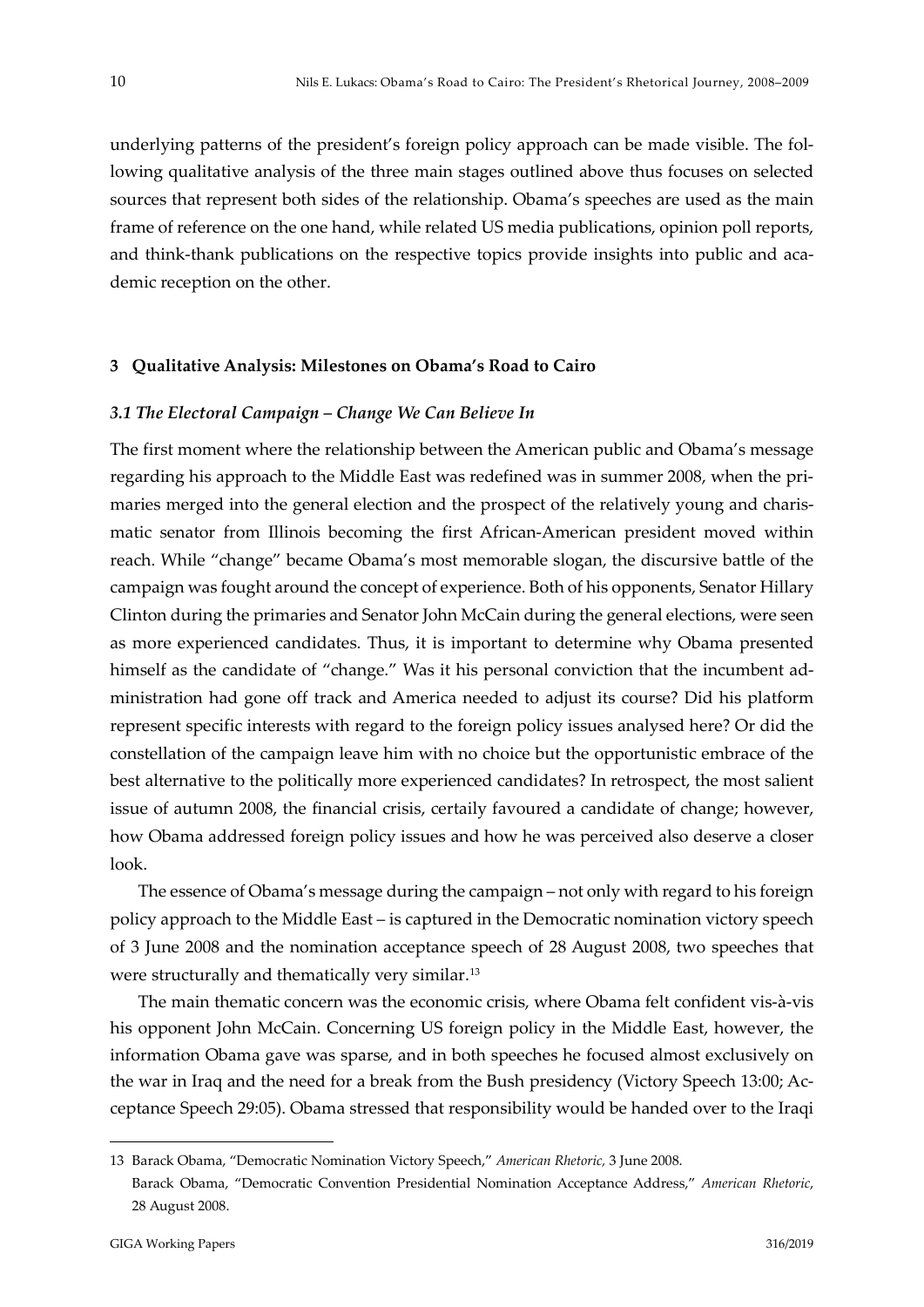underlying patterns of the president's foreign policy approach can be made visible. The following qualitative analysis of the three main stages outlined above thus focuses on selected sources that represent both sides of the relationship. Obama's speeches are used as the main frame of reference on the one hand, while related US media publications, opinion poll reports, and think-thank publications on the respective topics provide insights into public and academic reception on the other.

## 3 Qualitative Analysis: Milestones on Obama's Road to Cairo

### *3.1 The Electoral Campaign – Change We Can Believe In*

The first moment where the relationship between the American public and Obama's message regarding his approach to the Middle East was redefined was in summer 2008, when the primaries merged into the general election and the prospect of the relatively young and charismatic senator from Illinois becoming the first African-American president moved within reach. While "change" became Obama's most memorable slogan, the discursive battle of the campaign was fought around the concept of experience. Both of his opponents, Senator Hillary Clinton during the primaries and Senator John McCain during the general elections, were seen as more experienced candidates. Thus, it is important to determine why Obama presented himself as the candidate of "change." Was it his personal conviction that the incumbent administration had gone off track and America needed to adjust its course? Did his platform represent specific interests with regard to the foreign policy issues analysed here? Or did the constellation of the campaign leave him with no choice but the opportunistic embrace of the best alternative to the politically more experienced candidates? In retrospect, the most salient issue of autumn 2008, the financial crisis, certaily favoured a candidate of change; however, how Obama addressed foreign policy issues and how he was perceived also deserve a closer look.

The essence of Obama's message during the campaign – not only with regard to his foreign policy approach to the Middle East – is captured in the Democratic nomination victory speech of 3 June 2008 and the nomination acceptance speech of 28 August 2008, two speeches that were structurally and thematically very similar.[13]

The main thematic concern was the economic crisis, where Obama felt confident vis-à-vis his opponent John McCain. Concerning US foreign policy in the Middle East, however, the information Obama gave was sparse, and in both speeches he focused almost exclusively on the war in Iraq and the need for a break from the Bush presidency (Victory Speech 13:00; Acceptance Speech 29:05). Obama stressed that responsibility would be handed over to the Iraqi

---

13 Barack Obama, "Democratic Nomination Victory Speech," *American Rhetoric,* 3 June 2008.
Barack Obama, "Democratic Convention Presidential Nomination Acceptance Address," *American Rhetoric*, 28 August 2008.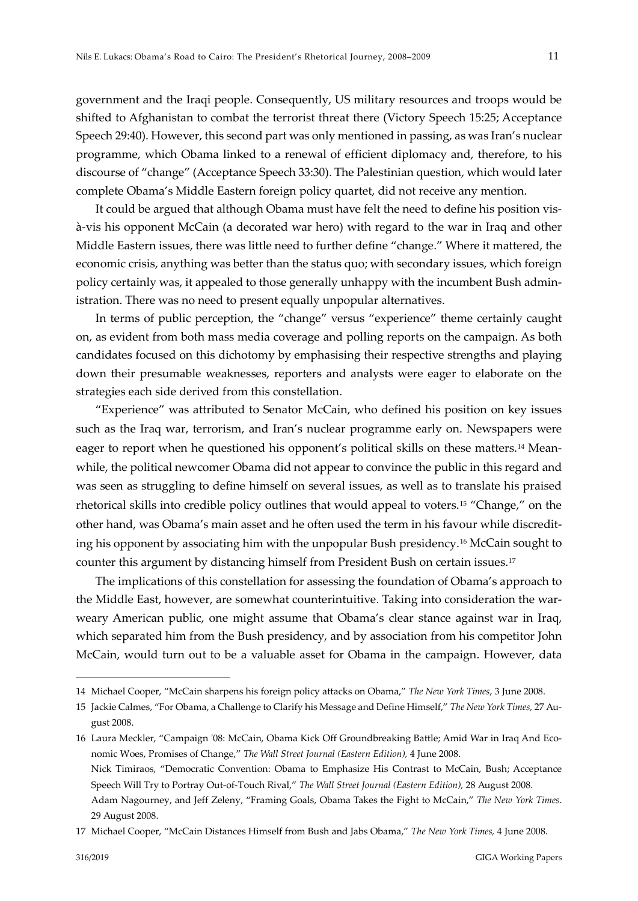government and the Iraqi people. Consequently, US military resources and troops would be shifted to Afghanistan to combat the terrorist threat there (Victory Speech 15:25; Acceptance Speech 29:40). However, this second part was only mentioned in passing, as was Iran's nuclear programme, which Obama linked to a renewal of efficient diplomacy and, therefore, to his discourse of "change" (Acceptance Speech 33:30). The Palestinian question, which would later complete Obama's Middle Eastern foreign policy quartet, did not receive any mention.

It could be argued that although Obama must have felt the need to define his position vis-à-vis his opponent McCain (a decorated war hero) with regard to the war in Iraq and other Middle Eastern issues, there was little need to further define "change." Where it mattered, the economic crisis, anything was better than the status quo; with secondary issues, which foreign policy certainly was, it appealed to those generally unhappy with the incumbent Bush administration. There was no need to present equally unpopular alternatives.

In terms of public perception, the "change" versus "experience" theme certainly caught on, as evident from both mass media coverage and polling reports on the campaign. As both candidates focused on this dichotomy by emphasising their respective strengths and playing down their presumable weaknesses, reporters and analysts were eager to elaborate on the strategies each side derived from this constellation.

"Experience" was attributed to Senator McCain, who defined his position on key issues such as the Iraq war, terrorism, and Iran's nuclear programme early on. Newspapers were eager to report when he questioned his opponent's political skills on these matters.[14] Meanwhile, the political newcomer Obama did not appear to convince the public in this regard and was seen as struggling to define himself on several issues, as well as to translate his praised rhetorical skills into credible policy outlines that would appeal to voters.[15] "Change," on the other hand, was Obama's main asset and he often used the term in his favour while discrediting his opponent by associating him with the unpopular Bush presidency.[16] McCain sought to counter this argument by distancing himself from President Bush on certain issues.[17]

The implications of this constellation for assessing the foundation of Obama's approach to the Middle East, however, are somewhat counterintuitive. Taking into consideration the war-weary American public, one might assume that Obama's clear stance against war in Iraq, which separated him from the Bush presidency, and by association from his competitor John McCain, would turn out to be a valuable asset for Obama in the campaign. However, data

---

14 Michael Cooper, "McCain sharpens his foreign policy attacks on Obama," *The New York Times*, 3 June 2008.

15 Jackie Calmes, "For Obama, a Challenge to Clarify his Message and Define Himself," *The New York Times,* 27 August 2008.

16 Laura Meckler, "Campaign '08: McCain, Obama Kick Off Groundbreaking Battle; Amid War in Iraq And Economic Woes, Promises of Change," *The Wall Street Journal (Eastern Edition),* 4 June 2008.
Nick Timiraos, "Democratic Convention: Obama to Emphasize His Contrast to McCain, Bush; Acceptance Speech Will Try to Portray Out-of-Touch Rival," *The Wall Street Journal (Eastern Edition),* 28 August 2008.
Adam Nagourney, and Jeff Zeleny, "Framing Goals, Obama Takes the Fight to McCain," *The New York Times.* 29 August 2008.

17 Michael Cooper, "McCain Distances Himself from Bush and Jabs Obama," *The New York Times,* 4 June 2008.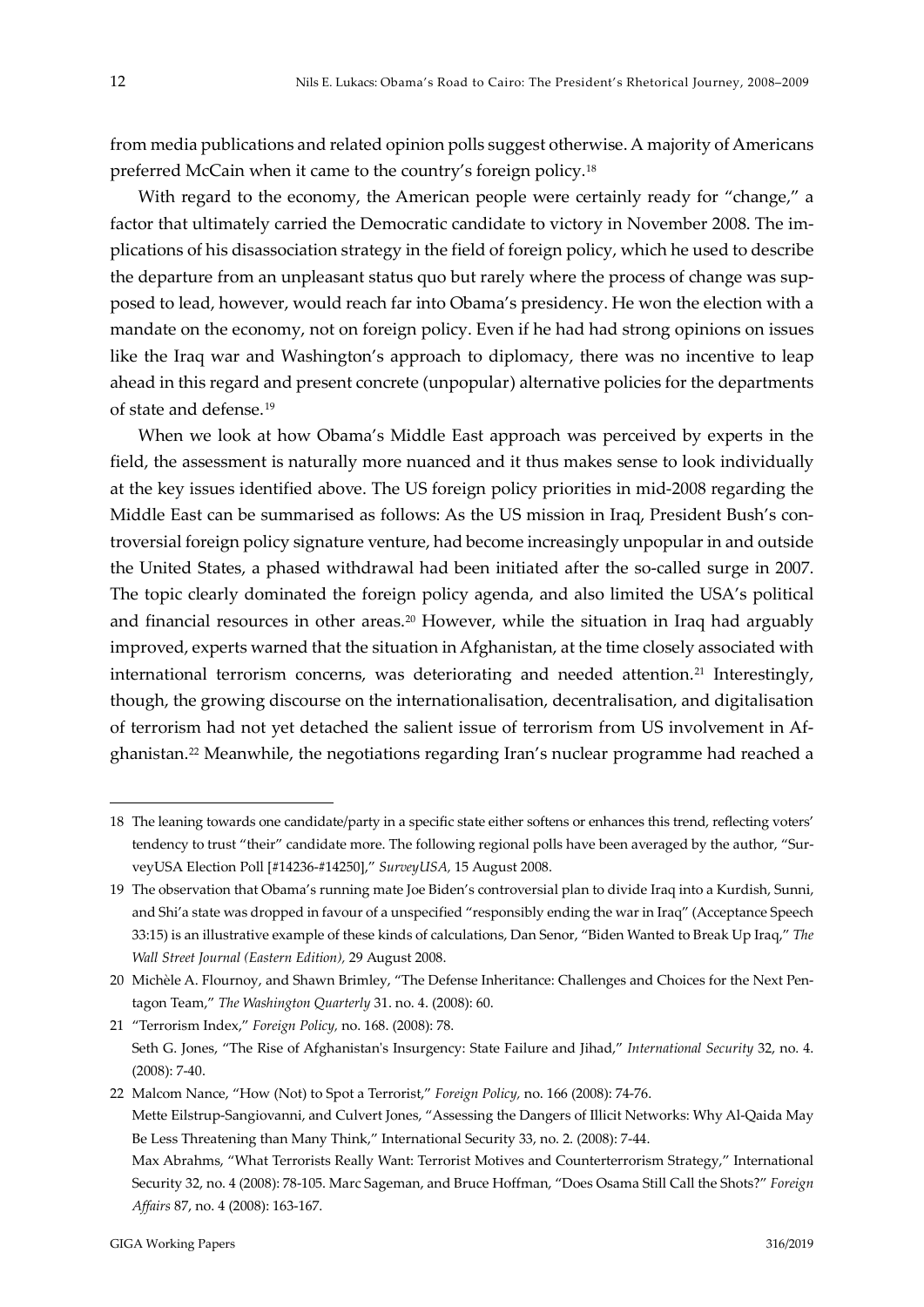from media publications and related opinion polls suggest otherwise. A majority of Americans preferred McCain when it came to the country's foreign policy.[18]

With regard to the economy, the American people were certainly ready for "change," a factor that ultimately carried the Democratic candidate to victory in November 2008. The implications of his disassociation strategy in the field of foreign policy, which he used to describe the departure from an unpleasant status quo but rarely where the process of change was supposed to lead, however, would reach far into Obama's presidency. He won the election with a mandate on the economy, not on foreign policy. Even if he had had strong opinions on issues like the Iraq war and Washington's approach to diplomacy, there was no incentive to leap ahead in this regard and present concrete (unpopular) alternative policies for the departments of state and defense.[19]

When we look at how Obama's Middle East approach was perceived by experts in the field, the assessment is naturally more nuanced and it thus makes sense to look individually at the key issues identified above. The US foreign policy priorities in mid-2008 regarding the Middle East can be summarised as follows: As the US mission in Iraq, President Bush's controversial foreign policy signature venture, had become increasingly unpopular in and outside the United States, a phased withdrawal had been initiated after the so-called surge in 2007. The topic clearly dominated the foreign policy agenda, and also limited the USA's political and financial resources in other areas.[20] However, while the situation in Iraq had arguably improved, experts warned that the situation in Afghanistan, at the time closely associated with international terrorism concerns, was deteriorating and needed attention.[21] Interestingly, though, the growing discourse on the internationalisation, decentralisation, and digitalisation of terrorism had not yet detached the salient issue of terrorism from US involvement in Afghanistan.[22] Meanwhile, the negotiations regarding Iran's nuclear programme had reached a

---

18 The leaning towards one candidate/party in a specific state either softens or enhances this trend, reflecting voters' tendency to trust "their" candidate more. The following regional polls have been averaged by the author, "SurveyUSA Election Poll [#14236-#14250]," *SurveyUSA,* 15 August 2008.

19 The observation that Obama's running mate Joe Biden's controversial plan to divide Iraq into a Kurdish, Sunni, and Shi'a state was dropped in favour of a unspecified "responsibly ending the war in Iraq" (Acceptance Speech 33:15) is an illustrative example of these kinds of calculations, Dan Senor, "Biden Wanted to Break Up Iraq," *The Wall Street Journal (Eastern Edition),* 29 August 2008.

20 Michèle A. Flournoy, and Shawn Brimley, "The Defense Inheritance: Challenges and Choices for the Next Pentagon Team," *The Washington Quarterly* 31. no. 4. (2008): 60.

21 "Terrorism Index," *Foreign Policy,* no. 168. (2008): 78.
Seth G. Jones, "The Rise of Afghanistan's Insurgency: State Failure and Jihad," *International Security* 32, no. 4. (2008): 7-40.

22 Malcom Nance, "How (Not) to Spot a Terrorist," *Foreign Policy,* no. 166 (2008): 74-76.
Mette Eilstrup-Sangiovanni, and Culvert Jones, "Assessing the Dangers of Illicit Networks: Why Al-Qaida May Be Less Threatening than Many Think," International Security 33, no. 2. (2008): 7-44.
Max Abrahms, "What Terrorists Really Want: Terrorist Motives and Counterterrorism Strategy," International Security 32, no. 4 (2008): 78-105. Marc Sageman, and Bruce Hoffman, "Does Osama Still Call the Shots?" *Foreign Affairs* 87, no. 4 (2008): 163-167.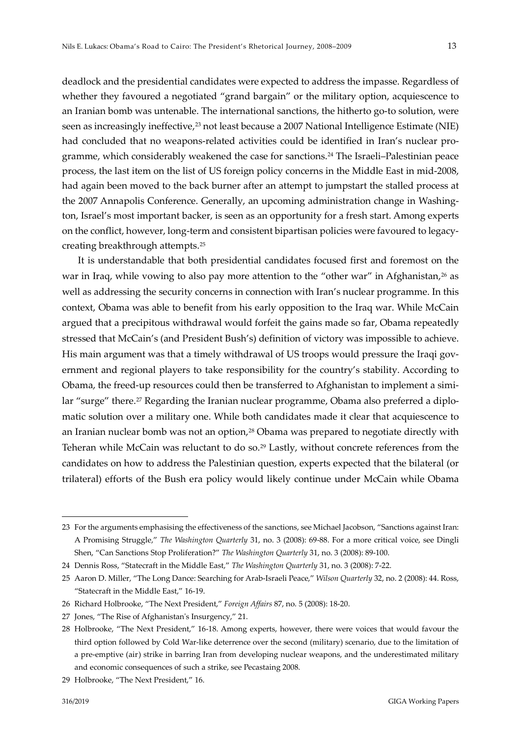deadlock and the presidential candidates were expected to address the impasse. Regardless of whether they favoured a negotiated "grand bargain" or the military option, acquiescence to an Iranian bomb was untenable. The international sanctions, the hitherto go-to solution, were seen as increasingly ineffective,[23] not least because a 2007 National Intelligence Estimate (NIE) had concluded that no weapons-related activities could be identified in Iran's nuclear programme, which considerably weakened the case for sanctions.[24] The Israeli–Palestinian peace process, the last item on the list of US foreign policy concerns in the Middle East in mid-2008, had again been moved to the back burner after an attempt to jumpstart the stalled process at the 2007 Annapolis Conference. Generally, an upcoming administration change in Washington, Israel's most important backer, is seen as an opportunity for a fresh start. Among experts on the conflict, however, long-term and consistent bipartisan policies were favoured to legacy-creating breakthrough attempts.[25]

It is understandable that both presidential candidates focused first and foremost on the war in Iraq, while vowing to also pay more attention to the "other war" in Afghanistan,[26] as well as addressing the security concerns in connection with Iran's nuclear programme. In this context, Obama was able to benefit from his early opposition to the Iraq war. While McCain argued that a precipitous withdrawal would forfeit the gains made so far, Obama repeatedly stressed that McCain's (and President Bush's) definition of victory was impossible to achieve. His main argument was that a timely withdrawal of US troops would pressure the Iraqi government and regional players to take responsibility for the country's stability. According to Obama, the freed-up resources could then be transferred to Afghanistan to implement a similar "surge" there.[27] Regarding the Iranian nuclear programme, Obama also preferred a diplomatic solution over a military one. While both candidates made it clear that acquiescence to an Iranian nuclear bomb was not an option,[28] Obama was prepared to negotiate directly with Teheran while McCain was reluctant to do so.[29] Lastly, without concrete references from the candidates on how to address the Palestinian question, experts expected that the bilateral (or trilateral) efforts of the Bush era policy would likely continue under McCain while Obama

---

23 For the arguments emphasising the effectiveness of the sanctions, see Michael Jacobson, "Sanctions against Iran: A Promising Struggle," *The Washington Quarterly* 31, no. 3 (2008): 69-88. For a more critical voice, see Dingli Shen, "Can Sanctions Stop Proliferation?" *The Washington Quarterly* 31, no. 3 (2008): 89-100.

24 Dennis Ross, "Statecraft in the Middle East," *The Washington Quarterly* 31, no. 3 (2008): 7-22.

25 Aaron D. Miller, "The Long Dance: Searching for Arab-Israeli Peace," *Wilson Quarterly* 32, no. 2 (2008): 44. Ross, "Statecraft in the Middle East," 16-19.

26 Richard Holbrooke, "The Next President," *Foreign Affairs* 87, no. 5 (2008): 18-20.

27 Jones, "The Rise of Afghanistan's Insurgency," 21.

28 Holbrooke, "The Next President," 16-18. Among experts, however, there were voices that would favour the third option followed by Cold War-like deterrence over the second (military) scenario, due to the limitation of a pre-emptive (air) strike in barring Iran from developing nuclear weapons, and the underestimated military and economic consequences of such a strike, see Pecastaing 2008.

29 Holbrooke, "The Next President," 16.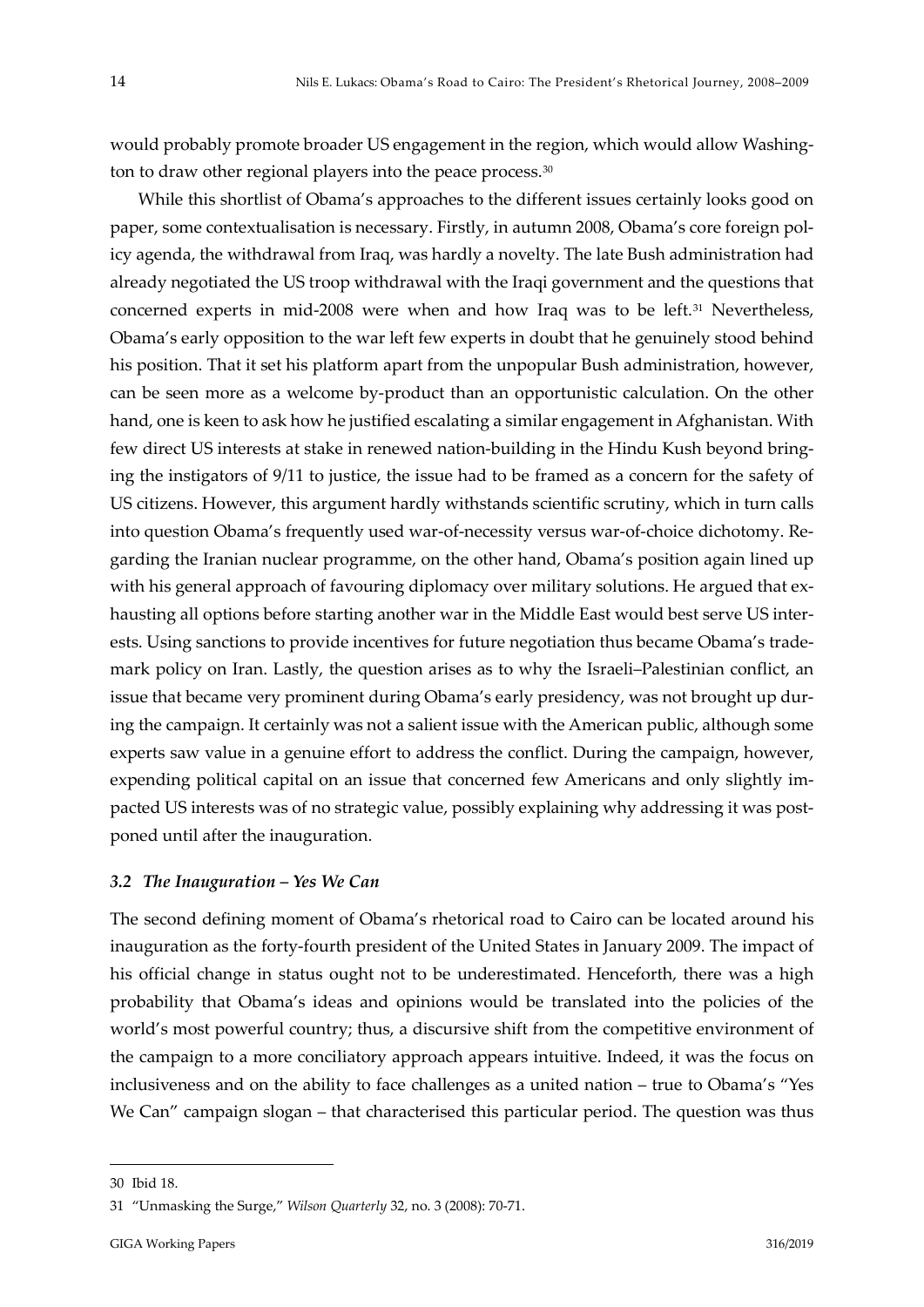would probably promote broader US engagement in the region, which would allow Washington to draw other regional players into the peace process.[30]

While this shortlist of Obama's approaches to the different issues certainly looks good on paper, some contextualisation is necessary. Firstly, in autumn 2008, Obama's core foreign policy agenda, the withdrawal from Iraq, was hardly a novelty. The late Bush administration had already negotiated the US troop withdrawal with the Iraqi government and the questions that concerned experts in mid-2008 were when and how Iraq was to be left.[31] Nevertheless, Obama's early opposition to the war left few experts in doubt that he genuinely stood behind his position. That it set his platform apart from the unpopular Bush administration, however, can be seen more as a welcome by-product than an opportunistic calculation. On the other hand, one is keen to ask how he justified escalating a similar engagement in Afghanistan. With few direct US interests at stake in renewed nation-building in the Hindu Kush beyond bringing the instigators of 9/11 to justice, the issue had to be framed as a concern for the safety of US citizens. However, this argument hardly withstands scientific scrutiny, which in turn calls into question Obama's frequently used war-of-necessity versus war-of-choice dichotomy. Regarding the Iranian nuclear programme, on the other hand, Obama's position again lined up with his general approach of favouring diplomacy over military solutions. He argued that exhausting all options before starting another war in the Middle East would best serve US interests. Using sanctions to provide incentives for future negotiation thus became Obama's trademark policy on Iran. Lastly, the question arises as to why the Israeli–Palestinian conflict, an issue that became very prominent during Obama's early presidency, was not brought up during the campaign. It certainly was not a salient issue with the American public, although some experts saw value in a genuine effort to address the conflict. During the campaign, however, expending political capital on an issue that concerned few Americans and only slightly impacted US interests was of no strategic value, possibly explaining why addressing it was postponed until after the inauguration.

### *3.2 The Inauguration – Yes We Can*

The second defining moment of Obama's rhetorical road to Cairo can be located around his inauguration as the forty-fourth president of the United States in January 2009. The impact of his official change in status ought not to be underestimated. Henceforth, there was a high probability that Obama's ideas and opinions would be translated into the policies of the world's most powerful country; thus, a discursive shift from the competitive environment of the campaign to a more conciliatory approach appears intuitive. Indeed, it was the focus on inclusiveness and on the ability to face challenges as a united nation – true to Obama's "Yes We Can" campaign slogan – that characterised this particular period. The question was thus

---

30 Ibid 18.

31 "Unmasking the Surge," *Wilson Quarterly* 32, no. 3 (2008): 70-71.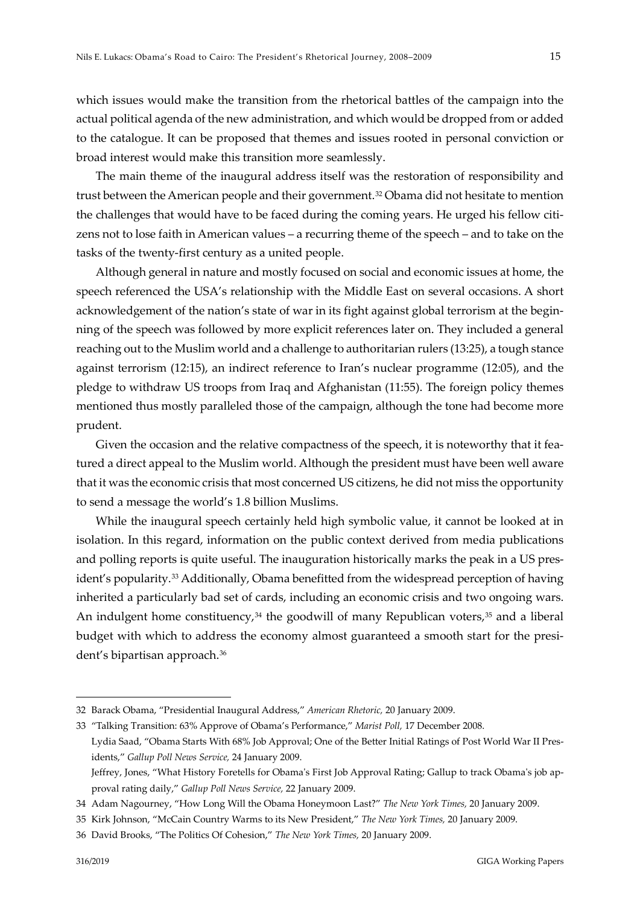which issues would make the transition from the rhetorical battles of the campaign into the actual political agenda of the new administration, and which would be dropped from or added to the catalogue. It can be proposed that themes and issues rooted in personal conviction or broad interest would make this transition more seamlessly.

The main theme of the inaugural address itself was the restoration of responsibility and trust between the American people and their government.[32] Obama did not hesitate to mention the challenges that would have to be faced during the coming years. He urged his fellow citizens not to lose faith in American values – a recurring theme of the speech – and to take on the tasks of the twenty-first century as a united people.

Although general in nature and mostly focused on social and economic issues at home, the speech referenced the USA's relationship with the Middle East on several occasions. A short acknowledgement of the nation's state of war in its fight against global terrorism at the beginning of the speech was followed by more explicit references later on. They included a general reaching out to the Muslim world and a challenge to authoritarian rulers (13:25), a tough stance against terrorism (12:15), an indirect reference to Iran's nuclear programme (12:05), and the pledge to withdraw US troops from Iraq and Afghanistan (11:55). The foreign policy themes mentioned thus mostly paralleled those of the campaign, although the tone had become more prudent.

Given the occasion and the relative compactness of the speech, it is noteworthy that it featured a direct appeal to the Muslim world. Although the president must have been well aware that it was the economic crisis that most concerned US citizens, he did not miss the opportunity to send a message the world's 1.8 billion Muslims.

While the inaugural speech certainly held high symbolic value, it cannot be looked at in isolation. In this regard, information on the public context derived from media publications and polling reports is quite useful. The inauguration historically marks the peak in a US president's popularity.[33] Additionally, Obama benefitted from the widespread perception of having inherited a particularly bad set of cards, including an economic crisis and two ongoing wars. An indulgent home constituency,[34] the goodwill of many Republican voters,[35] and a liberal budget with which to address the economy almost guaranteed a smooth start for the president's bipartisan approach.[36]

---

32 Barack Obama, "Presidential Inaugural Address," *American Rhetoric,* 20 January 2009.

33 "Talking Transition: 63% Approve of Obama's Performance," *Marist Poll,* 17 December 2008.
Lydia Saad, "Obama Starts With 68% Job Approval; One of the Better Initial Ratings of Post World War II Presidents," *Gallup Poll News Service,* 24 January 2009.
Jeffrey, Jones, "What History Foretells for Obama's First Job Approval Rating; Gallup to track Obama's job approval rating daily," *Gallup Poll News Service,* 22 January 2009.

34 Adam Nagourney, "How Long Will the Obama Honeymoon Last?" *The New York Times,* 20 January 2009.

35 Kirk Johnson, "McCain Country Warms to its New President," *The New York Times,* 20 January 2009.

36 David Brooks, "The Politics Of Cohesion," *The New York Times,* 20 January 2009.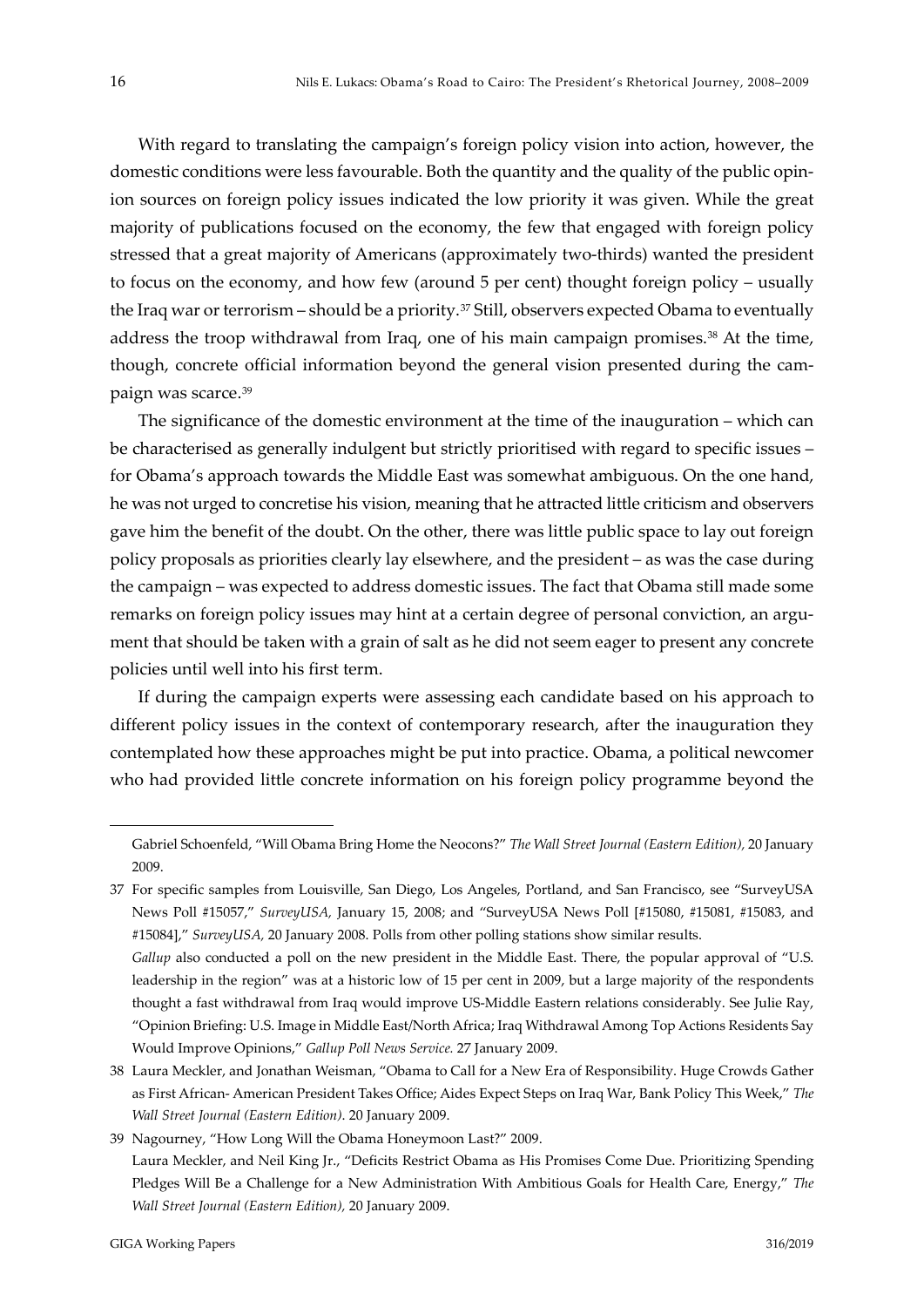With regard to translating the campaign's foreign policy vision into action, however, the domestic conditions were less favourable. Both the quantity and the quality of the public opinion sources on foreign policy issues indicated the low priority it was given. While the great majority of publications focused on the economy, the few that engaged with foreign policy stressed that a great majority of Americans (approximately two-thirds) wanted the president to focus on the economy, and how few (around 5 per cent) thought foreign policy – usually the Iraq war or terrorism – should be a priority.[37] Still, observers expected Obama to eventually address the troop withdrawal from Iraq, one of his main campaign promises.[38] At the time, though, concrete official information beyond the general vision presented during the campaign was scarce.[39]

The significance of the domestic environment at the time of the inauguration – which can be characterised as generally indulgent but strictly prioritised with regard to specific issues – for Obama's approach towards the Middle East was somewhat ambiguous. On the one hand, he was not urged to concretise his vision, meaning that he attracted little criticism and observers gave him the benefit of the doubt. On the other, there was little public space to lay out foreign policy proposals as priorities clearly lay elsewhere, and the president – as was the case during the campaign – was expected to address domestic issues. The fact that Obama still made some remarks on foreign policy issues may hint at a certain degree of personal conviction, an argument that should be taken with a grain of salt as he did not seem eager to present any concrete policies until well into his first term.

If during the campaign experts were assessing each candidate based on his approach to different policy issues in the context of contemporary research, after the inauguration they contemplated how these approaches might be put into practice. Obama, a political newcomer who had provided little concrete information on his foreign policy programme beyond the

---

Gabriel Schoenfeld, "Will Obama Bring Home the Neocons?" *The Wall Street Journal (Eastern Edition)*, 20 January 2009.

37 For specific samples from Louisville, San Diego, Los Angeles, Portland, and San Francisco, see "SurveyUSA News Poll #15057," *SurveyUSA*, January 15, 2008; and "SurveyUSA News Poll [#15080, #15081, #15083, and #15084]," *SurveyUSA*, 20 January 2008. Polls from other polling stations show similar results.
*Gallup* also conducted a poll on the new president in the Middle East. There, the popular approval of "U.S. leadership in the region" was at a historic low of 15 per cent in 2009, but a large majority of the respondents thought a fast withdrawal from Iraq would improve US-Middle Eastern relations considerably. See Julie Ray, "Opinion Briefing: U.S. Image in Middle East/North Africa; Iraq Withdrawal Among Top Actions Residents Say Would Improve Opinions," *Gallup Poll News Service*. 27 January 2009.

38 Laura Meckler, and Jonathan Weisman, "Obama to Call for a New Era of Responsibility. Huge Crowds Gather as First African- American President Takes Office; Aides Expect Steps on Iraq War, Bank Policy This Week," *The Wall Street Journal (Eastern Edition)*. 20 January 2009.

39 Nagourney, "How Long Will the Obama Honeymoon Last?" 2009.
Laura Meckler, and Neil King Jr., "Deficits Restrict Obama as His Promises Come Due. Prioritizing Spending Pledges Will Be a Challenge for a New Administration With Ambitious Goals for Health Care, Energy," *The Wall Street Journal (Eastern Edition)*, 20 January 2009.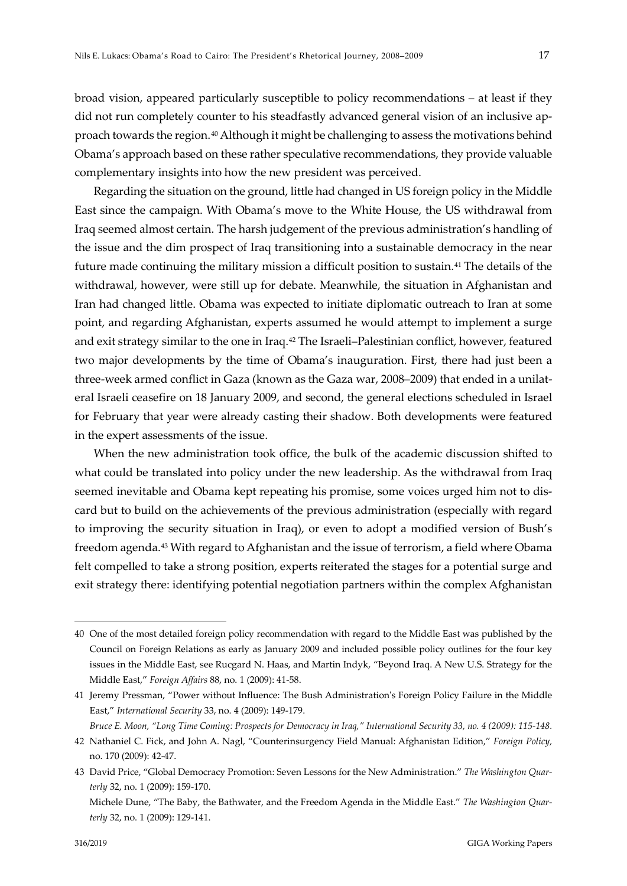broad vision, appeared particularly susceptible to policy recommendations – at least if they did not run completely counter to his steadfastly advanced general vision of an inclusive approach towards the region.[40] Although it might be challenging to assess the motivations behind Obama's approach based on these rather speculative recommendations, they provide valuable complementary insights into how the new president was perceived.

Regarding the situation on the ground, little had changed in US foreign policy in the Middle East since the campaign. With Obama's move to the White House, the US withdrawal from Iraq seemed almost certain. The harsh judgement of the previous administration's handling of the issue and the dim prospect of Iraq transitioning into a sustainable democracy in the near future made continuing the military mission a difficult position to sustain.[41] The details of the withdrawal, however, were still up for debate. Meanwhile, the situation in Afghanistan and Iran had changed little. Obama was expected to initiate diplomatic outreach to Iran at some point, and regarding Afghanistan, experts assumed he would attempt to implement a surge and exit strategy similar to the one in Iraq.[42] The Israeli–Palestinian conflict, however, featured two major developments by the time of Obama's inauguration. First, there had just been a three-week armed conflict in Gaza (known as the Gaza war, 2008–2009) that ended in a unilateral Israeli ceasefire on 18 January 2009, and second, the general elections scheduled in Israel for February that year were already casting their shadow. Both developments were featured in the expert assessments of the issue.

When the new administration took office, the bulk of the academic discussion shifted to what could be translated into policy under the new leadership. As the withdrawal from Iraq seemed inevitable and Obama kept repeating his promise, some voices urged him not to discard but to build on the achievements of the previous administration (especially with regard to improving the security situation in Iraq), or even to adopt a modified version of Bush's freedom agenda.[43] With regard to Afghanistan and the issue of terrorism, a field where Obama felt compelled to take a strong position, experts reiterated the stages for a potential surge and exit strategy there: identifying potential negotiation partners within the complex Afghanistan

---

40 One of the most detailed foreign policy recommendation with regard to the Middle East was published by the Council on Foreign Relations as early as January 2009 and included possible policy outlines for the four key issues in the Middle East, see Rucgard N. Haas, and Martin Indyk, "Beyond Iraq. A New U.S. Strategy for the Middle East," *Foreign Affairs* 88, no. 1 (2009): 41-58.

41 Jeremy Pressman, "Power without Influence: The Bush Administration's Foreign Policy Failure in the Middle East," *International Security* 33, no. 4 (2009): 149-179.
*Bruce E. Moon, "Long Time Coming: Prospects for Democracy in Iraq," International Security 33, no. 4 (2009): 115-148.*

42 Nathaniel C. Fick, and John A. Nagl, "Counterinsurgency Field Manual: Afghanistan Edition," *Foreign Policy,* no. 170 (2009): 42-47.

43 David Price, "Global Democracy Promotion: Seven Lessons for the New Administration." *The Washington Quarterly* 32, no. 1 (2009): 159-170.
Michele Dune, "The Baby, the Bathwater, and the Freedom Agenda in the Middle East." *The Washington Quarterly* 32, no. 1 (2009): 129-141.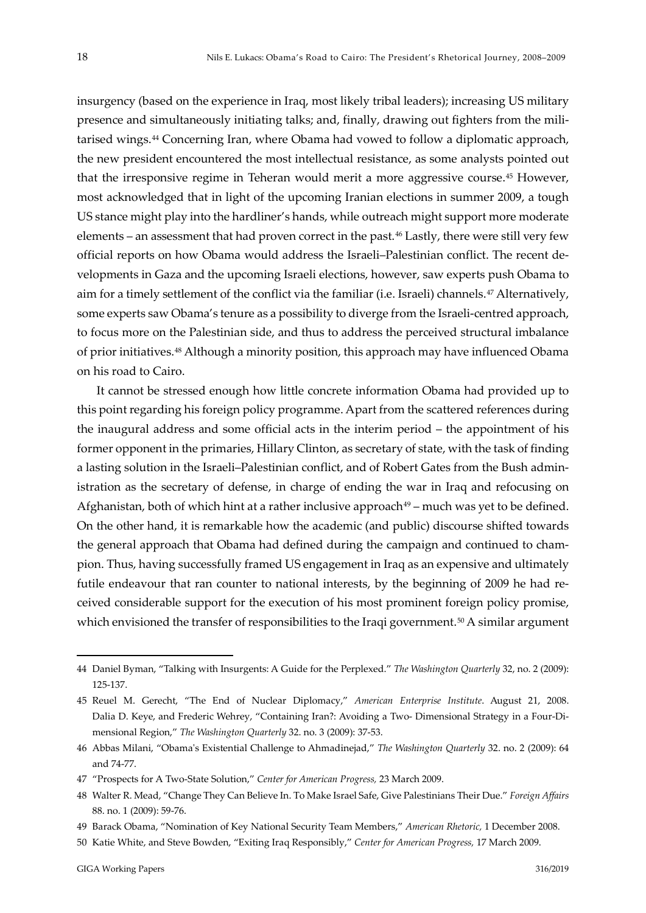insurgency (based on the experience in Iraq, most likely tribal leaders); increasing US military presence and simultaneously initiating talks; and, finally, drawing out fighters from the militarised wings.[44] Concerning Iran, where Obama had vowed to follow a diplomatic approach, the new president encountered the most intellectual resistance, as some analysts pointed out that the irresponsive regime in Teheran would merit a more aggressive course.[45] However, most acknowledged that in light of the upcoming Iranian elections in summer 2009, a tough US stance might play into the hardliner's hands, while outreach might support more moderate elements – an assessment that had proven correct in the past.[46] Lastly, there were still very few official reports on how Obama would address the Israeli–Palestinian conflict. The recent developments in Gaza and the upcoming Israeli elections, however, saw experts push Obama to aim for a timely settlement of the conflict via the familiar (i.e. Israeli) channels.[47] Alternatively, some experts saw Obama's tenure as a possibility to diverge from the Israeli-centred approach, to focus more on the Palestinian side, and thus to address the perceived structural imbalance of prior initiatives.[48] Although a minority position, this approach may have influenced Obama on his road to Cairo.

It cannot be stressed enough how little concrete information Obama had provided up to this point regarding his foreign policy programme. Apart from the scattered references during the inaugural address and some official acts in the interim period – the appointment of his former opponent in the primaries, Hillary Clinton, as secretary of state, with the task of finding a lasting solution in the Israeli–Palestinian conflict, and of Robert Gates from the Bush administration as the secretary of defense, in charge of ending the war in Iraq and refocusing on Afghanistan, both of which hint at a rather inclusive approach[49] – much was yet to be defined. On the other hand, it is remarkable how the academic (and public) discourse shifted towards the general approach that Obama had defined during the campaign and continued to champion. Thus, having successfully framed US engagement in Iraq as an expensive and ultimately futile endeavour that ran counter to national interests, by the beginning of 2009 he had received considerable support for the execution of his most prominent foreign policy promise, which envisioned the transfer of responsibilities to the Iraqi government.[50] A similar argument

---

44 Daniel Byman, "Talking with Insurgents: A Guide for the Perplexed." *The Washington Quarterly* 32, no. 2 (2009): 125-137.

45 Reuel M. Gerecht, "The End of Nuclear Diplomacy," *American Enterprise Institute*. August 21, 2008. Dalia D. Keye, and Frederic Wehrey, "Containing Iran?: Avoiding a Two- Dimensional Strategy in a Four-Dimensional Region," *The Washington Quarterly* 32. no. 3 (2009): 37-53.

46 Abbas Milani, "Obama's Existential Challenge to Ahmadinejad," *The Washington Quarterly* 32. no. 2 (2009): 64 and 74-77.

47 "Prospects for A Two-State Solution," *Center for American Progress,* 23 March 2009.

48 Walter R. Mead, "Change They Can Believe In. To Make Israel Safe, Give Palestinians Their Due." *Foreign Affairs* 88. no. 1 (2009): 59-76.

49 Barack Obama, "Nomination of Key National Security Team Members," *American Rhetoric,* 1 December 2008.

50 Katie White, and Steve Bowden, "Exiting Iraq Responsibly," *Center for American Progress,* 17 March 2009.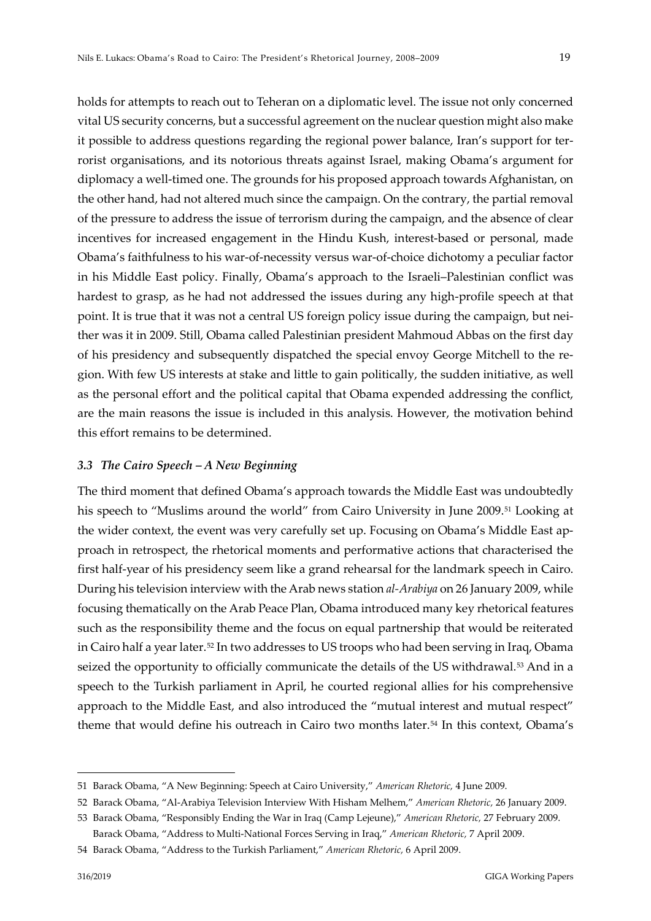holds for attempts to reach out to Teheran on a diplomatic level. The issue not only concerned vital US security concerns, but a successful agreement on the nuclear question might also make it possible to address questions regarding the regional power balance, Iran's support for terrorist organisations, and its notorious threats against Israel, making Obama's argument for diplomacy a well-timed one. The grounds for his proposed approach towards Afghanistan, on the other hand, had not altered much since the campaign. On the contrary, the partial removal of the pressure to address the issue of terrorism during the campaign, and the absence of clear incentives for increased engagement in the Hindu Kush, interest-based or personal, made Obama's faithfulness to his war-of-necessity versus war-of-choice dichotomy a peculiar factor in his Middle East policy. Finally, Obama's approach to the Israeli–Palestinian conflict was hardest to grasp, as he had not addressed the issues during any high-profile speech at that point. It is true that it was not a central US foreign policy issue during the campaign, but neither was it in 2009. Still, Obama called Palestinian president Mahmoud Abbas on the first day of his presidency and subsequently dispatched the special envoy George Mitchell to the region. With few US interests at stake and little to gain politically, the sudden initiative, as well as the personal effort and the political capital that Obama expended addressing the conflict, are the main reasons the issue is included in this analysis. However, the motivation behind this effort remains to be determined.

### *3.3 The Cairo Speech – A New Beginning*

The third moment that defined Obama's approach towards the Middle East was undoubtedly his speech to "Muslims around the world" from Cairo University in June 2009.[51] Looking at the wider context, the event was very carefully set up. Focusing on Obama's Middle East approach in retrospect, the rhetorical moments and performative actions that characterised the first half-year of his presidency seem like a grand rehearsal for the landmark speech in Cairo. During his television interview with the Arab news station *al-Arabiya* on 26 January 2009, while focusing thematically on the Arab Peace Plan, Obama introduced many key rhetorical features such as the responsibility theme and the focus on equal partnership that would be reiterated in Cairo half a year later.[52] In two addresses to US troops who had been serving in Iraq, Obama seized the opportunity to officially communicate the details of the US withdrawal.[53] And in a speech to the Turkish parliament in April, he courted regional allies for his comprehensive approach to the Middle East, and also introduced the "mutual interest and mutual respect" theme that would define his outreach in Cairo two months later.[54] In this context, Obama's

---

51 Barack Obama, "A New Beginning: Speech at Cairo University," *American Rhetoric,* 4 June 2009.

52 Barack Obama, "Al-Arabiya Television Interview With Hisham Melhem," *American Rhetoric,* 26 January 2009.

53 Barack Obama, "Responsibly Ending the War in Iraq (Camp Lejeune)," *American Rhetoric,* 27 February 2009. Barack Obama, "Address to Multi-National Forces Serving in Iraq," *American Rhetoric,* 7 April 2009.

54 Barack Obama, "Address to the Turkish Parliament," *American Rhetoric,* 6 April 2009.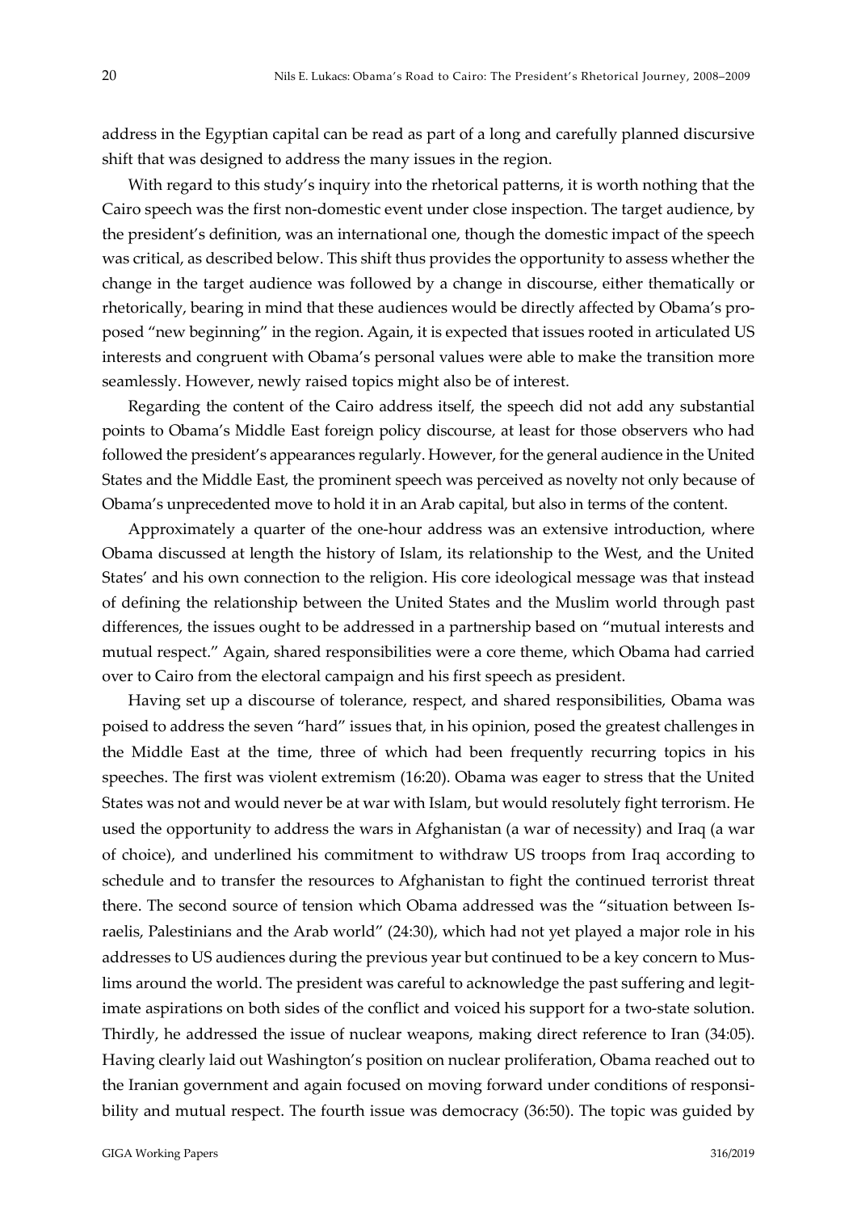address in the Egyptian capital can be read as part of a long and carefully planned discursive shift that was designed to address the many issues in the region.

With regard to this study's inquiry into the rhetorical patterns, it is worth nothing that the Cairo speech was the first non-domestic event under close inspection. The target audience, by the president's definition, was an international one, though the domestic impact of the speech was critical, as described below. This shift thus provides the opportunity to assess whether the change in the target audience was followed by a change in discourse, either thematically or rhetorically, bearing in mind that these audiences would be directly affected by Obama's proposed "new beginning" in the region. Again, it is expected that issues rooted in articulated US interests and congruent with Obama's personal values were able to make the transition more seamlessly. However, newly raised topics might also be of interest.

Regarding the content of the Cairo address itself, the speech did not add any substantial points to Obama's Middle East foreign policy discourse, at least for those observers who had followed the president's appearances regularly. However, for the general audience in the United States and the Middle East, the prominent speech was perceived as novelty not only because of Obama's unprecedented move to hold it in an Arab capital, but also in terms of the content.

Approximately a quarter of the one-hour address was an extensive introduction, where Obama discussed at length the history of Islam, its relationship to the West, and the United States' and his own connection to the religion. His core ideological message was that instead of defining the relationship between the United States and the Muslim world through past differences, the issues ought to be addressed in a partnership based on "mutual interests and mutual respect." Again, shared responsibilities were a core theme, which Obama had carried over to Cairo from the electoral campaign and his first speech as president.

Having set up a discourse of tolerance, respect, and shared responsibilities, Obama was poised to address the seven "hard" issues that, in his opinion, posed the greatest challenges in the Middle East at the time, three of which had been frequently recurring topics in his speeches. The first was violent extremism (16:20). Obama was eager to stress that the United States was not and would never be at war with Islam, but would resolutely fight terrorism. He used the opportunity to address the wars in Afghanistan (a war of necessity) and Iraq (a war of choice), and underlined his commitment to withdraw US troops from Iraq according to schedule and to transfer the resources to Afghanistan to fight the continued terrorist threat there. The second source of tension which Obama addressed was the "situation between Israelis, Palestinians and the Arab world" (24:30), which had not yet played a major role in his addresses to US audiences during the previous year but continued to be a key concern to Muslims around the world. The president was careful to acknowledge the past suffering and legitimate aspirations on both sides of the conflict and voiced his support for a two-state solution. Thirdly, he addressed the issue of nuclear weapons, making direct reference to Iran (34:05). Having clearly laid out Washington's position on nuclear proliferation, Obama reached out to the Iranian government and again focused on moving forward under conditions of responsibility and mutual respect. The fourth issue was democracy (36:50). The topic was guided by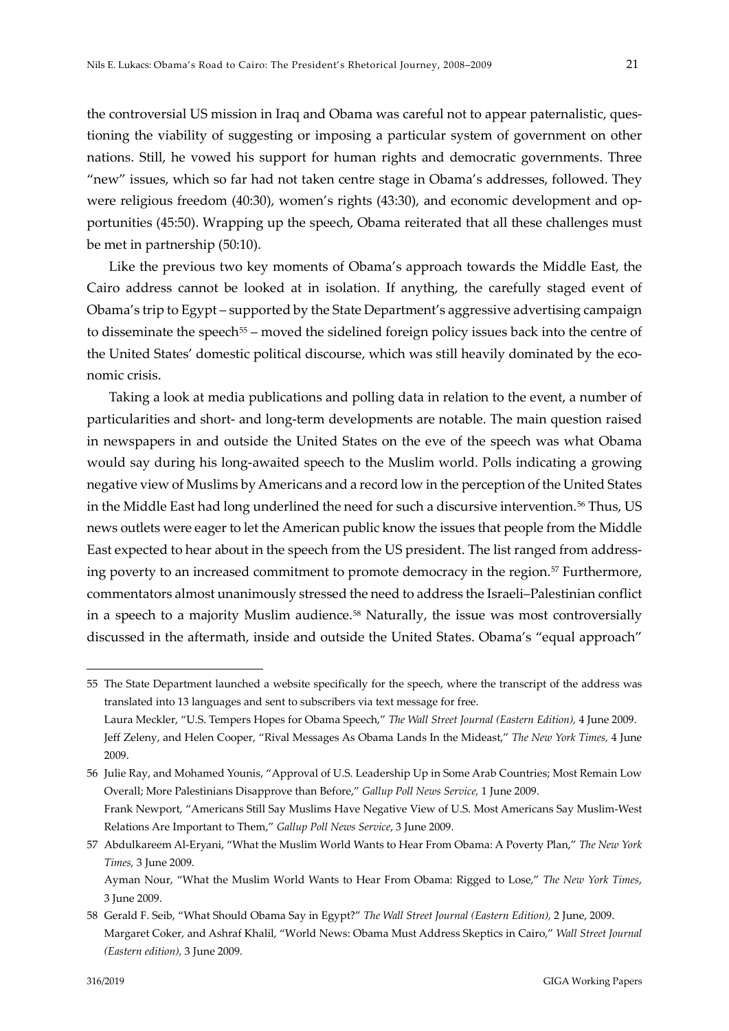the controversial US mission in Iraq and Obama was careful not to appear paternalistic, questioning the viability of suggesting or imposing a particular system of government on other nations. Still, he vowed his support for human rights and democratic governments. Three "new" issues, which so far had not taken centre stage in Obama's addresses, followed. They were religious freedom (40:30), women's rights (43:30), and economic development and opportunities (45:50). Wrapping up the speech, Obama reiterated that all these challenges must be met in partnership (50:10).

Like the previous two key moments of Obama's approach towards the Middle East, the Cairo address cannot be looked at in isolation. If anything, the carefully staged event of Obama's trip to Egypt – supported by the State Department's aggressive advertising campaign to disseminate the speech[55] – moved the sidelined foreign policy issues back into the centre of the United States' domestic political discourse, which was still heavily dominated by the economic crisis.

Taking a look at media publications and polling data in relation to the event, a number of particularities and short- and long-term developments are notable. The main question raised in newspapers in and outside the United States on the eve of the speech was what Obama would say during his long-awaited speech to the Muslim world. Polls indicating a growing negative view of Muslims by Americans and a record low in the perception of the United States in the Middle East had long underlined the need for such a discursive intervention.[56] Thus, US news outlets were eager to let the American public know the issues that people from the Middle East expected to hear about in the speech from the US president. The list ranged from addressing poverty to an increased commitment to promote democracy in the region.[57] Furthermore, commentators almost unanimously stressed the need to address the Israeli–Palestinian conflict in a speech to a majority Muslim audience.[58] Naturally, the issue was most controversially discussed in the aftermath, inside and outside the United States. Obama's "equal approach"

---

55 The State Department launched a website specifically for the speech, where the transcript of the address was translated into 13 languages and sent to subscribers via text message for free.
Laura Meckler, "U.S. Tempers Hopes for Obama Speech," *The Wall Street Journal (Eastern Edition),* 4 June 2009.
Jeff Zeleny, and Helen Cooper, "Rival Messages As Obama Lands In the Mideast," *The New York Times,* 4 June 2009.

56 Julie Ray, and Mohamed Younis, "Approval of U.S. Leadership Up in Some Arab Countries; Most Remain Low Overall; More Palestinians Disapprove than Before," *Gallup Poll News Service,* 1 June 2009.
Frank Newport, "Americans Still Say Muslims Have Negative View of U.S. Most Americans Say Muslim-West Relations Are Important to Them," *Gallup Poll News Service*, 3 June 2009.

57 Abdulkareem Al-Eryani, "What the Muslim World Wants to Hear From Obama: A Poverty Plan," *The New York Times,* 3 June 2009.
Ayman Nour, "What the Muslim World Wants to Hear From Obama: Rigged to Lose," *The New York Times*, 3 June 2009.

58 Gerald F. Seib, "What Should Obama Say in Egypt?" *The Wall Street Journal (Eastern Edition),* 2 June, 2009.
Margaret Coker, and Ashraf Khalil, "World News: Obama Must Address Skeptics in Cairo," *Wall Street Journal (Eastern edition),* 3 June 2009.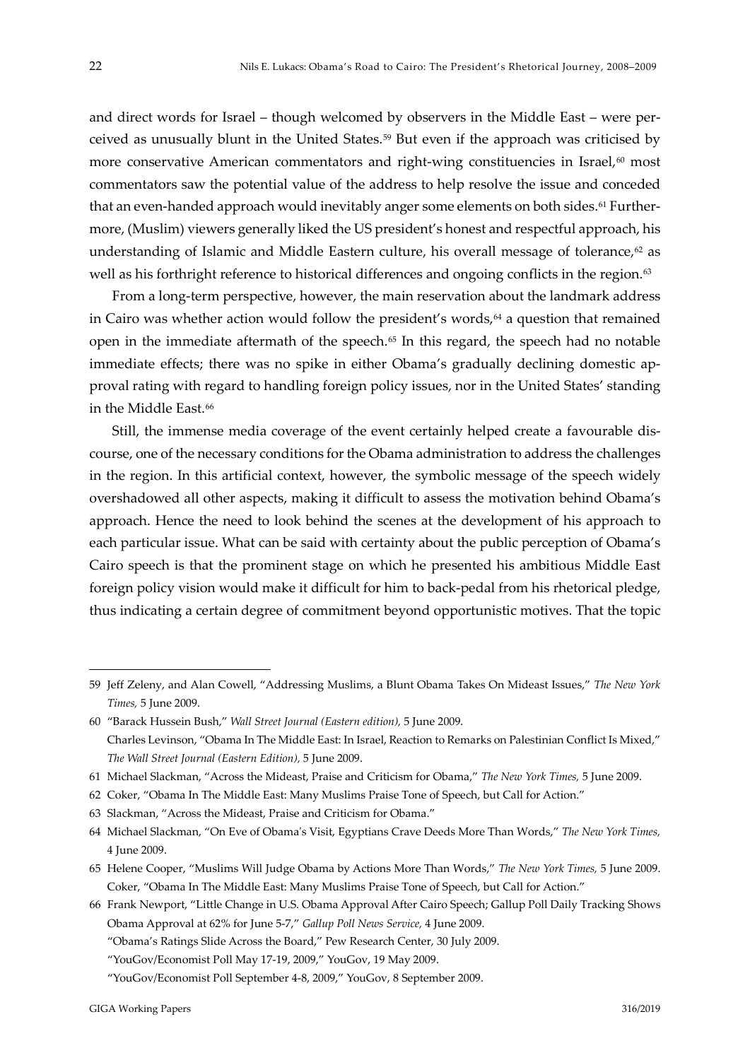and direct words for Israel – though welcomed by observers in the Middle East – were perceived as unusually blunt in the United States.[59] But even if the approach was criticised by more conservative American commentators and right-wing constituencies in Israel,[60] most commentators saw the potential value of the address to help resolve the issue and conceded that an even-handed approach would inevitably anger some elements on both sides.[61] Furthermore, (Muslim) viewers generally liked the US president's honest and respectful approach, his understanding of Islamic and Middle Eastern culture, his overall message of tolerance,[62] as well as his forthright reference to historical differences and ongoing conflicts in the region.[63]

From a long-term perspective, however, the main reservation about the landmark address in Cairo was whether action would follow the president's words,[64] a question that remained open in the immediate aftermath of the speech.[65] In this regard, the speech had no notable immediate effects; there was no spike in either Obama's gradually declining domestic approval rating with regard to handling foreign policy issues, nor in the United States' standing in the Middle East.[66]

Still, the immense media coverage of the event certainly helped create a favourable discourse, one of the necessary conditions for the Obama administration to address the challenges in the region. In this artificial context, however, the symbolic message of the speech widely overshadowed all other aspects, making it difficult to assess the motivation behind Obama's approach. Hence the need to look behind the scenes at the development of his approach to each particular issue. What can be said with certainty about the public perception of Obama's Cairo speech is that the prominent stage on which he presented his ambitious Middle East foreign policy vision would make it difficult for him to back-pedal from his rhetorical pledge, thus indicating a certain degree of commitment beyond opportunistic motives. That the topic

---

59 Jeff Zeleny, and Alan Cowell, "Addressing Muslims, a Blunt Obama Takes On Mideast Issues," *The New York Times,* 5 June 2009.

60 "Barack Hussein Bush," *Wall Street Journal (Eastern edition),* 5 June 2009.
Charles Levinson, "Obama In The Middle East: In Israel, Reaction to Remarks on Palestinian Conflict Is Mixed," *The Wall Street Journal (Eastern Edition),* 5 June 2009.

61 Michael Slackman, "Across the Mideast, Praise and Criticism for Obama," *The New York Times,* 5 June 2009.

62 Coker, "Obama In The Middle East: Many Muslims Praise Tone of Speech, but Call for Action."

63 Slackman, "Across the Mideast, Praise and Criticism for Obama."

64 Michael Slackman, "On Eve of Obama's Visit, Egyptians Crave Deeds More Than Words," *The New York Times,* 4 June 2009.

65 Helene Cooper, "Muslims Will Judge Obama by Actions More Than Words," *The New York Times,* 5 June 2009.
Coker, "Obama In The Middle East: Many Muslims Praise Tone of Speech, but Call for Action."

66 Frank Newport, "Little Change in U.S. Obama Approval After Cairo Speech; Gallup Poll Daily Tracking Shows Obama Approval at 62% for June 5-7," *Gallup Poll News Service,* 4 June 2009.
"Obama's Ratings Slide Across the Board," Pew Research Center, 30 July 2009.
"YouGov/Economist Poll May 17-19, 2009," YouGov, 19 May 2009.
"YouGov/Economist Poll September 4-8, 2009," YouGov, 8 September 2009.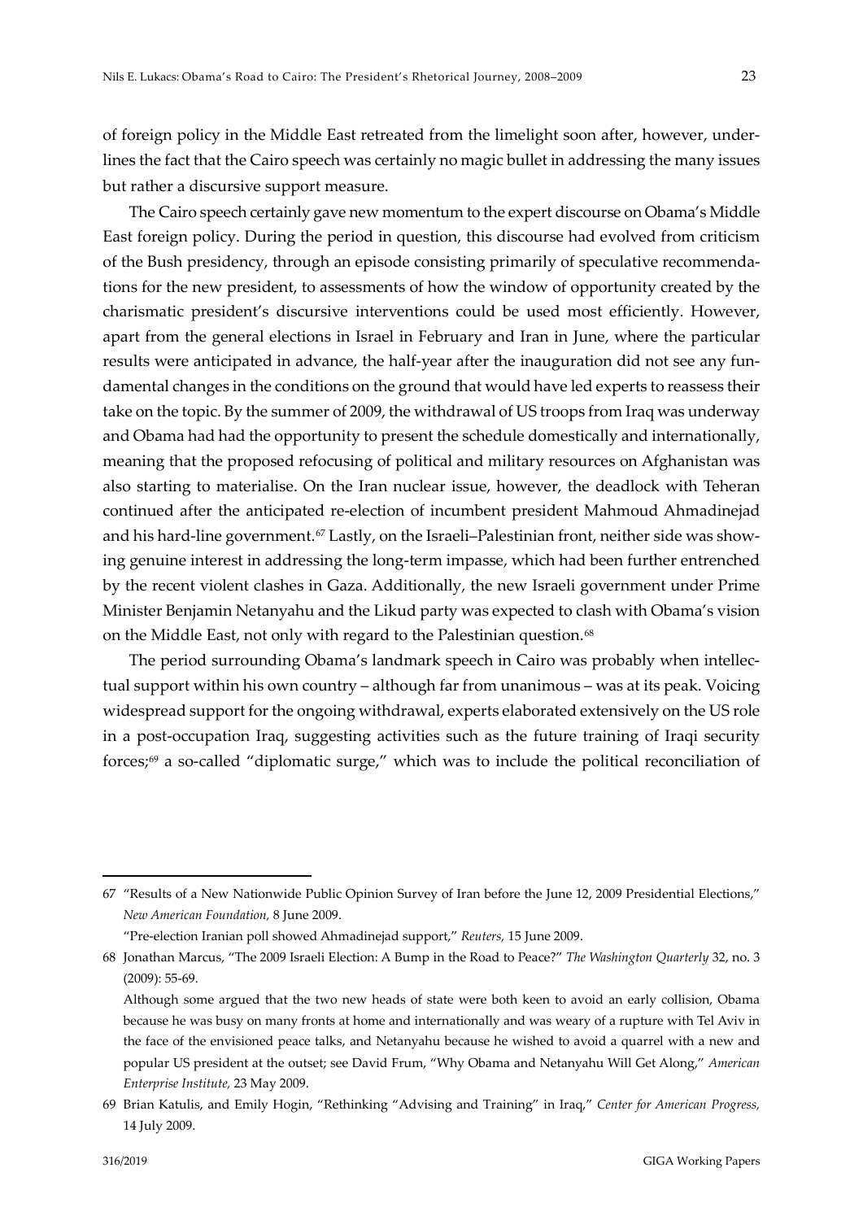of foreign policy in the Middle East retreated from the limelight soon after, however, underlines the fact that the Cairo speech was certainly no magic bullet in addressing the many issues but rather a discursive support measure.

The Cairo speech certainly gave new momentum to the expert discourse on Obama's Middle East foreign policy. During the period in question, this discourse had evolved from criticism of the Bush presidency, through an episode consisting primarily of speculative recommendations for the new president, to assessments of how the window of opportunity created by the charismatic president's discursive interventions could be used most efficiently. However, apart from the general elections in Israel in February and Iran in June, where the particular results were anticipated in advance, the half-year after the inauguration did not see any fundamental changes in the conditions on the ground that would have led experts to reassess their take on the topic. By the summer of 2009, the withdrawal of US troops from Iraq was underway and Obama had had the opportunity to present the schedule domestically and internationally, meaning that the proposed refocusing of political and military resources on Afghanistan was also starting to materialise. On the Iran nuclear issue, however, the deadlock with Teheran continued after the anticipated re-election of incumbent president Mahmoud Ahmadinejad and his hard-line government.[67] Lastly, on the Israeli–Palestinian front, neither side was showing genuine interest in addressing the long-term impasse, which had been further entrenched by the recent violent clashes in Gaza. Additionally, the new Israeli government under Prime Minister Benjamin Netanyahu and the Likud party was expected to clash with Obama's vision on the Middle East, not only with regard to the Palestinian question.[68]

The period surrounding Obama's landmark speech in Cairo was probably when intellectual support within his own country – although far from unanimous – was at its peak. Voicing widespread support for the ongoing withdrawal, experts elaborated extensively on the US role in a post-occupation Iraq, suggesting activities such as the future training of Iraqi security forces;[69] a so-called "diplomatic surge," which was to include the political reconciliation of

---

67 "Results of a New Nationwide Public Opinion Survey of Iran before the June 12, 2009 Presidential Elections," *New American Foundation,* 8 June 2009.
"Pre-election Iranian poll showed Ahmadinejad support," *Reuters,* 15 June 2009.

68 Jonathan Marcus, "The 2009 Israeli Election: A Bump in the Road to Peace?" *The Washington Quarterly* 32, no. 3 (2009): 55-69.
Although some argued that the two new heads of state were both keen to avoid an early collision, Obama because he was busy on many fronts at home and internationally and was weary of a rupture with Tel Aviv in the face of the envisioned peace talks, and Netanyahu because he wished to avoid a quarrel with a new and popular US president at the outset; see David Frum, "Why Obama and Netanyahu Will Get Along," *American Enterprise Institute,* 23 May 2009.

69 Brian Katulis, and Emily Hogin, "Rethinking "Advising and Training" in Iraq," *Center for American Progress,* 14 July 2009.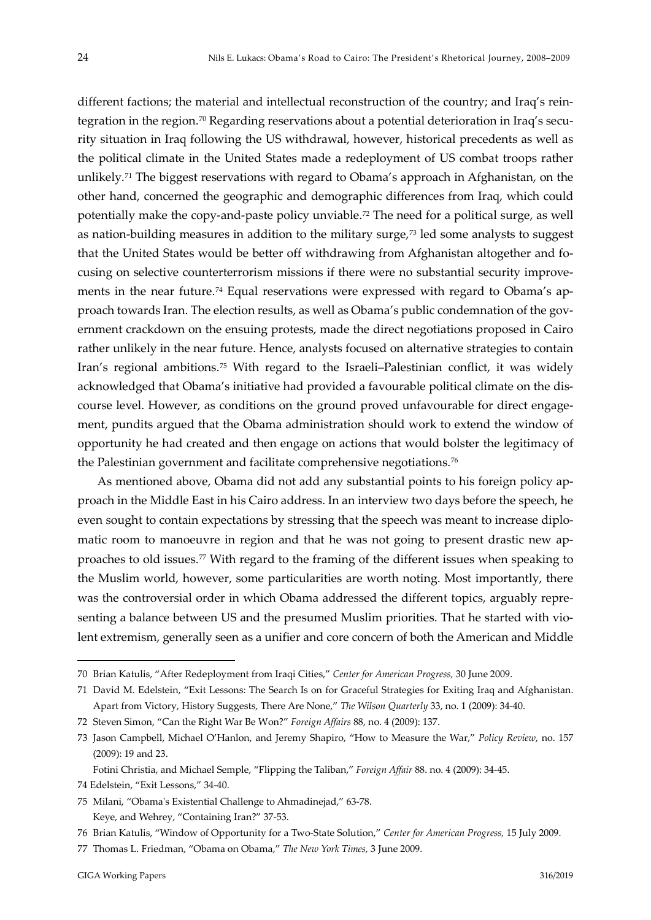different factions; the material and intellectual reconstruction of the country; and Iraq's reintegration in the region.[70] Regarding reservations about a potential deterioration in Iraq's security situation in Iraq following the US withdrawal, however, historical precedents as well as the political climate in the United States made a redeployment of US combat troops rather unlikely.[71] The biggest reservations with regard to Obama's approach in Afghanistan, on the other hand, concerned the geographic and demographic differences from Iraq, which could potentially make the copy-and-paste policy unviable.[72] The need for a political surge, as well as nation-building measures in addition to the military surge,[73] led some analysts to suggest that the United States would be better off withdrawing from Afghanistan altogether and focusing on selective counterterrorism missions if there were no substantial security improvements in the near future.[74] Equal reservations were expressed with regard to Obama's approach towards Iran. The election results, as well as Obama's public condemnation of the government crackdown on the ensuing protests, made the direct negotiations proposed in Cairo rather unlikely in the near future. Hence, analysts focused on alternative strategies to contain Iran's regional ambitions.[75] With regard to the Israeli–Palestinian conflict, it was widely acknowledged that Obama's initiative had provided a favourable political climate on the discourse level. However, as conditions on the ground proved unfavourable for direct engagement, pundits argued that the Obama administration should work to extend the window of opportunity he had created and then engage on actions that would bolster the legitimacy of the Palestinian government and facilitate comprehensive negotiations.[76]

As mentioned above, Obama did not add any substantial points to his foreign policy approach in the Middle East in his Cairo address. In an interview two days before the speech, he even sought to contain expectations by stressing that the speech was meant to increase diplomatic room to manoeuvre in region and that he was not going to present drastic new approaches to old issues.[77] With regard to the framing of the different issues when speaking to the Muslim world, however, some particularities are worth noting. Most importantly, there was the controversial order in which Obama addressed the different topics, arguably representing a balance between US and the presumed Muslim priorities. That he started with violent extremism, generally seen as a unifier and core concern of both the American and Middle

---

70 Brian Katulis, "After Redeployment from Iraqi Cities," *Center for American Progress,* 30 June 2009.

71 David M. Edelstein, "Exit Lessons: The Search Is on for Graceful Strategies for Exiting Iraq and Afghanistan. Apart from Victory, History Suggests, There Are None," *The Wilson Quarterly* 33, no. 1 (2009): 34-40.

72 Steven Simon, "Can the Right War Be Won?" *Foreign Affairs* 88, no. 4 (2009): 137.

73 Jason Campbell, Michael O'Hanlon, and Jeremy Shapiro, "How to Measure the War," *Policy Review*, no. 157 (2009): 19 and 23.
Fotini Christia, and Michael Semple, "Flipping the Taliban," *Foreign Affair* 88. no. 4 (2009): 34-45.

74 Edelstein, "Exit Lessons," 34-40.

75 Milani, "Obama's Existential Challenge to Ahmadinejad," 63-78.
Keye, and Wehrey, "Containing Iran?" 37-53.

76 Brian Katulis, "Window of Opportunity for a Two-State Solution," *Center for American Progress,* 15 July 2009.

77 Thomas L. Friedman, "Obama on Obama," *The New York Times,* 3 June 2009.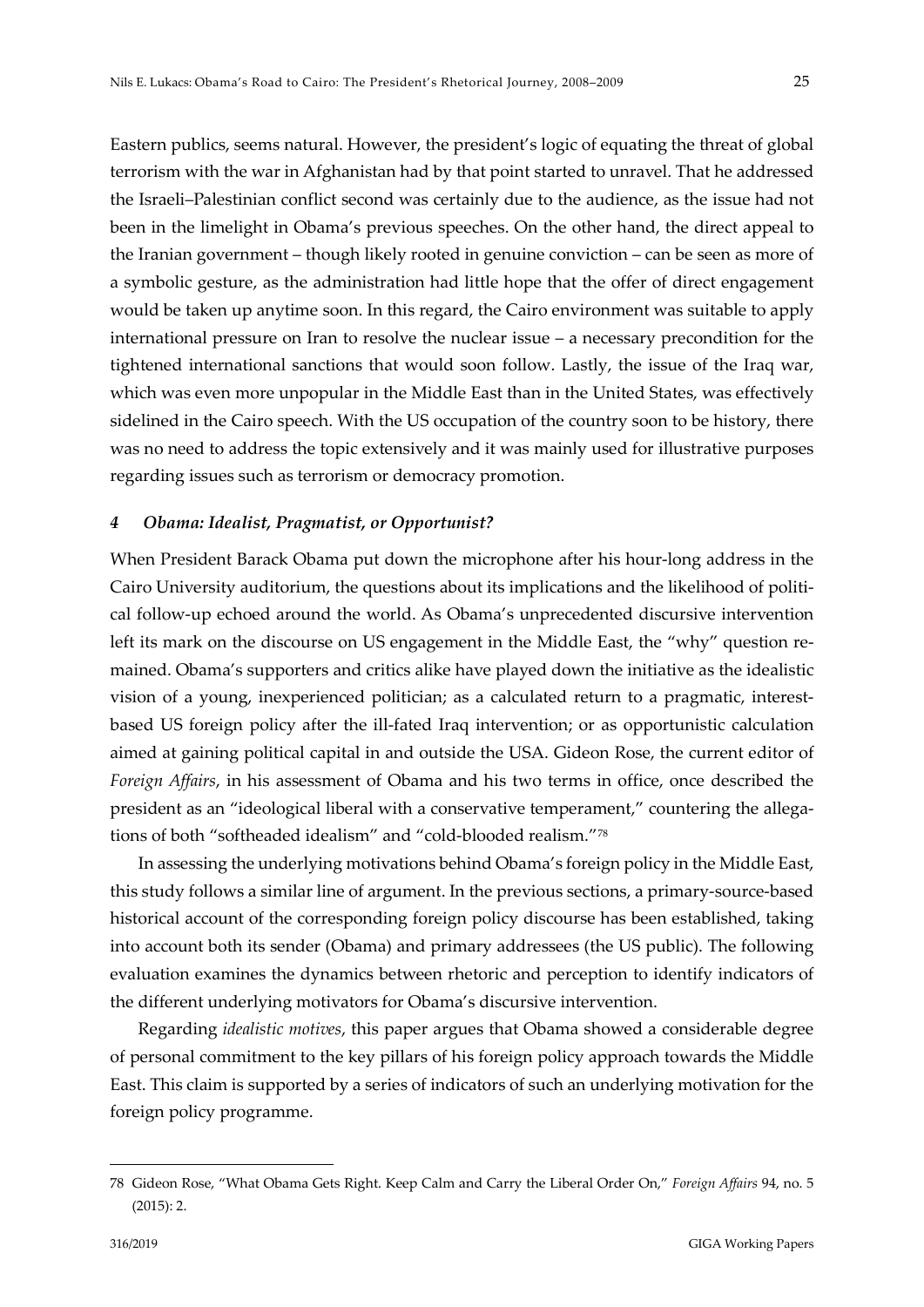Eastern publics, seems natural. However, the president's logic of equating the threat of global terrorism with the war in Afghanistan had by that point started to unravel. That he addressed the Israeli–Palestinian conflict second was certainly due to the audience, as the issue had not been in the limelight in Obama's previous speeches. On the other hand, the direct appeal to the Iranian government – though likely rooted in genuine conviction – can be seen as more of a symbolic gesture, as the administration had little hope that the offer of direct engagement would be taken up anytime soon. In this regard, the Cairo environment was suitable to apply international pressure on Iran to resolve the nuclear issue – a necessary precondition for the tightened international sanctions that would soon follow. Lastly, the issue of the Iraq war, which was even more unpopular in the Middle East than in the United States, was effectively sidelined in the Cairo speech. With the US occupation of the country soon to be history, there was no need to address the topic extensively and it was mainly used for illustrative purposes regarding issues such as terrorism or democracy promotion.

## *4 Obama: Idealist, Pragmatist, or Opportunist?*

When President Barack Obama put down the microphone after his hour-long address in the Cairo University auditorium, the questions about its implications and the likelihood of political follow-up echoed around the world. As Obama's unprecedented discursive intervention left its mark on the discourse on US engagement in the Middle East, the "why" question remained. Obama's supporters and critics alike have played down the initiative as the idealistic vision of a young, inexperienced politician; as a calculated return to a pragmatic, interest-based US foreign policy after the ill-fated Iraq intervention; or as opportunistic calculation aimed at gaining political capital in and outside the USA. Gideon Rose, the current editor of *Foreign Affairs*, in his assessment of Obama and his two terms in office, once described the president as an "ideological liberal with a conservative temperament," countering the allegations of both "softheaded idealism" and "cold-blooded realism."[78]

In assessing the underlying motivations behind Obama's foreign policy in the Middle East, this study follows a similar line of argument. In the previous sections, a primary-source-based historical account of the corresponding foreign policy discourse has been established, taking into account both its sender (Obama) and primary addressees (the US public). The following evaluation examines the dynamics between rhetoric and perception to identify indicators of the different underlying motivators for Obama's discursive intervention.

Regarding *idealistic motives*, this paper argues that Obama showed a considerable degree of personal commitment to the key pillars of his foreign policy approach towards the Middle East. This claim is supported by a series of indicators of such an underlying motivation for the foreign policy programme.

---

78 Gideon Rose, "What Obama Gets Right. Keep Calm and Carry the Liberal Order On," *Foreign Affairs* 94, no. 5 (2015): 2.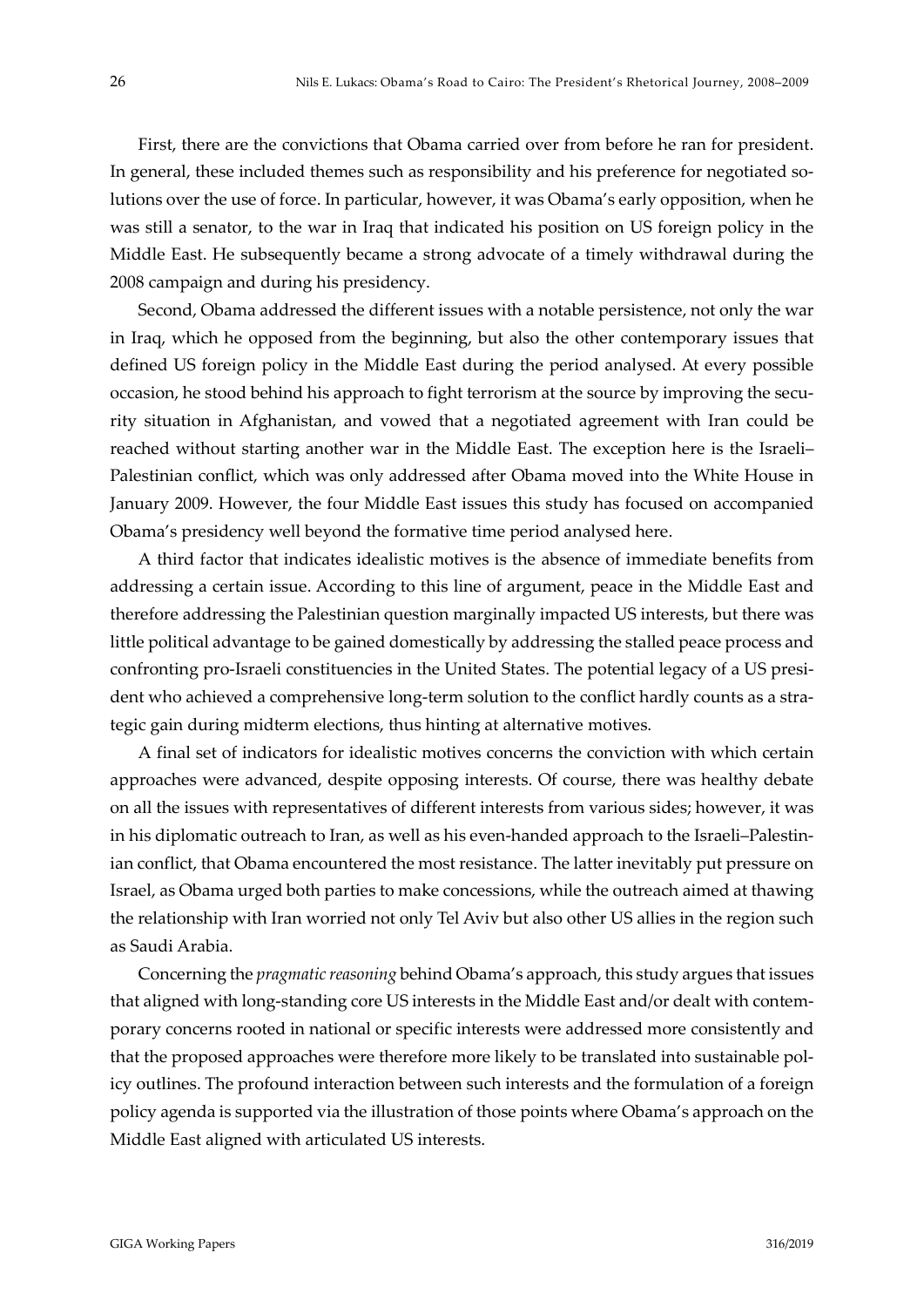First, there are the convictions that Obama carried over from before he ran for president. In general, these included themes such as responsibility and his preference for negotiated solutions over the use of force. In particular, however, it was Obama's early opposition, when he was still a senator, to the war in Iraq that indicated his position on US foreign policy in the Middle East. He subsequently became a strong advocate of a timely withdrawal during the 2008 campaign and during his presidency.

Second, Obama addressed the different issues with a notable persistence, not only the war in Iraq, which he opposed from the beginning, but also the other contemporary issues that defined US foreign policy in the Middle East during the period analysed. At every possible occasion, he stood behind his approach to fight terrorism at the source by improving the security situation in Afghanistan, and vowed that a negotiated agreement with Iran could be reached without starting another war in the Middle East. The exception here is the Israeli–Palestinian conflict, which was only addressed after Obama moved into the White House in January 2009. However, the four Middle East issues this study has focused on accompanied Obama's presidency well beyond the formative time period analysed here.

A third factor that indicates idealistic motives is the absence of immediate benefits from addressing a certain issue. According to this line of argument, peace in the Middle East and therefore addressing the Palestinian question marginally impacted US interests, but there was little political advantage to be gained domestically by addressing the stalled peace process and confronting pro-Israeli constituencies in the United States. The potential legacy of a US president who achieved a comprehensive long-term solution to the conflict hardly counts as a strategic gain during midterm elections, thus hinting at alternative motives.

A final set of indicators for idealistic motives concerns the conviction with which certain approaches were advanced, despite opposing interests. Of course, there was healthy debate on all the issues with representatives of different interests from various sides; however, it was in his diplomatic outreach to Iran, as well as his even-handed approach to the Israeli–Palestinian conflict, that Obama encountered the most resistance. The latter inevitably put pressure on Israel, as Obama urged both parties to make concessions, while the outreach aimed at thawing the relationship with Iran worried not only Tel Aviv but also other US allies in the region such as Saudi Arabia.

Concerning the *pragmatic reasoning* behind Obama's approach, this study argues that issues that aligned with long-standing core US interests in the Middle East and/or dealt with contemporary concerns rooted in national or specific interests were addressed more consistently and that the proposed approaches were therefore more likely to be translated into sustainable policy outlines. The profound interaction between such interests and the formulation of a foreign policy agenda is supported via the illustration of those points where Obama's approach on the Middle East aligned with articulated US interests.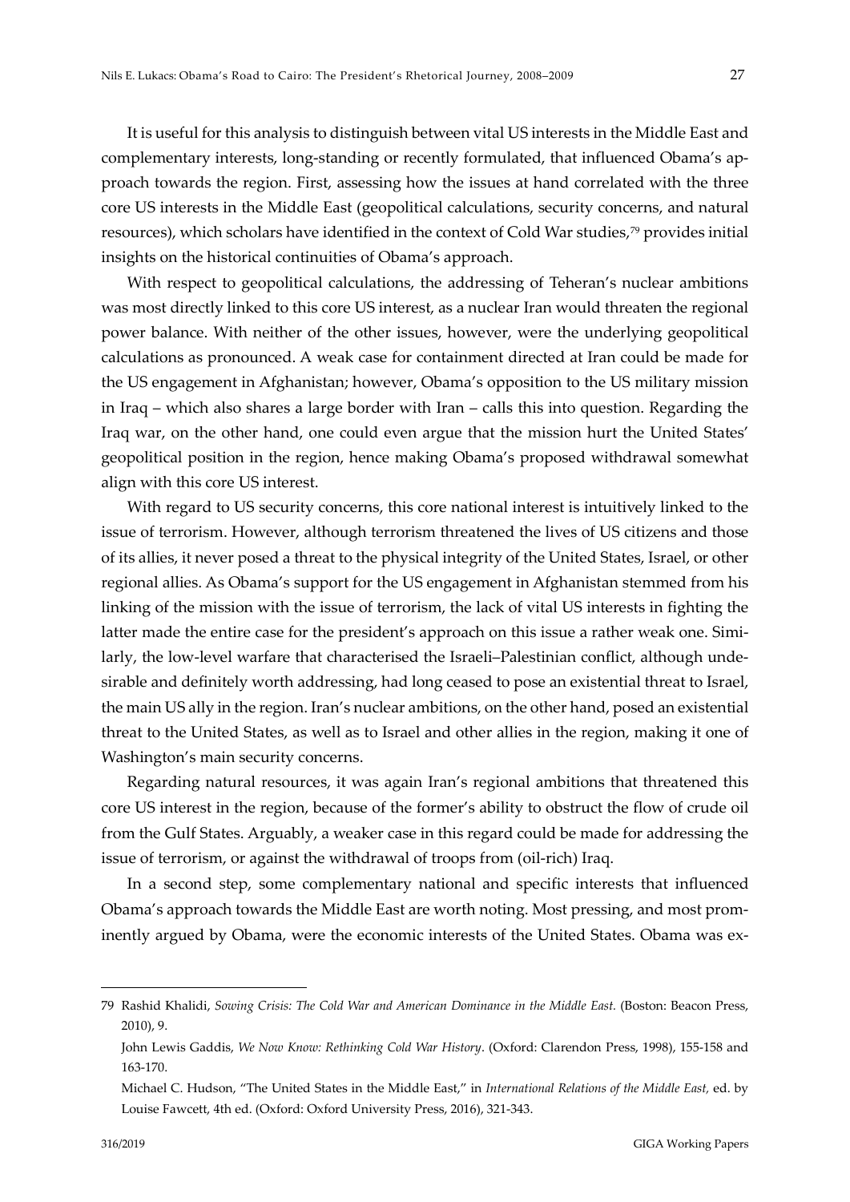It is useful for this analysis to distinguish between vital US interests in the Middle East and complementary interests, long-standing or recently formulated, that influenced Obama's approach towards the region. First, assessing how the issues at hand correlated with the three core US interests in the Middle East (geopolitical calculations, security concerns, and natural resources), which scholars have identified in the context of Cold War studies,[79] provides initial insights on the historical continuities of Obama's approach.

With respect to geopolitical calculations, the addressing of Teheran's nuclear ambitions was most directly linked to this core US interest, as a nuclear Iran would threaten the regional power balance. With neither of the other issues, however, were the underlying geopolitical calculations as pronounced. A weak case for containment directed at Iran could be made for the US engagement in Afghanistan; however, Obama's opposition to the US military mission in Iraq – which also shares a large border with Iran – calls this into question. Regarding the Iraq war, on the other hand, one could even argue that the mission hurt the United States' geopolitical position in the region, hence making Obama's proposed withdrawal somewhat align with this core US interest.

With regard to US security concerns, this core national interest is intuitively linked to the issue of terrorism. However, although terrorism threatened the lives of US citizens and those of its allies, it never posed a threat to the physical integrity of the United States, Israel, or other regional allies. As Obama's support for the US engagement in Afghanistan stemmed from his linking of the mission with the issue of terrorism, the lack of vital US interests in fighting the latter made the entire case for the president's approach on this issue a rather weak one. Similarly, the low-level warfare that characterised the Israeli–Palestinian conflict, although undesirable and definitely worth addressing, had long ceased to pose an existential threat to Israel, the main US ally in the region. Iran's nuclear ambitions, on the other hand, posed an existential threat to the United States, as well as to Israel and other allies in the region, making it one of Washington's main security concerns.

Regarding natural resources, it was again Iran's regional ambitions that threatened this core US interest in the region, because of the former's ability to obstruct the flow of crude oil from the Gulf States. Arguably, a weaker case in this regard could be made for addressing the issue of terrorism, or against the withdrawal of troops from (oil-rich) Iraq.

In a second step, some complementary national and specific interests that influenced Obama's approach towards the Middle East are worth noting. Most pressing, and most prominently argued by Obama, were the economic interests of the United States. Obama was ex-

---

79 Rashid Khalidi, *Sowing Crisis: The Cold War and American Dominance in the Middle East.* (Boston: Beacon Press, 2010), 9.

John Lewis Gaddis, *We Now Know: Rethinking Cold War History*. (Oxford: Clarendon Press, 1998), 155-158 and 163-170.

Michael C. Hudson, "The United States in the Middle East," in *International Relations of the Middle East,* ed. by Louise Fawcett, 4th ed. (Oxford: Oxford University Press, 2016), 321-343.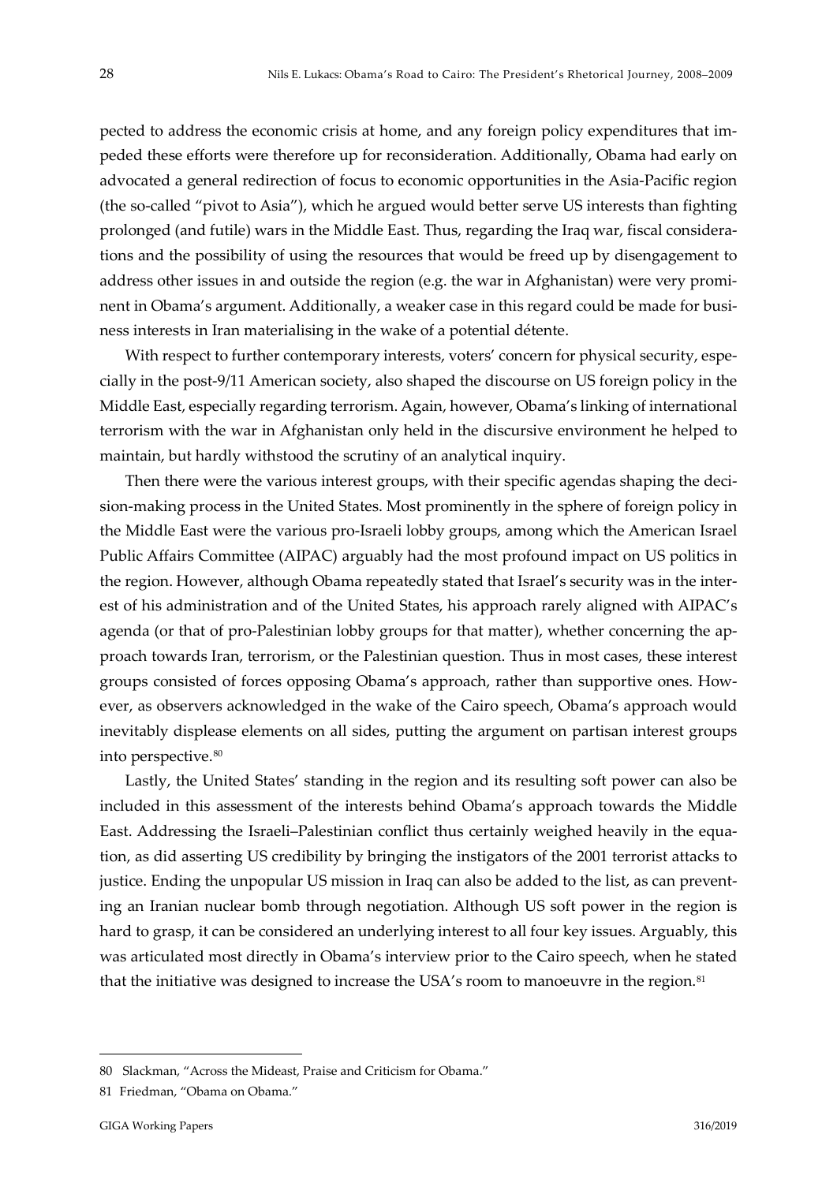pected to address the economic crisis at home, and any foreign policy expenditures that impeded these efforts were therefore up for reconsideration. Additionally, Obama had early on advocated a general redirection of focus to economic opportunities in the Asia-Pacific region (the so-called "pivot to Asia"), which he argued would better serve US interests than fighting prolonged (and futile) wars in the Middle East. Thus, regarding the Iraq war, fiscal considerations and the possibility of using the resources that would be freed up by disengagement to address other issues in and outside the region (e.g. the war in Afghanistan) were very prominent in Obama's argument. Additionally, a weaker case in this regard could be made for business interests in Iran materialising in the wake of a potential détente.

With respect to further contemporary interests, voters' concern for physical security, especially in the post-9/11 American society, also shaped the discourse on US foreign policy in the Middle East, especially regarding terrorism. Again, however, Obama's linking of international terrorism with the war in Afghanistan only held in the discursive environment he helped to maintain, but hardly withstood the scrutiny of an analytical inquiry.

Then there were the various interest groups, with their specific agendas shaping the decision-making process in the United States. Most prominently in the sphere of foreign policy in the Middle East were the various pro-Israeli lobby groups, among which the American Israel Public Affairs Committee (AIPAC) arguably had the most profound impact on US politics in the region. However, although Obama repeatedly stated that Israel's security was in the interest of his administration and of the United States, his approach rarely aligned with AIPAC's agenda (or that of pro-Palestinian lobby groups for that matter), whether concerning the approach towards Iran, terrorism, or the Palestinian question. Thus in most cases, these interest groups consisted of forces opposing Obama's approach, rather than supportive ones. However, as observers acknowledged in the wake of the Cairo speech, Obama's approach would inevitably displease elements on all sides, putting the argument on partisan interest groups into perspective.[80]

Lastly, the United States' standing in the region and its resulting soft power can also be included in this assessment of the interests behind Obama's approach towards the Middle East. Addressing the Israeli–Palestinian conflict thus certainly weighed heavily in the equation, as did asserting US credibility by bringing the instigators of the 2001 terrorist attacks to justice. Ending the unpopular US mission in Iraq can also be added to the list, as can preventing an Iranian nuclear bomb through negotiation. Although US soft power in the region is hard to grasp, it can be considered an underlying interest to all four key issues. Arguably, this was articulated most directly in Obama's interview prior to the Cairo speech, when he stated that the initiative was designed to increase the USA's room to manoeuvre in the region.[81]

---

80 Slackman, "Across the Mideast, Praise and Criticism for Obama."

81 Friedman, "Obama on Obama."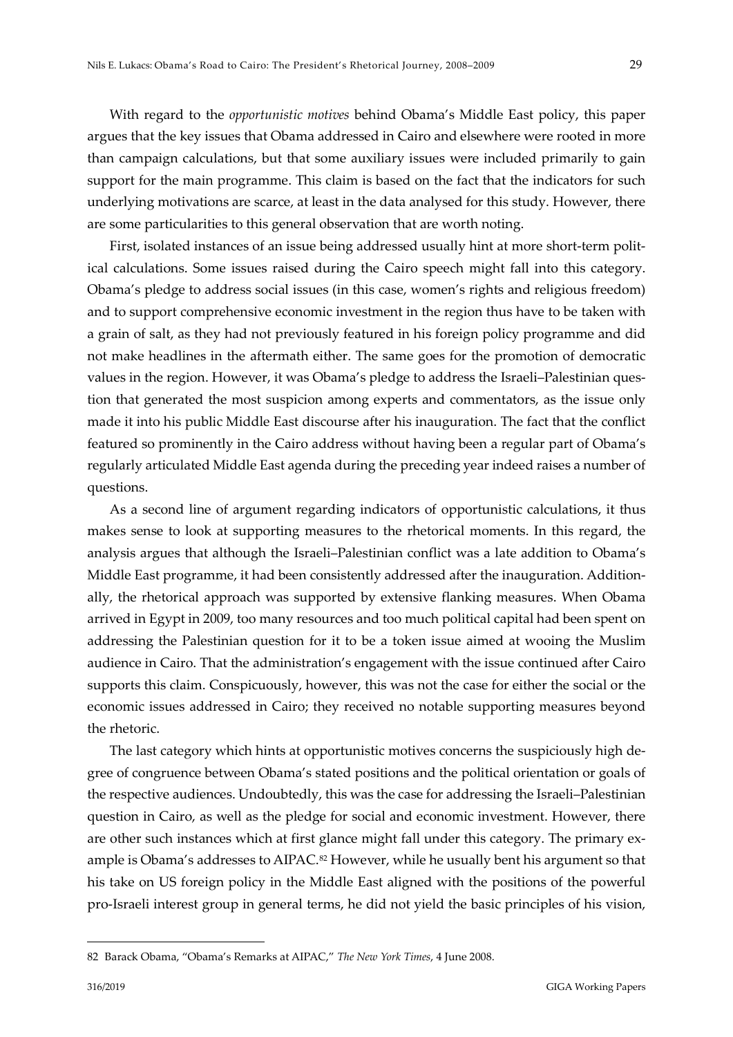With regard to the *opportunistic motives* behind Obama's Middle East policy, this paper argues that the key issues that Obama addressed in Cairo and elsewhere were rooted in more than campaign calculations, but that some auxiliary issues were included primarily to gain support for the main programme. This claim is based on the fact that the indicators for such underlying motivations are scarce, at least in the data analysed for this study. However, there are some particularities to this general observation that are worth noting.

First, isolated instances of an issue being addressed usually hint at more short-term political calculations. Some issues raised during the Cairo speech might fall into this category. Obama's pledge to address social issues (in this case, women's rights and religious freedom) and to support comprehensive economic investment in the region thus have to be taken with a grain of salt, as they had not previously featured in his foreign policy programme and did not make headlines in the aftermath either. The same goes for the promotion of democratic values in the region. However, it was Obama's pledge to address the Israeli–Palestinian question that generated the most suspicion among experts and commentators, as the issue only made it into his public Middle East discourse after his inauguration. The fact that the conflict featured so prominently in the Cairo address without having been a regular part of Obama's regularly articulated Middle East agenda during the preceding year indeed raises a number of questions.

As a second line of argument regarding indicators of opportunistic calculations, it thus makes sense to look at supporting measures to the rhetorical moments. In this regard, the analysis argues that although the Israeli–Palestinian conflict was a late addition to Obama's Middle East programme, it had been consistently addressed after the inauguration. Additionally, the rhetorical approach was supported by extensive flanking measures. When Obama arrived in Egypt in 2009, too many resources and too much political capital had been spent on addressing the Palestinian question for it to be a token issue aimed at wooing the Muslim audience in Cairo. That the administration's engagement with the issue continued after Cairo supports this claim. Conspicuously, however, this was not the case for either the social or the economic issues addressed in Cairo; they received no notable supporting measures beyond the rhetoric.

The last category which hints at opportunistic motives concerns the suspiciously high degree of congruence between Obama's stated positions and the political orientation or goals of the respective audiences. Undoubtedly, this was the case for addressing the Israeli–Palestinian question in Cairo, as well as the pledge for social and economic investment. However, there are other such instances which at first glance might fall under this category. The primary example is Obama's addresses to AIPAC.[82] However, while he usually bent his argument so that his take on US foreign policy in the Middle East aligned with the positions of the powerful pro-Israeli interest group in general terms, he did not yield the basic principles of his vision,

---

82 Barack Obama, "Obama's Remarks at AIPAC," *The New York Times*, 4 June 2008.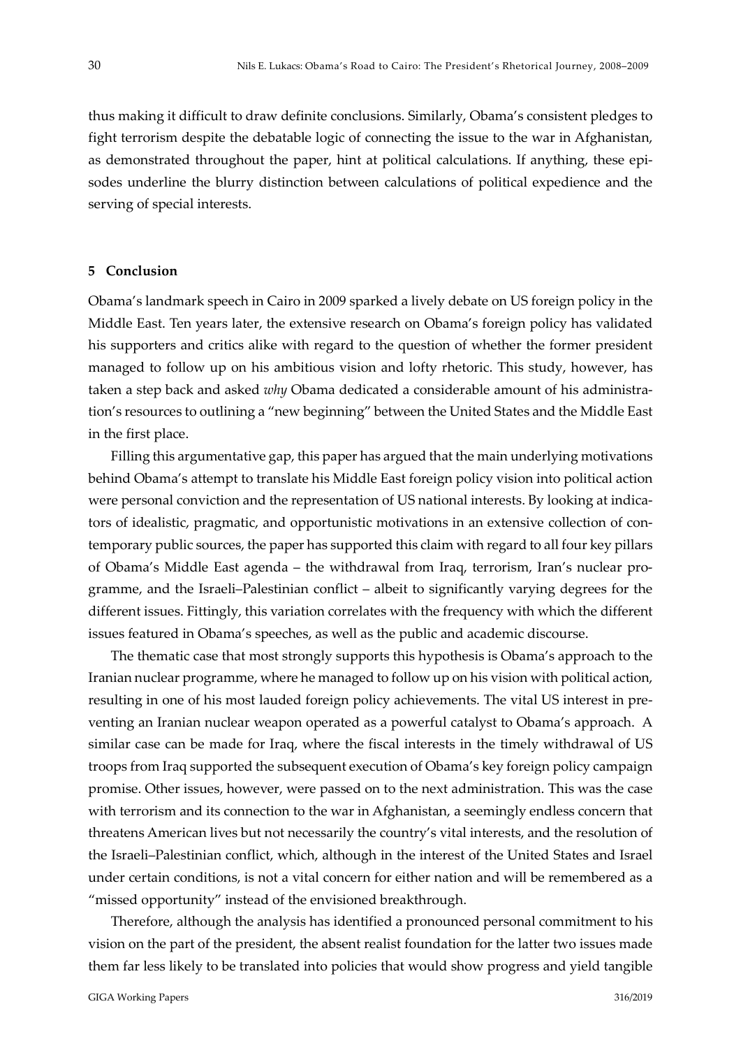thus making it difficult to draw definite conclusions. Similarly, Obama's consistent pledges to fight terrorism despite the debatable logic of connecting the issue to the war in Afghanistan, as demonstrated throughout the paper, hint at political calculations. If anything, these episodes underline the blurry distinction between calculations of political expedience and the serving of special interests.

## 5 Conclusion

Obama's landmark speech in Cairo in 2009 sparked a lively debate on US foreign policy in the Middle East. Ten years later, the extensive research on Obama's foreign policy has validated his supporters and critics alike with regard to the question of whether the former president managed to follow up on his ambitious vision and lofty rhetoric. This study, however, has taken a step back and asked *why* Obama dedicated a considerable amount of his administration's resources to outlining a "new beginning" between the United States and the Middle East in the first place.

Filling this argumentative gap, this paper has argued that the main underlying motivations behind Obama's attempt to translate his Middle East foreign policy vision into political action were personal conviction and the representation of US national interests. By looking at indicators of idealistic, pragmatic, and opportunistic motivations in an extensive collection of contemporary public sources, the paper has supported this claim with regard to all four key pillars of Obama's Middle East agenda – the withdrawal from Iraq, terrorism, Iran's nuclear programme, and the Israeli–Palestinian conflict – albeit to significantly varying degrees for the different issues. Fittingly, this variation correlates with the frequency with which the different issues featured in Obama's speeches, as well as the public and academic discourse.

The thematic case that most strongly supports this hypothesis is Obama's approach to the Iranian nuclear programme, where he managed to follow up on his vision with political action, resulting in one of his most lauded foreign policy achievements. The vital US interest in preventing an Iranian nuclear weapon operated as a powerful catalyst to Obama's approach. A similar case can be made for Iraq, where the fiscal interests in the timely withdrawal of US troops from Iraq supported the subsequent execution of Obama's key foreign policy campaign promise. Other issues, however, were passed on to the next administration. This was the case with terrorism and its connection to the war in Afghanistan, a seemingly endless concern that threatens American lives but not necessarily the country's vital interests, and the resolution of the Israeli–Palestinian conflict, which, although in the interest of the United States and Israel under certain conditions, is not a vital concern for either nation and will be remembered as a "missed opportunity" instead of the envisioned breakthrough.

Therefore, although the analysis has identified a pronounced personal commitment to his vision on the part of the president, the absent realist foundation for the latter two issues made them far less likely to be translated into policies that would show progress and yield tangible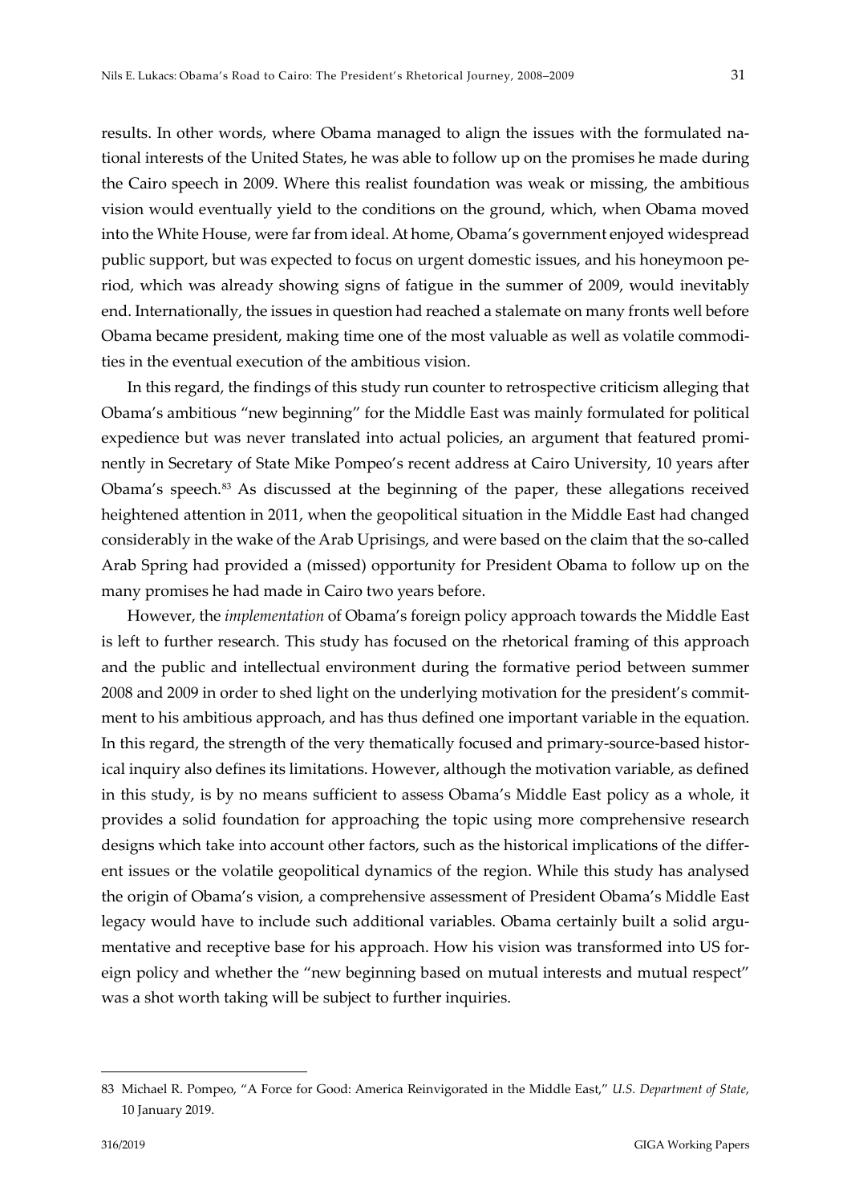results. In other words, where Obama managed to align the issues with the formulated national interests of the United States, he was able to follow up on the promises he made during the Cairo speech in 2009. Where this realist foundation was weak or missing, the ambitious vision would eventually yield to the conditions on the ground, which, when Obama moved into the White House, were far from ideal. At home, Obama's government enjoyed widespread public support, but was expected to focus on urgent domestic issues, and his honeymoon period, which was already showing signs of fatigue in the summer of 2009, would inevitably end. Internationally, the issues in question had reached a stalemate on many fronts well before Obama became president, making time one of the most valuable as well as volatile commodities in the eventual execution of the ambitious vision.

In this regard, the findings of this study run counter to retrospective criticism alleging that Obama's ambitious "new beginning" for the Middle East was mainly formulated for political expedience but was never translated into actual policies, an argument that featured prominently in Secretary of State Mike Pompeo's recent address at Cairo University, 10 years after Obama's speech.[83] As discussed at the beginning of the paper, these allegations received heightened attention in 2011, when the geopolitical situation in the Middle East had changed considerably in the wake of the Arab Uprisings, and were based on the claim that the so-called Arab Spring had provided a (missed) opportunity for President Obama to follow up on the many promises he had made in Cairo two years before.

However, the *implementation* of Obama's foreign policy approach towards the Middle East is left to further research. This study has focused on the rhetorical framing of this approach and the public and intellectual environment during the formative period between summer 2008 and 2009 in order to shed light on the underlying motivation for the president's commitment to his ambitious approach, and has thus defined one important variable in the equation. In this regard, the strength of the very thematically focused and primary-source-based historical inquiry also defines its limitations. However, although the motivation variable, as defined in this study, is by no means sufficient to assess Obama's Middle East policy as a whole, it provides a solid foundation for approaching the topic using more comprehensive research designs which take into account other factors, such as the historical implications of the different issues or the volatile geopolitical dynamics of the region. While this study has analysed the origin of Obama's vision, a comprehensive assessment of President Obama's Middle East legacy would have to include such additional variables. Obama certainly built a solid argumentative and receptive base for his approach. How his vision was transformed into US foreign policy and whether the "new beginning based on mutual interests and mutual respect" was a shot worth taking will be subject to further inquiries.

---

83 Michael R. Pompeo, "A Force for Good: America Reinvigorated in the Middle East," *U.S. Department of State*, 10 January 2019.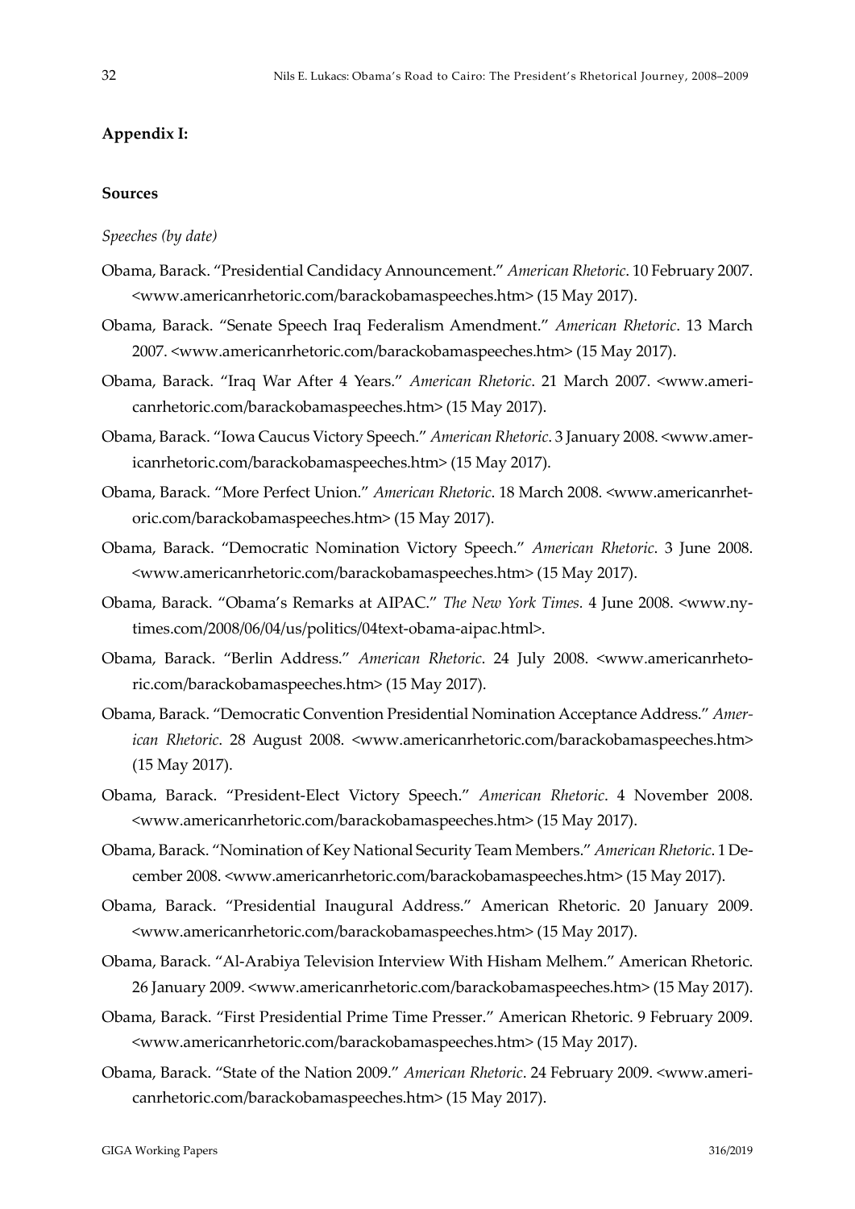## Appendix I:

### Sources

*Speeches (by date)*

Obama, Barack. "Presidential Candidacy Announcement." *American Rhetoric*. 10 February 2007. <www.americanrhetoric.com/barackobamaspeeches.htm> (15 May 2017).

Obama, Barack. "Senate Speech Iraq Federalism Amendment." *American Rhetoric*. 13 March 2007. <www.americanrhetoric.com/barackobamaspeeches.htm> (15 May 2017).

Obama, Barack. "Iraq War After 4 Years." *American Rhetoric*. 21 March 2007. <www.americanrhetoric.com/barackobamaspeeches.htm> (15 May 2017).

Obama, Barack. "Iowa Caucus Victory Speech." *American Rhetoric*. 3 January 2008. <www.americanrhetoric.com/barackobamaspeeches.htm> (15 May 2017).

Obama, Barack. "More Perfect Union." *American Rhetoric*. 18 March 2008. <www.americanrhetoric.com/barackobamaspeeches.htm> (15 May 2017).

Obama, Barack. "Democratic Nomination Victory Speech." *American Rhetoric*. 3 June 2008. <www.americanrhetoric.com/barackobamaspeeches.htm> (15 May 2017).

Obama, Barack. "Obama's Remarks at AIPAC." *The New York Times.* 4 June 2008. <www.nytimes.com/2008/06/04/us/politics/04text-obama-aipac.html>.

Obama, Barack. "Berlin Address." *American Rhetoric*. 24 July 2008. <www.americanrhetoric.com/barackobamaspeeches.htm> (15 May 2017).

Obama, Barack. "Democratic Convention Presidential Nomination Acceptance Address." *American Rhetoric*. 28 August 2008. <www.americanrhetoric.com/barackobamaspeeches.htm> (15 May 2017).

Obama, Barack. "President-Elect Victory Speech." *American Rhetoric*. 4 November 2008. <www.americanrhetoric.com/barackobamaspeeches.htm> (15 May 2017).

Obama, Barack. "Nomination of Key National Security Team Members." *American Rhetoric*. 1 December 2008. <www.americanrhetoric.com/barackobamaspeeches.htm> (15 May 2017).

Obama, Barack. "Presidential Inaugural Address." American Rhetoric. 20 January 2009. <www.americanrhetoric.com/barackobamaspeeches.htm> (15 May 2017).

Obama, Barack. "Al-Arabiya Television Interview With Hisham Melhem." American Rhetoric. 26 January 2009. <www.americanrhetoric.com/barackobamaspeeches.htm> (15 May 2017).

Obama, Barack. "First Presidential Prime Time Presser." American Rhetoric. 9 February 2009. <www.americanrhetoric.com/barackobamaspeeches.htm> (15 May 2017).

Obama, Barack. "State of the Nation 2009." *American Rhetoric*. 24 February 2009. <www.americanrhetoric.com/barackobamaspeeches.htm> (15 May 2017).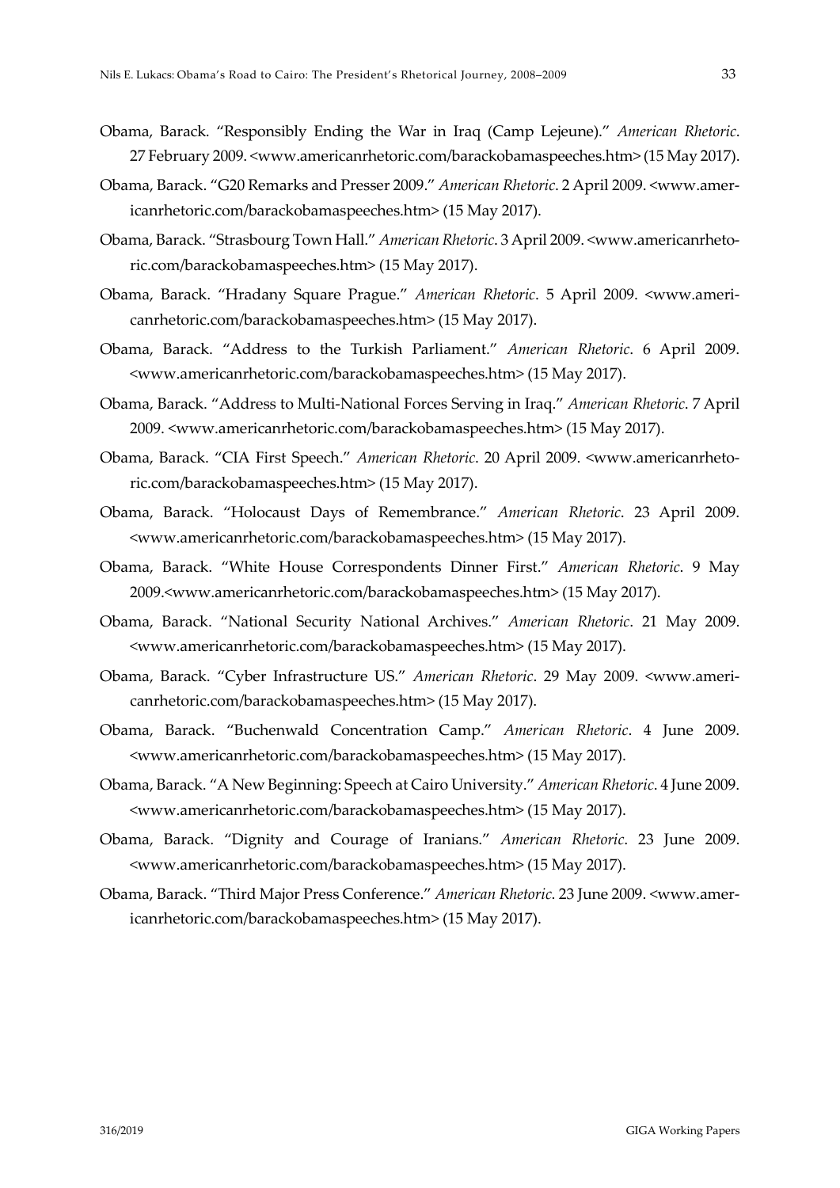Obama, Barack. "Responsibly Ending the War in Iraq (Camp Lejeune)." *American Rhetoric*. 27 February 2009. <www.americanrhetoric.com/barackobamaspeeches.htm> (15 May 2017).

Obama, Barack. "G20 Remarks and Presser 2009." *American Rhetoric*. 2 April 2009. <www.americanrhetoric.com/barackobamaspeeches.htm> (15 May 2017).

Obama, Barack. "Strasbourg Town Hall." *American Rhetoric*. 3 April 2009. <www.americanrhetoric.com/barackobamaspeeches.htm> (15 May 2017).

Obama, Barack. "Hradany Square Prague." *American Rhetoric*. 5 April 2009. <www.americanrhetoric.com/barackobamaspeeches.htm> (15 May 2017).

Obama, Barack. "Address to the Turkish Parliament." *American Rhetoric*. 6 April 2009. <www.americanrhetoric.com/barackobamaspeeches.htm> (15 May 2017).

Obama, Barack. "Address to Multi-National Forces Serving in Iraq." *American Rhetoric*. 7 April 2009. <www.americanrhetoric.com/barackobamaspeeches.htm> (15 May 2017).

Obama, Barack. "CIA First Speech." *American Rhetoric*. 20 April 2009. <www.americanrhetoric.com/barackobamaspeeches.htm> (15 May 2017).

Obama, Barack. "Holocaust Days of Remembrance." *American Rhetoric*. 23 April 2009. <www.americanrhetoric.com/barackobamaspeeches.htm> (15 May 2017).

Obama, Barack. "White House Correspondents Dinner First." *American Rhetoric*. 9 May 2009.<www.americanrhetoric.com/barackobamaspeeches.htm> (15 May 2017).

Obama, Barack. "National Security National Archives." *American Rhetoric*. 21 May 2009. <www.americanrhetoric.com/barackobamaspeeches.htm> (15 May 2017).

Obama, Barack. "Cyber Infrastructure US." *American Rhetoric*. 29 May 2009. <www.americanrhetoric.com/barackobamaspeeches.htm> (15 May 2017).

Obama, Barack. "Buchenwald Concentration Camp." *American Rhetoric*. 4 June 2009. <www.americanrhetoric.com/barackobamaspeeches.htm> (15 May 2017).

Obama, Barack. "A New Beginning: Speech at Cairo University." *American Rhetoric*. 4 June 2009. <www.americanrhetoric.com/barackobamaspeeches.htm> (15 May 2017).

Obama, Barack. "Dignity and Courage of Iranians." *American Rhetoric*. 23 June 2009. <www.americanrhetoric.com/barackobamaspeeches.htm> (15 May 2017).

Obama, Barack. "Third Major Press Conference." *American Rhetoric*. 23 June 2009. <www.americanrhetoric.com/barackobamaspeeches.htm> (15 May 2017).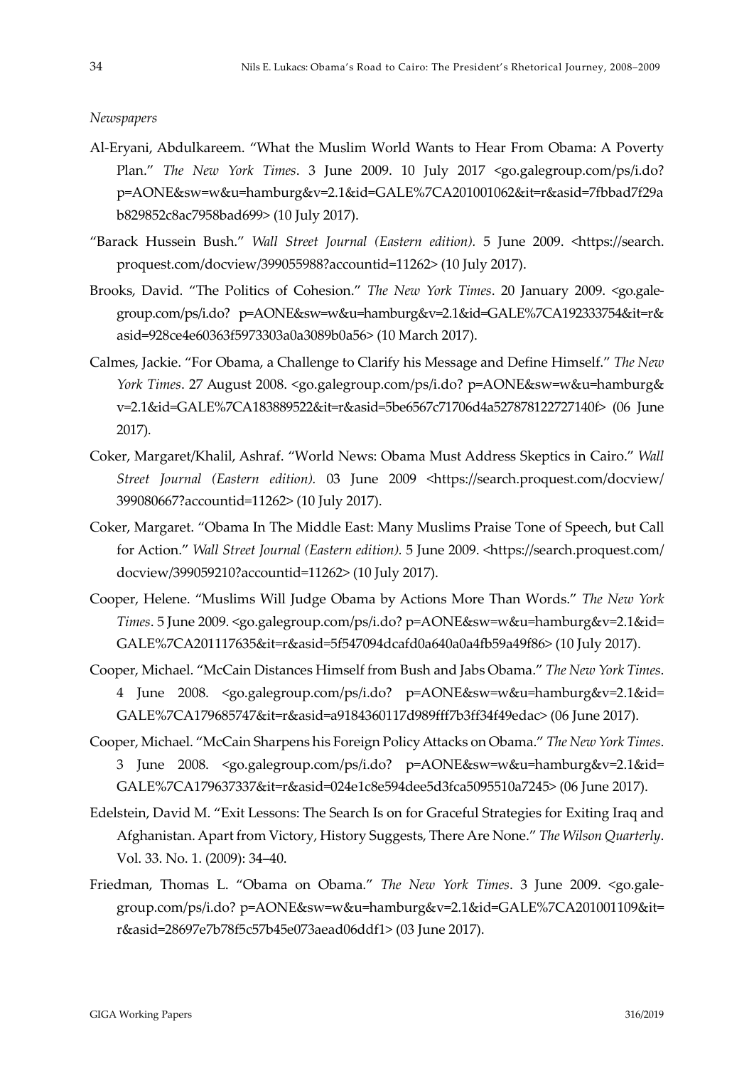*Newspapers*

Al-Eryani, Abdulkareem. "What the Muslim World Wants to Hear From Obama: A Poverty Plan." *The New York Times*. 3 June 2009. 10 July 2017 <go.galegroup.com/ps/i.do?p=AONE&sw=w&u=hamburg&v=2.1&id=GALE%7CA201001062&it=r&asid=7fbbad7f29ab829852c8ac7958bad699> (10 July 2017).

"Barack Hussein Bush." *Wall Street Journal (Eastern edition)*. 5 June 2009. <https://search.proquest.com/docview/399055988?accountid=11262> (10 July 2017).

Brooks, David. "The Politics of Cohesion." *The New York Times*. 20 January 2009. <go.galegroup.com/ps/i.do? p=AONE&sw=w&u=hamburg&v=2.1&id=GALE%7CA192333754&it=r&asid=928ce4e60363f5973303a0a3089b0a56> (10 March 2017).

Calmes, Jackie. "For Obama, a Challenge to Clarify his Message and Define Himself." *The New York Times*. 27 August 2008. <go.galegroup.com/ps/i.do? p=AONE&sw=w&u=hamburg&v=2.1&id=GALE%7CA183889522&it=r&asid=5be6567c71706d4a527878122727140f> (06 June 2017).

Coker, Margaret/Khalil, Ashraf. "World News: Obama Must Address Skeptics in Cairo." *Wall Street Journal (Eastern edition).* 03 June 2009 <https://search.proquest.com/docview/399080667?accountid=11262> (10 July 2017).

Coker, Margaret. "Obama In The Middle East: Many Muslims Praise Tone of Speech, but Call for Action." *Wall Street Journal (Eastern edition)*. 5 June 2009. <https://search.proquest.com/docview/399059210?accountid=11262> (10 July 2017).

Cooper, Helene. "Muslims Will Judge Obama by Actions More Than Words." *The New York Times*. 5 June 2009. <go.galegroup.com/ps/i.do? p=AONE&sw=w&u=hamburg&v=2.1&id=GALE%7CA201117635&it=r&asid=5f547094dcafd0a640a0a4fb59a49f86> (10 July 2017).

Cooper, Michael. "McCain Distances Himself from Bush and Jabs Obama." *The New York Times*. 4 June 2008. <go.galegroup.com/ps/i.do? p=AONE&sw=w&u=hamburg&v=2.1&id=GALE%7CA179685747&it=r&asid=a9184360117d989fff7b3ff34f49edac> (06 June 2017).

Cooper, Michael. "McCain Sharpens his Foreign Policy Attacks on Obama." *The New York Times*. 3 June 2008. <go.galegroup.com/ps/i.do? p=AONE&sw=w&u=hamburg&v=2.1&id=GALE%7CA179637337&it=r&asid=024e1c8e594dee5d3fca5095510a7245> (06 June 2017).

Edelstein, David M. "Exit Lessons: The Search Is on for Graceful Strategies for Exiting Iraq and Afghanistan. Apart from Victory, History Suggests, There Are None." *The Wilson Quarterly*. Vol. 33. No. 1. (2009): 34–40.

Friedman, Thomas L. "Obama on Obama." *The New York Times*. 3 June 2009. <go.galegroup.com/ps/i.do? p=AONE&sw=w&u=hamburg&v=2.1&id=GALE%7CA201001109&it=r&asid=28697e7b78f5c57b45e073aead06ddf1> (03 June 2017).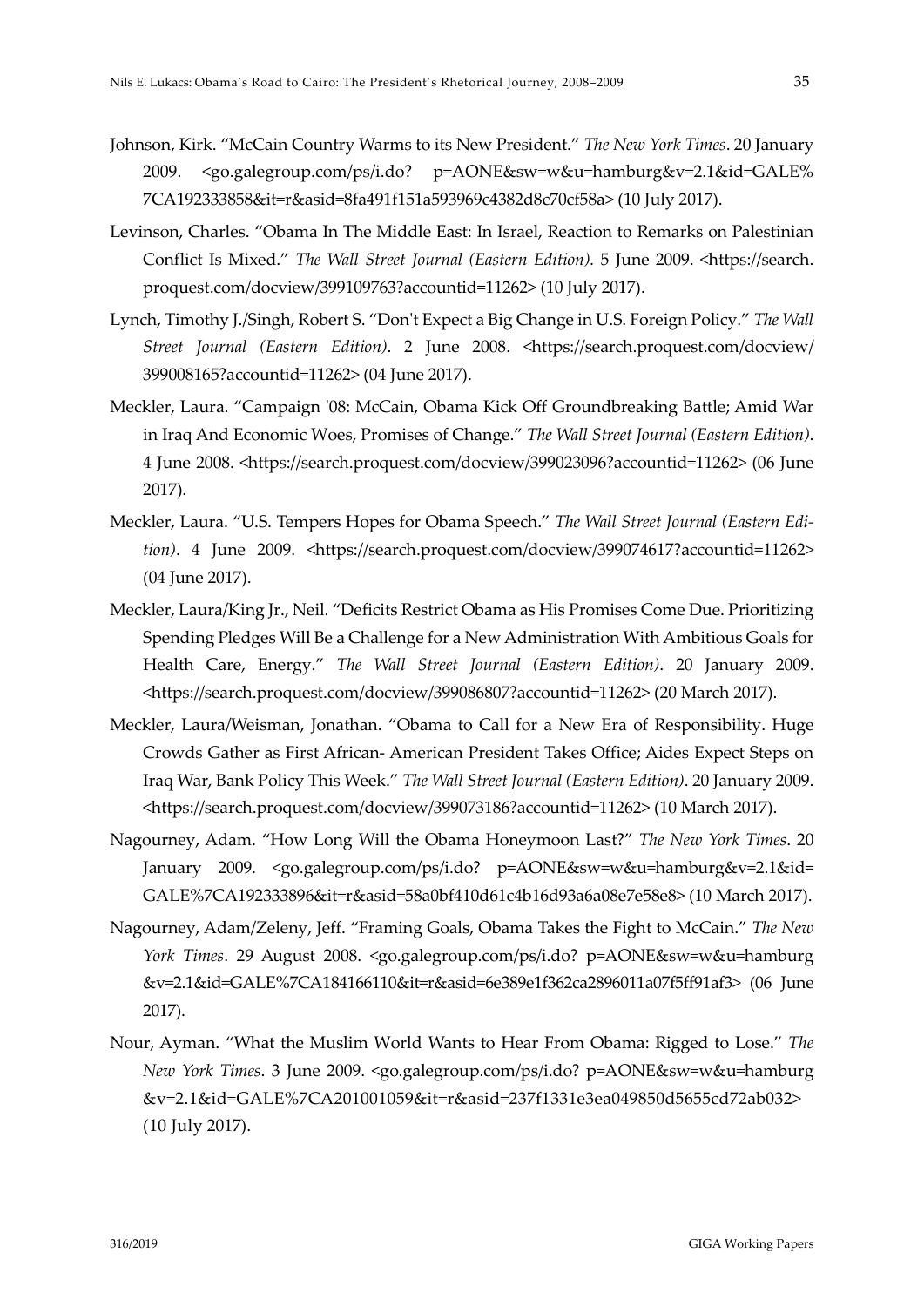Johnson, Kirk. "McCain Country Warms to its New President." *The New York Times*. 20 January 2009. <go.galegroup.com/ps/i.do? p=AONE&sw=w&u=hamburg&v=2.1&id=GALE%7CA192333858&it=r&asid=8fa491f151a593969c4382d8c70cf58a> (10 July 2017).

Levinson, Charles. "Obama In The Middle East: In Israel, Reaction to Remarks on Palestinian Conflict Is Mixed." *The Wall Street Journal (Eastern Edition)*. 5 June 2009. <https://search.proquest.com/docview/399109763?accountid=11262> (10 July 2017).

Lynch, Timothy J./Singh, Robert S. "Don't Expect a Big Change in U.S. Foreign Policy." *The Wall Street Journal (Eastern Edition)*. 2 June 2008. <https://search.proquest.com/docview/399008165?accountid=11262> (04 June 2017).

Meckler, Laura. "Campaign '08: McCain, Obama Kick Off Groundbreaking Battle; Amid War in Iraq And Economic Woes, Promises of Change." *The Wall Street Journal (Eastern Edition)*. 4 June 2008. <https://search.proquest.com/docview/399023096?accountid=11262> (06 June 2017).

Meckler, Laura. "U.S. Tempers Hopes for Obama Speech." *The Wall Street Journal (Eastern Edition)*. 4 June 2009. <https://search.proquest.com/docview/399074617?accountid=11262> (04 June 2017).

Meckler, Laura/King Jr., Neil. "Deficits Restrict Obama as His Promises Come Due. Prioritizing Spending Pledges Will Be a Challenge for a New Administration With Ambitious Goals for Health Care, Energy." *The Wall Street Journal (Eastern Edition)*. 20 January 2009. <https://search.proquest.com/docview/399086807?accountid=11262> (20 March 2017).

Meckler, Laura/Weisman, Jonathan. "Obama to Call for a New Era of Responsibility. Huge Crowds Gather as First African- American President Takes Office; Aides Expect Steps on Iraq War, Bank Policy This Week." *The Wall Street Journal (Eastern Edition)*. 20 January 2009. <https://search.proquest.com/docview/399073186?accountid=11262> (10 March 2017).

Nagourney, Adam. "How Long Will the Obama Honeymoon Last?" *The New York Times*. 20 January 2009. <go.galegroup.com/ps/i.do? p=AONE&sw=w&u=hamburg&v=2.1&id=GALE%7CA192333896&it=r&asid=58a0bf410d61c4b16d93a6a08e7e58e8> (10 March 2017).

Nagourney, Adam/Zeleny, Jeff. "Framing Goals, Obama Takes the Fight to McCain." *The New York Times*. 29 August 2008. <go.galegroup.com/ps/i.do? p=AONE&sw=w&u=hamburg&v=2.1&id=GALE%7CA184166110&it=r&asid=6e389e1f362ca2896011a07f5ff91af3> (06 June 2017).

Nour, Ayman. "What the Muslim World Wants to Hear From Obama: Rigged to Lose." *The New York Times*. 3 June 2009. <go.galegroup.com/ps/i.do? p=AONE&sw=w&u=hamburg&v=2.1&id=GALE%7CA201001059&it=r&asid=237f1331e3ea049850d5655cd72ab032> (10 July 2017).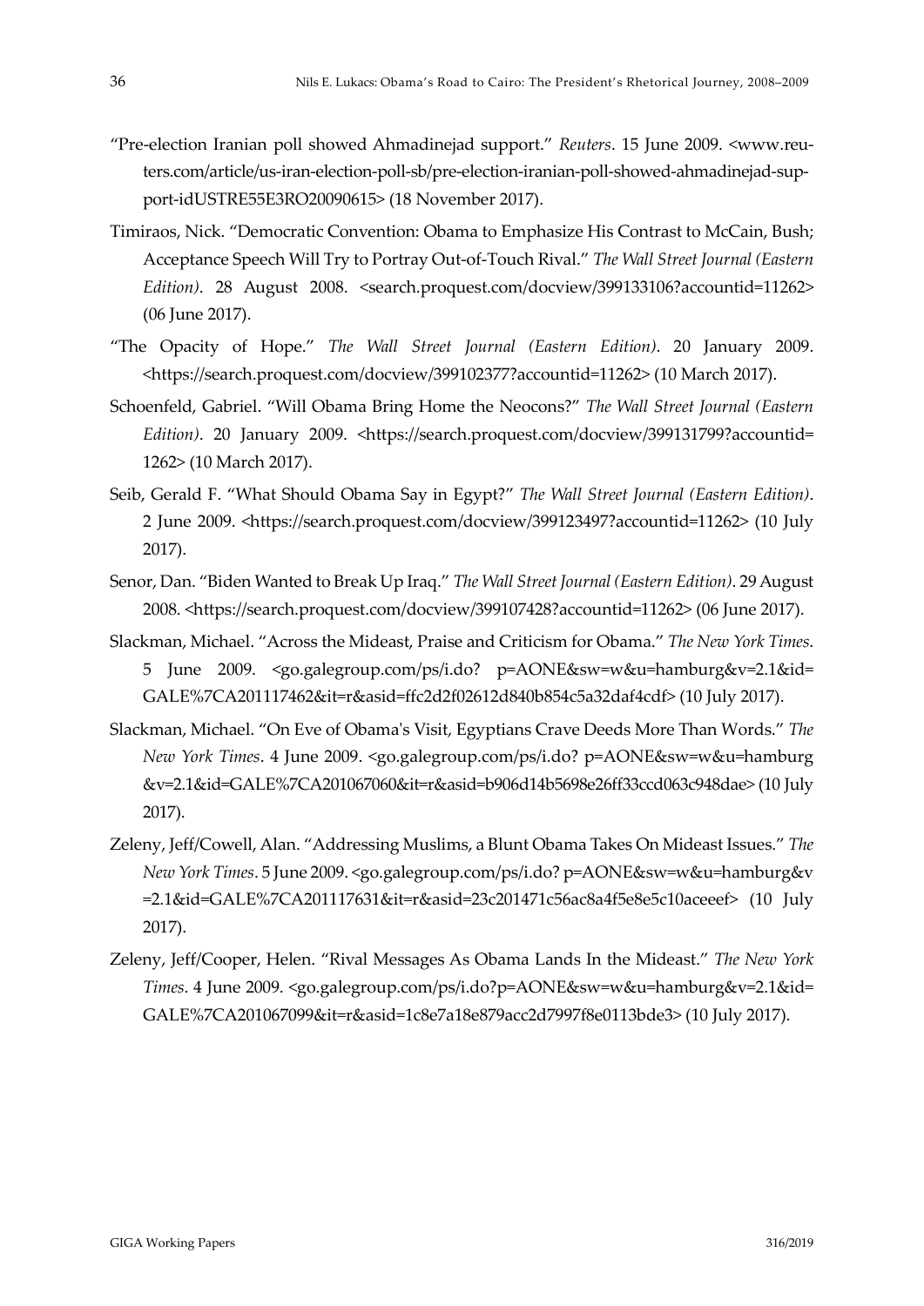"Pre-election Iranian poll showed Ahmadinejad support." *Reuters*. 15 June 2009. <www.reuters.com/article/us-iran-election-poll-sb/pre-election-iranian-poll-showed-ahmadinejad-support-idUSTRE55E3RO20090615> (18 November 2017).

Timiraos, Nick. "Democratic Convention: Obama to Emphasize His Contrast to McCain, Bush; Acceptance Speech Will Try to Portray Out-of-Touch Rival." *The Wall Street Journal (Eastern Edition)*. 28 August 2008. <search.proquest.com/docview/399133106?accountid=11262> (06 June 2017).

"The Opacity of Hope." *The Wall Street Journal (Eastern Edition)*. 20 January 2009. <https://search.proquest.com/docview/399102377?accountid=11262> (10 March 2017).

Schoenfeld, Gabriel. "Will Obama Bring Home the Neocons?" *The Wall Street Journal (Eastern Edition)*. 20 January 2009. <https://search.proquest.com/docview/399131799?accountid=1262> (10 March 2017).

Seib, Gerald F. "What Should Obama Say in Egypt?" *The Wall Street Journal (Eastern Edition)*. 2 June 2009. <https://search.proquest.com/docview/399123497?accountid=11262> (10 July 2017).

Senor, Dan. "Biden Wanted to Break Up Iraq." *The Wall Street Journal (Eastern Edition)*. 29 August 2008. <https://search.proquest.com/docview/399107428?accountid=11262> (06 June 2017).

Slackman, Michael. "Across the Mideast, Praise and Criticism for Obama." *The New York Times*. 5 June 2009. <go.galegroup.com/ps/i.do? p=AONE&sw=w&u=hamburg&v=2.1&id=GALE%7CA201117462&it=r&asid=ffc2d2f02612d840b854c5a32daf4cdf> (10 July 2017).

Slackman, Michael. "On Eve of Obama's Visit, Egyptians Crave Deeds More Than Words." *The New York Times*. 4 June 2009. <go.galegroup.com/ps/i.do? p=AONE&sw=w&u=hamburg&v=2.1&id=GALE%7CA201067060&it=r&asid=b906d14b5698e26ff33ccd063c948dae> (10 July 2017).

Zeleny, Jeff/Cowell, Alan. "Addressing Muslims, a Blunt Obama Takes On Mideast Issues." *The New York Times*. 5 June 2009. <go.galegroup.com/ps/i.do? p=AONE&sw=w&u=hamburg&v=2.1&id=GALE%7CA201117631&it=r&asid=23c201471c56ac8a4f5e8e5c10aceeef> (10 July 2017).

Zeleny, Jeff/Cooper, Helen. "Rival Messages As Obama Lands In the Mideast." *The New York Times*. 4 June 2009. <go.galegroup.com/ps/i.do?p=AONE&sw=w&u=hamburg&v=2.1&id=GALE%7CA201067099&it=r&asid=1c8e7a18e879acc2d7997f8e0113bde3> (10 July 2017).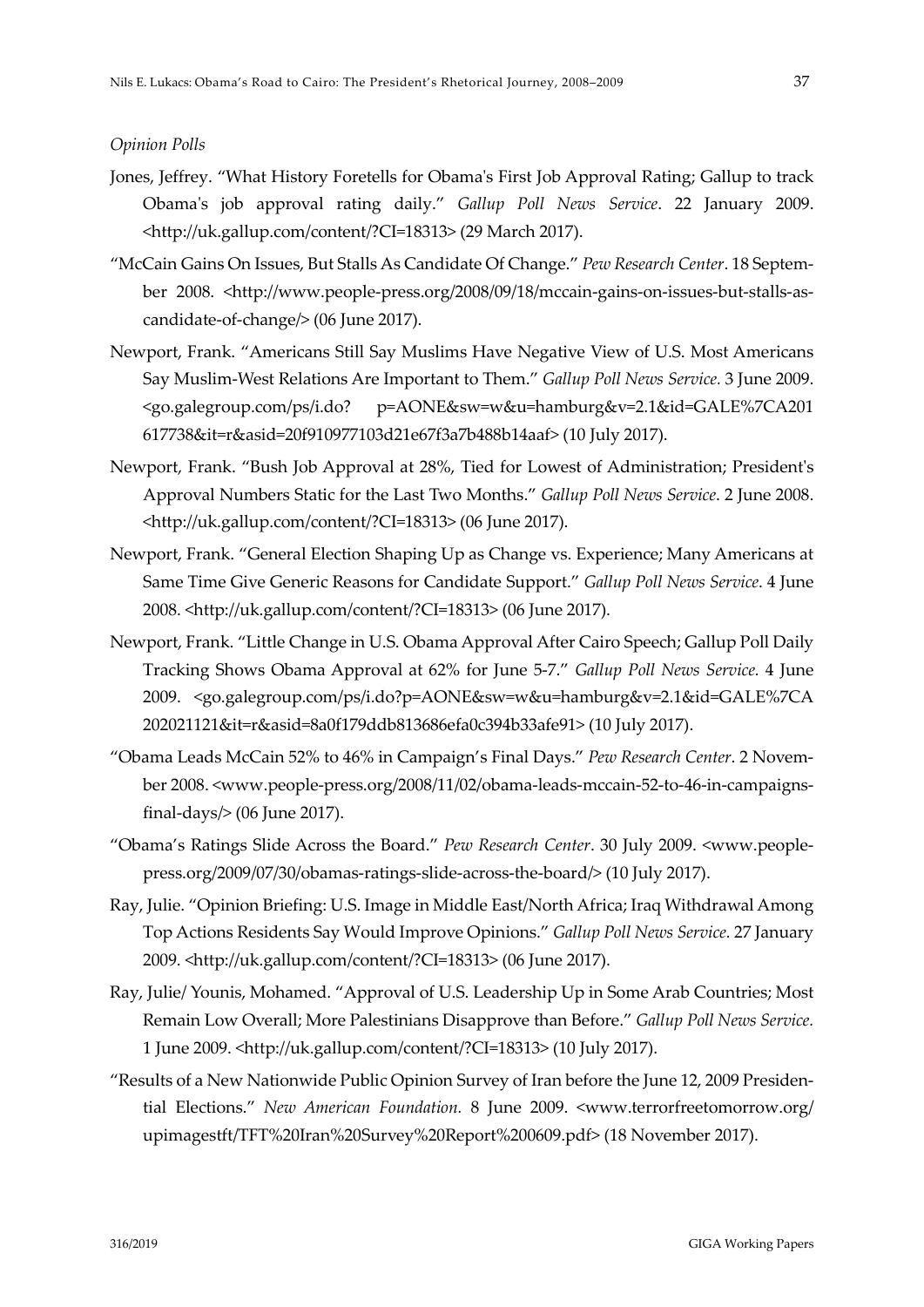*Opinion Polls*

Jones, Jeffrey. "What History Foretells for Obama's First Job Approval Rating; Gallup to track Obama's job approval rating daily." *Gallup Poll News Service*. 22 January 2009. <http://uk.gallup.com/content/?CI=18313> (29 March 2017).

"McCain Gains On Issues, But Stalls As Candidate Of Change." *Pew Research Center*. 18 September 2008. <http://www.people-press.org/2008/09/18/mccain-gains-on-issues-but-stalls-as-candidate-of-change/> (06 June 2017).

Newport, Frank. "Americans Still Say Muslims Have Negative View of U.S. Most Americans Say Muslim-West Relations Are Important to Them." *Gallup Poll News Service.* 3 June 2009. <go.galegroup.com/ps/i.do? p=AONE&sw=w&u=hamburg&v=2.1&id=GALE%7CA201617738&it=r&asid=20f910977103d21e67f3a7b488b14aaf> (10 July 2017).

Newport, Frank. "Bush Job Approval at 28%, Tied for Lowest of Administration; President's Approval Numbers Static for the Last Two Months." *Gallup Poll News Service*. 2 June 2008. <http://uk.gallup.com/content/?CI=18313> (06 June 2017).

Newport, Frank. "General Election Shaping Up as Change vs. Experience; Many Americans at Same Time Give Generic Reasons for Candidate Support." *Gallup Poll News Service*. 4 June 2008. <http://uk.gallup.com/content/?CI=18313> (06 June 2017).

Newport, Frank. "Little Change in U.S. Obama Approval After Cairo Speech; Gallup Poll Daily Tracking Shows Obama Approval at 62% for June 5-7." *Gallup Poll News Service.* 4 June 2009. <go.galegroup.com/ps/i.do?p=AONE&sw=w&u=hamburg&v=2.1&id=GALE%7CA202021121&it=r&asid=8a0f179ddb813686efa0c394b33afe91> (10 July 2017).

"Obama Leads McCain 52% to 46% in Campaign's Final Days." *Pew Research Center*. 2 November 2008. <www.people-press.org/2008/11/02/obama-leads-mccain-52-to-46-in-campaigns-final-days/> (06 June 2017).

"Obama's Ratings Slide Across the Board." *Pew Research Center*. 30 July 2009. <www.people-press.org/2009/07/30/obamas-ratings-slide-across-the-board/> (10 July 2017).

Ray, Julie. "Opinion Briefing: U.S. Image in Middle East/North Africa; Iraq Withdrawal Among Top Actions Residents Say Would Improve Opinions." *Gallup Poll News Service*. 27 January 2009. <http://uk.gallup.com/content/?CI=18313> (06 June 2017).

Ray, Julie/ Younis, Mohamed. "Approval of U.S. Leadership Up in Some Arab Countries; Most Remain Low Overall; More Palestinians Disapprove than Before." *Gallup Poll News Service.* 1 June 2009. <http://uk.gallup.com/content/?CI=18313> (10 July 2017).

"Results of a New Nationwide Public Opinion Survey of Iran before the June 12, 2009 Presidential Elections." *New American Foundation.* 8 June 2009. <www.terrorfreetomorrow.org/upimagestft/TFT%20Iran%20Survey%20Report%200609.pdf> (18 November 2017).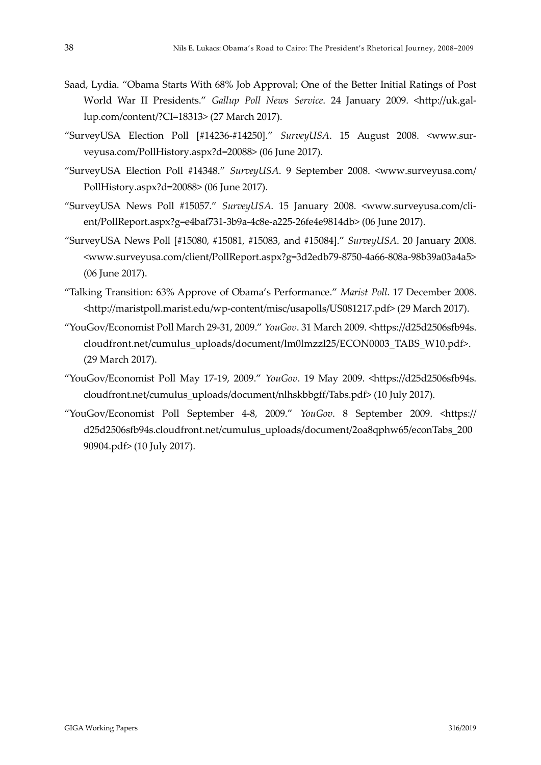Saad, Lydia. "Obama Starts With 68% Job Approval; One of the Better Initial Ratings of Post World War II Presidents." *Gallup Poll News Service*. 24 January 2009. <http://uk.gallup.com/content/?CI=18313> (27 March 2017).

"SurveyUSA Election Poll [#14236-#14250]." *SurveyUSA*. 15 August 2008. <www.surveyusa.com/PollHistory.aspx?d=20088> (06 June 2017).

"SurveyUSA Election Poll #14348." *SurveyUSA*. 9 September 2008. <www.surveyusa.com/PollHistory.aspx?d=20088> (06 June 2017).

"SurveyUSA News Poll #15057." *SurveyUSA*. 15 January 2008. <www.surveyusa.com/client/PollReport.aspx?g=e4baf731-3b9a-4c8e-a225-26fe4e9814db> (06 June 2017).

"SurveyUSA News Poll [#15080, #15081, #15083, and #15084]." *SurveyUSA*. 20 January 2008. <www.surveyusa.com/client/PollReport.aspx?g=3d2edb79-8750-4a66-808a-98b39a03a4a5> (06 June 2017).

"Talking Transition: 63% Approve of Obama's Performance." *Marist Poll*. 17 December 2008. <http://maristpoll.marist.edu/wp-content/misc/usapolls/US081217.pdf> (29 March 2017).

"YouGov/Economist Poll March 29-31, 2009." *YouGov*. 31 March 2009. <https://d25d2506sfb94s.cloudfront.net/cumulus_uploads/document/lm0lmzzl25/ECON0003_TABS_W10.pdf>. (29 March 2017).

"YouGov/Economist Poll May 17-19, 2009." *YouGov*. 19 May 2009. <https://d25d2506sfb94s.cloudfront.net/cumulus_uploads/document/nlhskbbgff/Tabs.pdf> (10 July 2017).

"YouGov/Economist Poll September 4-8, 2009." *YouGov*. 8 September 2009. <https://d25d2506sfb94s.cloudfront.net/cumulus_uploads/document/2oa8qphw65/econTabs_20090904.pdf> (10 July 2017).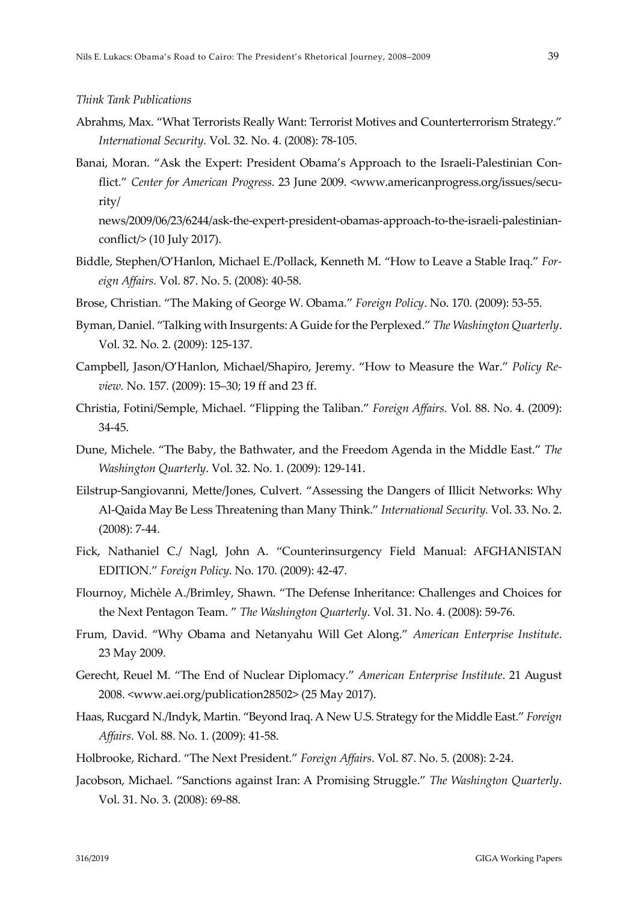*Think Tank Publications*

Abrahms, Max. "What Terrorists Really Want: Terrorist Motives and Counterterrorism Strategy." *International Security.* Vol. 32. No. 4. (2008): 78-105.

Banai, Moran. "Ask the Expert: President Obama's Approach to the Israeli-Palestinian Conflict." *Center for American Progress*. 23 June 2009. <www.americanprogress.org/issues/security/news/2009/06/23/6244/ask-the-expert-president-obamas-approach-to-the-israeli-palestinian-conflict/> (10 July 2017).

Biddle, Stephen/O'Hanlon, Michael E./Pollack, Kenneth M. "How to Leave a Stable Iraq." *Foreign Affairs.* Vol. 87. No. 5. (2008): 40-58.

Brose, Christian. "The Making of George W. Obama." *Foreign Policy*. No. 170. (2009): 53-55.

Byman, Daniel. "Talking with Insurgents: A Guide for the Perplexed." *The Washington Quarterly*. Vol. 32. No. 2. (2009): 125-137.

Campbell, Jason/O'Hanlon, Michael/Shapiro, Jeremy. "How to Measure the War." *Policy Review.* No. 157. (2009): 15–30; 19 ff and 23 ff.

Christia, Fotini/Semple, Michael. "Flipping the Taliban." *Foreign Affairs.* Vol. 88. No. 4. (2009): 34-45.

Dune, Michele. "The Baby, the Bathwater, and the Freedom Agenda in the Middle East." *The Washington Quarterly*. Vol. 32. No. 1. (2009): 129-141.

Eilstrup-Sangiovanni, Mette/Jones, Culvert. "Assessing the Dangers of Illicit Networks: Why Al-Qaida May Be Less Threatening than Many Think." *International Security.* Vol. 33. No. 2. (2008): 7-44.

Fick, Nathaniel C./ Nagl, John A. "Counterinsurgency Field Manual: AFGHANISTAN EDITION." *Foreign Policy*. No. 170. (2009): 42-47.

Flournoy, Michèle A./Brimley, Shawn. "The Defense Inheritance: Challenges and Choices for the Next Pentagon Team. " *The Washington Quarterly*. Vol. 31. No. 4. (2008): 59-76.

Frum, David. "Why Obama and Netanyahu Will Get Along." *American Enterprise Institute*. 23 May 2009.

Gerecht, Reuel M. "The End of Nuclear Diplomacy." *American Enterprise Institute*. 21 August 2008. <www.aei.org/publication28502> (25 May 2017).

Haas, Rucgard N./Indyk, Martin. "Beyond Iraq. A New U.S. Strategy for the Middle East." *Foreign Affairs*. Vol. 88. No. 1. (2009): 41-58.

Holbrooke, Richard. "The Next President." *Foreign Affairs*. Vol. 87. No. 5. (2008): 2-24.

Jacobson, Michael. "Sanctions against Iran: A Promising Struggle." *The Washington Quarterly*. Vol. 31. No. 3. (2008): 69-88.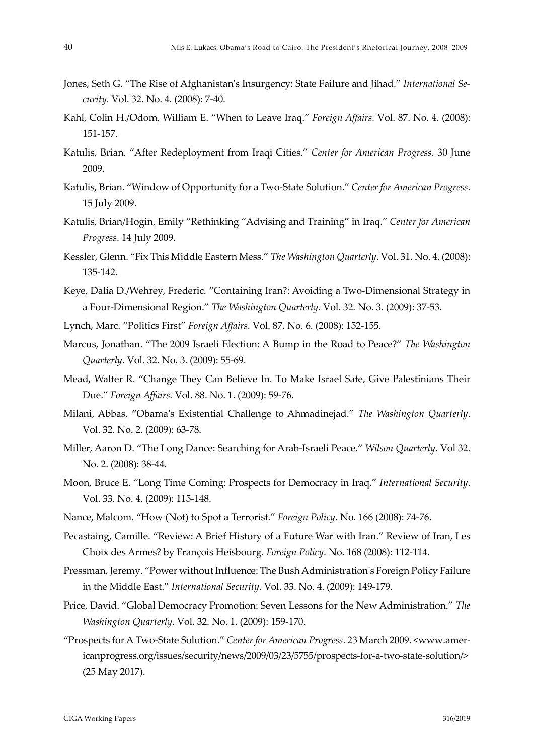Jones, Seth G. "The Rise of Afghanistan's Insurgency: State Failure and Jihad." *International Security.* Vol. 32. No. 4. (2008): 7-40.

Kahl, Colin H./Odom, William E. "When to Leave Iraq." *Foreign Affairs.* Vol. 87. No. 4. (2008): 151-157.

Katulis, Brian. "After Redeployment from Iraqi Cities." *Center for American Progress*. 30 June 2009.

Katulis, Brian. "Window of Opportunity for a Two-State Solution." *Center for American Progress*. 15 July 2009.

Katulis, Brian/Hogin, Emily "Rethinking "Advising and Training" in Iraq." *Center for American Progress*. 14 July 2009.

Kessler, Glenn. "Fix This Middle Eastern Mess." *The Washington Quarterly*. Vol. 31. No. 4. (2008): 135-142.

Keye, Dalia D./Wehrey, Frederic. "Containing Iran?: Avoiding a Two-Dimensional Strategy in a Four-Dimensional Region." *The Washington Quarterly*. Vol. 32. No. 3. (2009): 37-53.

Lynch, Marc. "Politics First" *Foreign Affairs.* Vol. 87. No. 6. (2008): 152-155.

Marcus, Jonathan. "The 2009 Israeli Election: A Bump in the Road to Peace?" *The Washington Quarterly*. Vol. 32. No. 3. (2009): 55-69.

Mead, Walter R. "Change They Can Believe In. To Make Israel Safe, Give Palestinians Their Due." *Foreign Affairs.* Vol. 88. No. 1. (2009): 59-76.

Milani, Abbas. "Obama's Existential Challenge to Ahmadinejad." *The Washington Quarterly*. Vol. 32. No. 2. (2009): 63-78.

Miller, Aaron D. "The Long Dance: Searching for Arab-Israeli Peace." *Wilson Quarterly*. Vol 32. No. 2. (2008): 38-44.

Moon, Bruce E. "Long Time Coming: Prospects for Democracy in Iraq." *International Security*. Vol. 33. No. 4. (2009): 115-148.

Nance, Malcom. "How (Not) to Spot a Terrorist." *Foreign Policy*. No. 166 (2008): 74-76.

Pecastaing, Camille. "Review: A Brief History of a Future War with Iran." Review of Iran, Les Choix des Armes? by François Heisbourg. *Foreign Policy*. No. 168 (2008): 112-114.

Pressman, Jeremy. "Power without Influence: The Bush Administration's Foreign Policy Failure in the Middle East." *International Security*. Vol. 33. No. 4. (2009): 149-179.

Price, David. "Global Democracy Promotion: Seven Lessons for the New Administration." *The Washington Quarterly*. Vol. 32. No. 1. (2009): 159-170.

"Prospects for A Two-State Solution." *Center for American Progress*. 23 March 2009. <www.americanprogress.org/issues/security/news/2009/03/23/5755/prospects-for-a-two-state-solution/> (25 May 2017).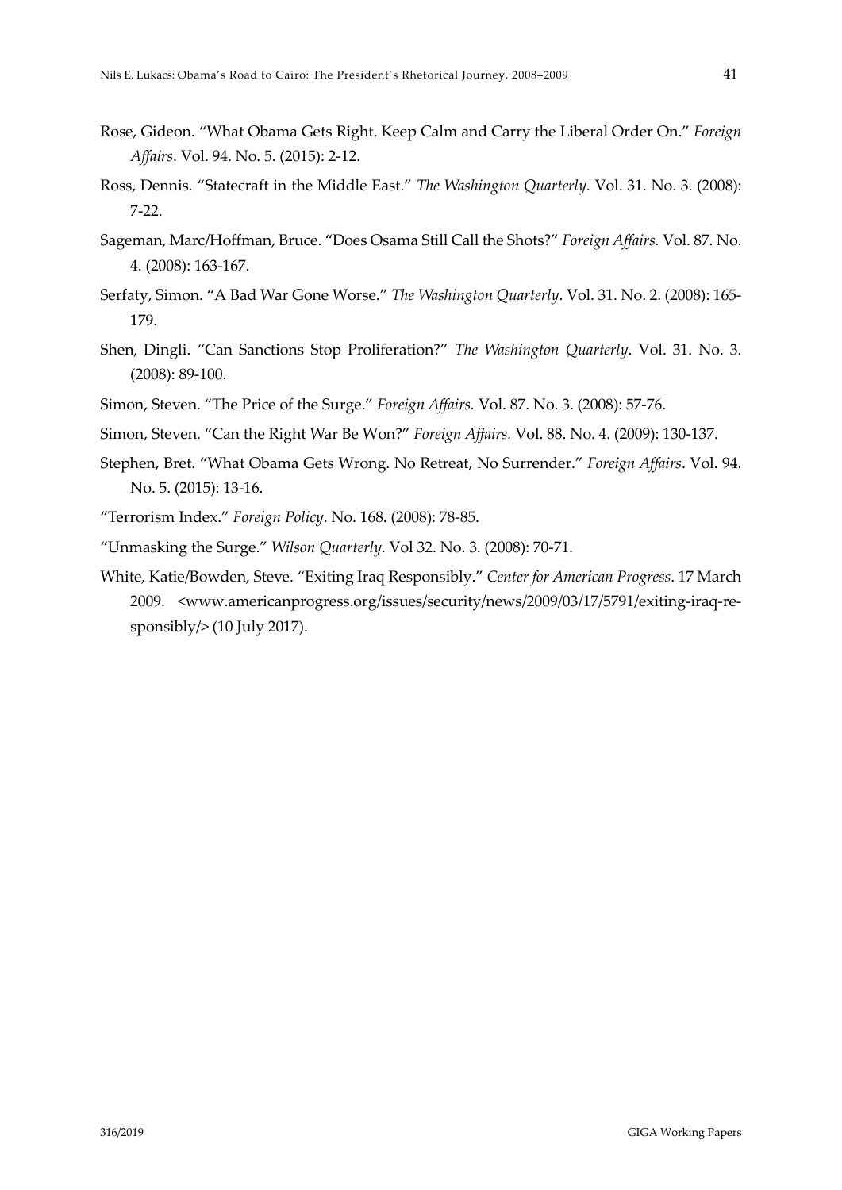Rose, Gideon. “What Obama Gets Right. Keep Calm and Carry the Liberal Order On.” *Foreign Affairs*. Vol. 94. No. 5. (2015): 2-12.

Ross, Dennis. “Statecraft in the Middle East.” *The Washington Quarterly*. Vol. 31. No. 3. (2008): 7-22.

Sageman, Marc/Hoffman, Bruce. “Does Osama Still Call the Shots?” *Foreign Affairs.* Vol. 87. No. 4. (2008): 163-167.

Serfaty, Simon. “A Bad War Gone Worse.” *The Washington Quarterly*. Vol. 31. No. 2. (2008): 165-179.

Shen, Dingli. “Can Sanctions Stop Proliferation?” *The Washington Quarterly*. Vol. 31. No. 3. (2008): 89-100.

Simon, Steven. “The Price of the Surge.” *Foreign Affairs.* Vol. 87. No. 3. (2008): 57-76.

Simon, Steven. “Can the Right War Be Won?” *Foreign Affairs.* Vol. 88. No. 4. (2009): 130-137.

Stephen, Bret. “What Obama Gets Wrong. No Retreat, No Surrender.” *Foreign Affairs*. Vol. 94. No. 5. (2015): 13-16.

“Terrorism Index.” *Foreign Policy*. No. 168. (2008): 78-85.

“Unmasking the Surge.” *Wilson Quarterly*. Vol 32. No. 3. (2008): 70-71.

White, Katie/Bowden, Steve. “Exiting Iraq Responsibly.” *Center for American Progress*. 17 March 2009. <www.americanprogress.org/issues/security/news/2009/03/17/5791/exiting-iraq-responsibly/> (10 July 2017).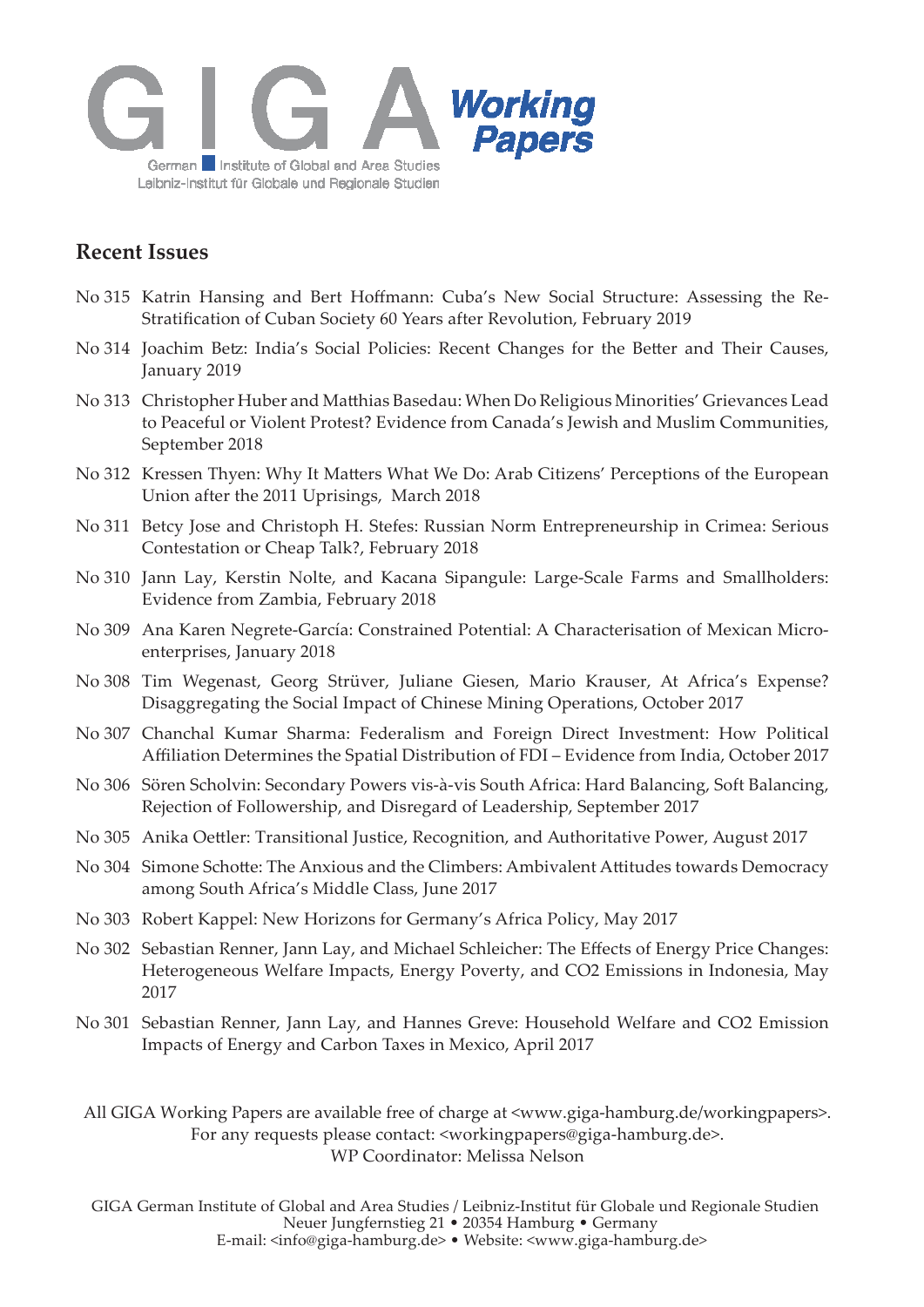# GIGA Working Papers

German Institute of Global and Area Studies
Leibniz-Institut für Globale und Regionale Studien

## Recent Issues

- No 315 Katrin Hansing and Bert Hoffmann: Cuba's New Social Structure: Assessing the Re-Stratification of Cuban Society 60 Years after Revolution, February 2019
- No 314 Joachim Betz: India's Social Policies: Recent Changes for the Better and Their Causes, January 2019
- No 313 Christopher Huber and Matthias Basedau: When Do Religious Minorities' Grievances Lead to Peaceful or Violent Protest? Evidence from Canada's Jewish and Muslim Communities, September 2018
- No 312 Kressen Thyen: Why It Matters What We Do: Arab Citizens' Perceptions of the European Union after the 2011 Uprisings, March 2018
- No 311 Betcy Jose and Christoph H. Stefes: Russian Norm Entrepreneurship in Crimea: Serious Contestation or Cheap Talk?, February 2018
- No 310 Jann Lay, Kerstin Nolte, and Kacana Sipangule: Large-Scale Farms and Smallholders: Evidence from Zambia, February 2018
- No 309 Ana Karen Negrete-García: Constrained Potential: A Characterisation of Mexican Microenterprises, January 2018
- No 308 Tim Wegenast, Georg Strüver, Juliane Giesen, Mario Krauser, At Africa's Expense? Disaggregating the Social Impact of Chinese Mining Operations, October 2017
- No 307 Chanchal Kumar Sharma: Federalism and Foreign Direct Investment: How Political Affiliation Determines the Spatial Distribution of FDI – Evidence from India, October 2017
- No 306 Sören Scholvin: Secondary Powers vis-à-vis South Africa: Hard Balancing, Soft Balancing, Rejection of Followership, and Disregard of Leadership, September 2017
- No 305 Anika Oettler: Transitional Justice, Recognition, and Authoritative Power, August 2017
- No 304 Simone Schotte: The Anxious and the Climbers: Ambivalent Attitudes towards Democracy among South Africa's Middle Class, June 2017
- No 303 Robert Kappel: New Horizons for Germany's Africa Policy, May 2017
- No 302 Sebastian Renner, Jann Lay, and Michael Schleicher: The Effects of Energy Price Changes: Heterogeneous Welfare Impacts, Energy Poverty, and CO2 Emissions in Indonesia, May 2017
- No 301 Sebastian Renner, Jann Lay, and Hannes Greve: Household Welfare and CO2 Emission Impacts of Energy and Carbon Taxes in Mexico, April 2017

All GIGA Working Papers are available free of charge at <www.giga-hamburg.de/workingpapers>.
For any requests please contact: <workingpapers@giga-hamburg.de>.
WP Coordinator: Melissa Nelson

GIGA German Institute of Global and Area Studies / Leibniz-Institut für Globale und Regionale Studien
Neuer Jungfernstieg 21 • 20354 Hamburg • Germany
E-mail: <info@giga-hamburg.de> • Website: <www.giga-hamburg.de>